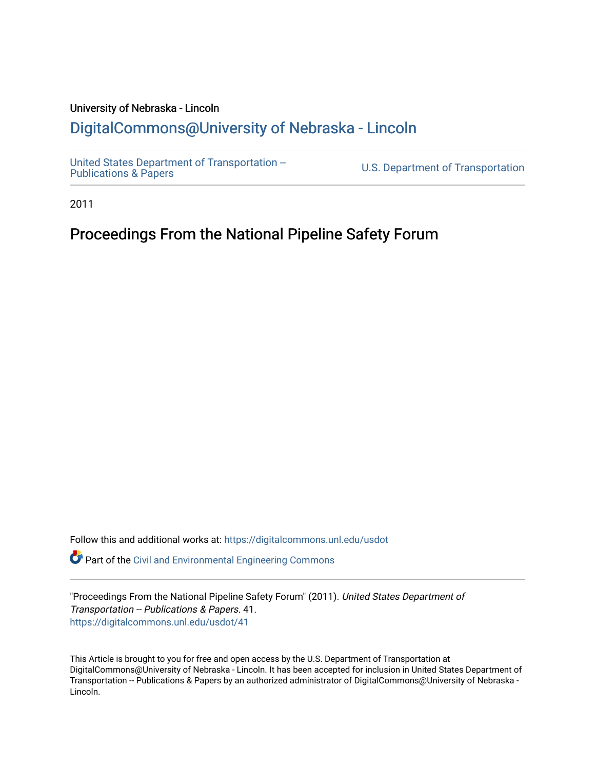University of Nebraska - Lincoln

## DigitalCommons@University of Nebraska - Lincoln

United States Department of Transportation -- Publications & Papers

U.S. Department of Transportation

2011

# Proceedings From the National Pipeline Safety Forum

Follow this and additional works at: https://digitalcommons.unl.edu/usdot

Part of the Civil and Environmental Engineering Commons

"Proceedings From the National Pipeline Safety Forum" (2011). *United States Department of Transportation -- Publications & Papers*. 41.
https://digitalcommons.unl.edu/usdot/41

This Article is brought to you for free and open access by the U.S. Department of Transportation at DigitalCommons@University of Nebraska - Lincoln. It has been accepted for inclusion in United States Department of Transportation -- Publications & Papers by an authorized administrator of DigitalCommons@University of Nebraska - Lincoln.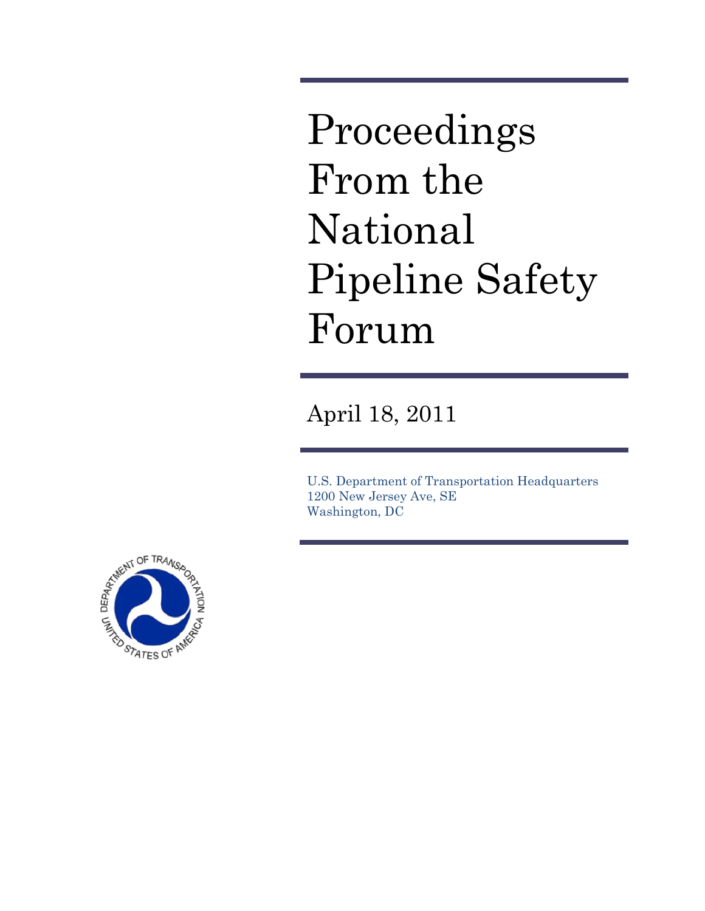# Proceedings From the National Pipeline Safety Forum

April 18, 2011

U.S. Department of Transportation Headquarters
1200 New Jersey Ave, SE
Washington, DC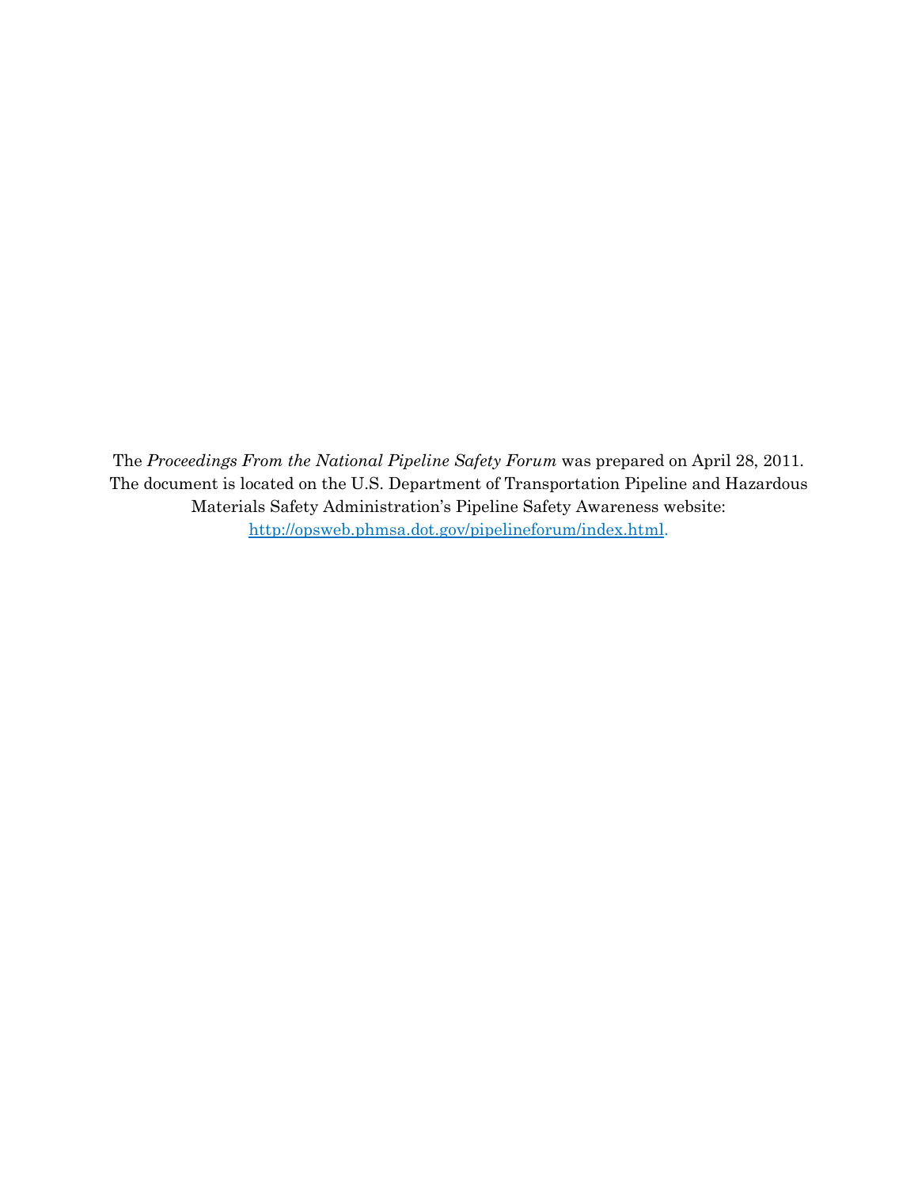The *Proceedings From the National Pipeline Safety Forum* was prepared on April 28, 2011. The document is located on the U.S. Department of Transportation Pipeline and Hazardous Materials Safety Administration's Pipeline Safety Awareness website: [http://opsweb.phmsa.dot.gov/pipelineforum/index.html](http://opsweb.phmsa.dot.gov/pipelineforum/index.html).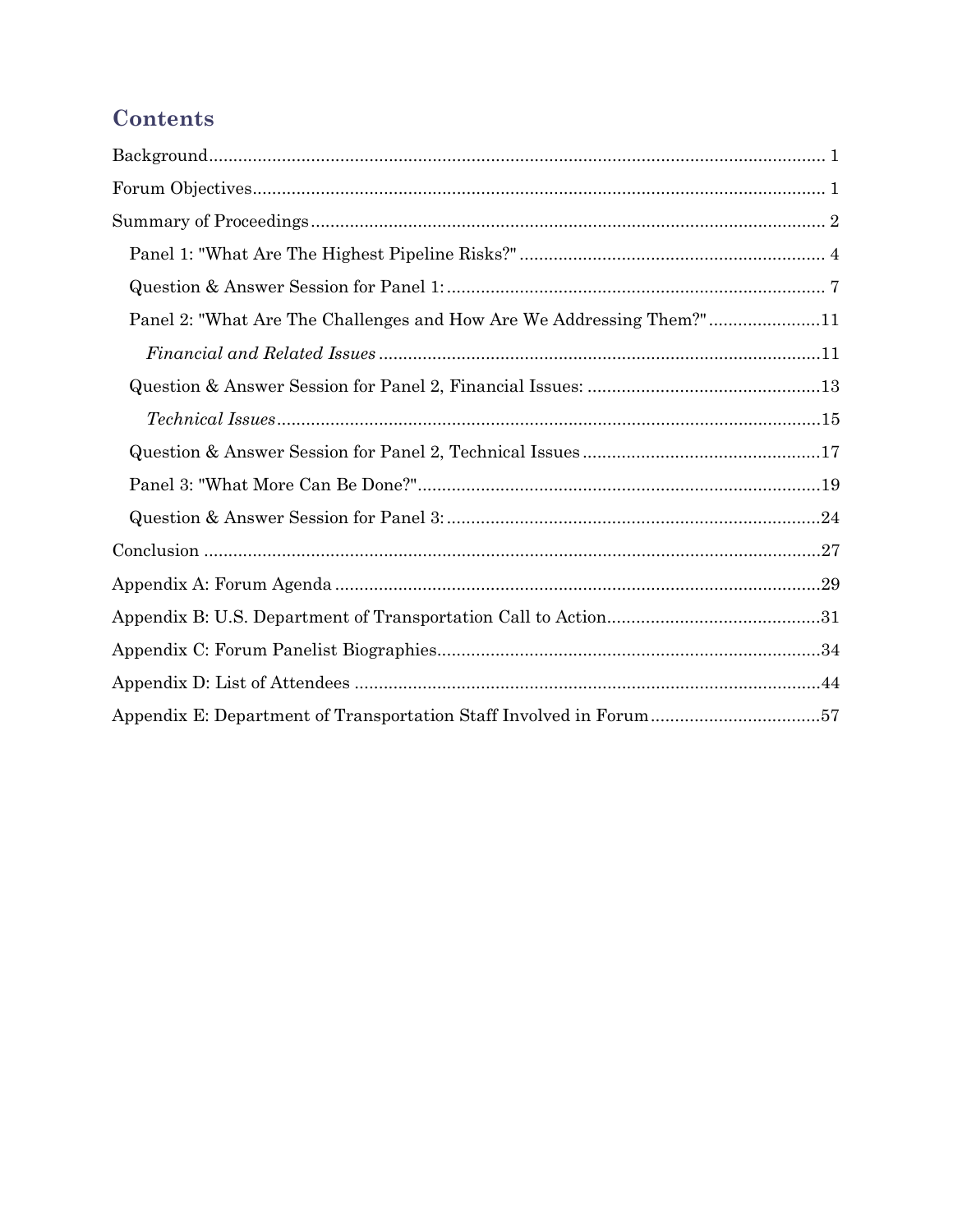## Contents

Background.............................................................................................................................. 1

Forum Objectives..................................................................................................................... 1

Summary of Proceedings......................................................................................................... 2

Panel 1: "What Are The Highest Pipeline Risks?" ............................................................... 4

Question & Answer Session for Panel 1: ............................................................................. 7

Panel 2: "What Are The Challenges and How Are We Addressing Them?".......................11

*Financial and Related Issues* ..........................................................................................11

Question & Answer Session for Panel 2, Financial Issues: ................................................13

*Technical Issues*................................................................................................................15

Question & Answer Session for Panel 2, Technical Issues .................................................17

Panel 3: "What More Can Be Done?"..................................................................................19

Question & Answer Session for Panel 3: ............................................................................24

Conclusion ..............................................................................................................................27

Appendix A: Forum Agenda ...................................................................................................29

Appendix B: U.S. Department of Transportation Call to Action............................................31

Appendix C: Forum Panelist Biographies...............................................................................34

Appendix D: List of Attendees ................................................................................................44

Appendix E: Department of Transportation Staff Involved in Forum...................................57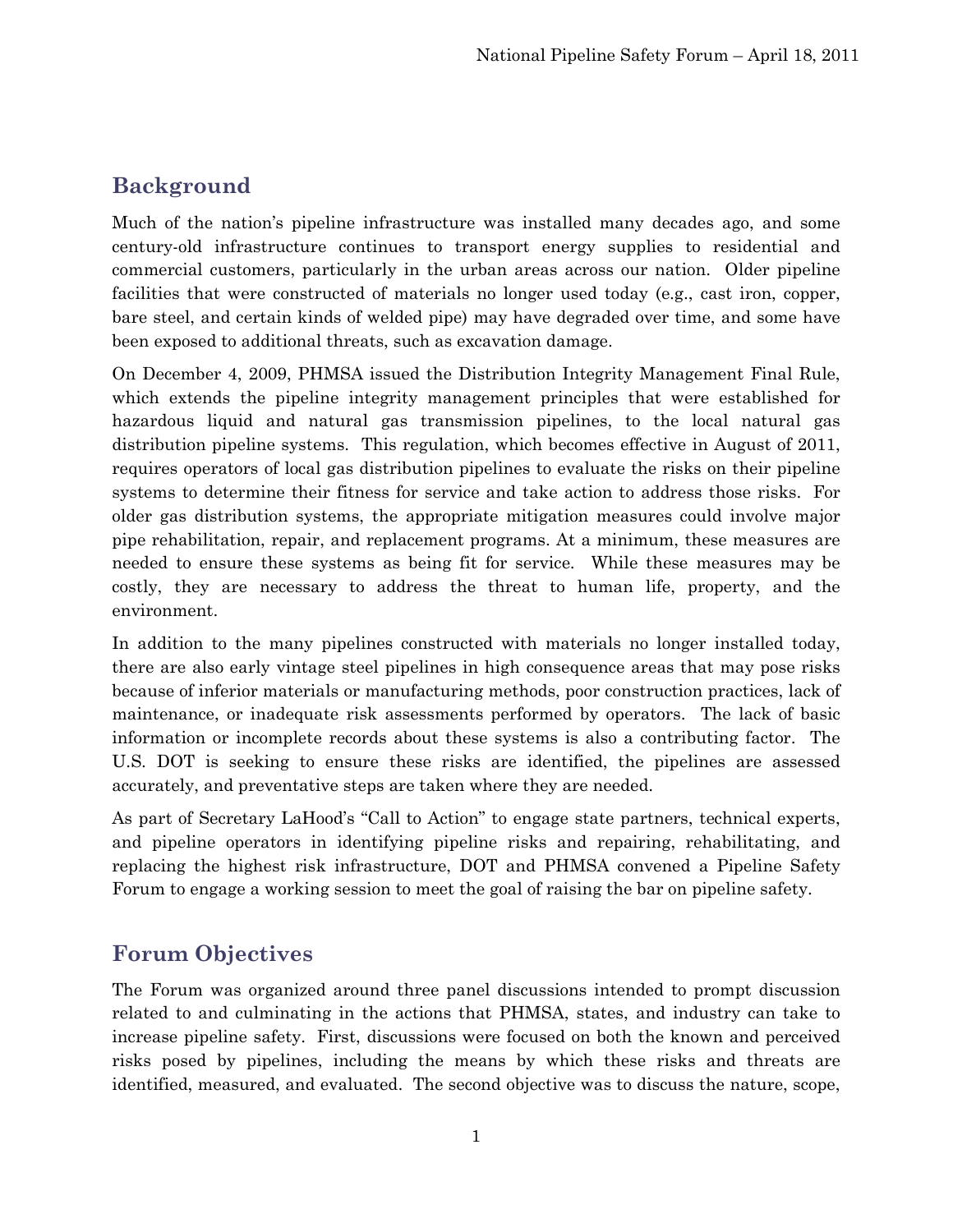## Background

Much of the nation's pipeline infrastructure was installed many decades ago, and some century-old infrastructure continues to transport energy supplies to residential and commercial customers, particularly in the urban areas across our nation. Older pipeline facilities that were constructed of materials no longer used today (e.g., cast iron, copper, bare steel, and certain kinds of welded pipe) may have degraded over time, and some have been exposed to additional threats, such as excavation damage.

On December 4, 2009, PHMSA issued the Distribution Integrity Management Final Rule, which extends the pipeline integrity management principles that were established for hazardous liquid and natural gas transmission pipelines, to the local natural gas distribution pipeline systems. This regulation, which becomes effective in August of 2011, requires operators of local gas distribution pipelines to evaluate the risks on their pipeline systems to determine their fitness for service and take action to address those risks. For older gas distribution systems, the appropriate mitigation measures could involve major pipe rehabilitation, repair, and replacement programs. At a minimum, these measures are needed to ensure these systems as being fit for service. While these measures may be costly, they are necessary to address the threat to human life, property, and the environment.

In addition to the many pipelines constructed with materials no longer installed today, there are also early vintage steel pipelines in high consequence areas that may pose risks because of inferior materials or manufacturing methods, poor construction practices, lack of maintenance, or inadequate risk assessments performed by operators. The lack of basic information or incomplete records about these systems is also a contributing factor. The U.S. DOT is seeking to ensure these risks are identified, the pipelines are assessed accurately, and preventative steps are taken where they are needed.

As part of Secretary LaHood's "Call to Action" to engage state partners, technical experts, and pipeline operators in identifying pipeline risks and repairing, rehabilitating, and replacing the highest risk infrastructure, DOT and PHMSA convened a Pipeline Safety Forum to engage a working session to meet the goal of raising the bar on pipeline safety.

## Forum Objectives

The Forum was organized around three panel discussions intended to prompt discussion related to and culminating in the actions that PHMSA, states, and industry can take to increase pipeline safety. First, discussions were focused on both the known and perceived risks posed by pipelines, including the means by which these risks and threats are identified, measured, and evaluated. The second objective was to discuss the nature, scope,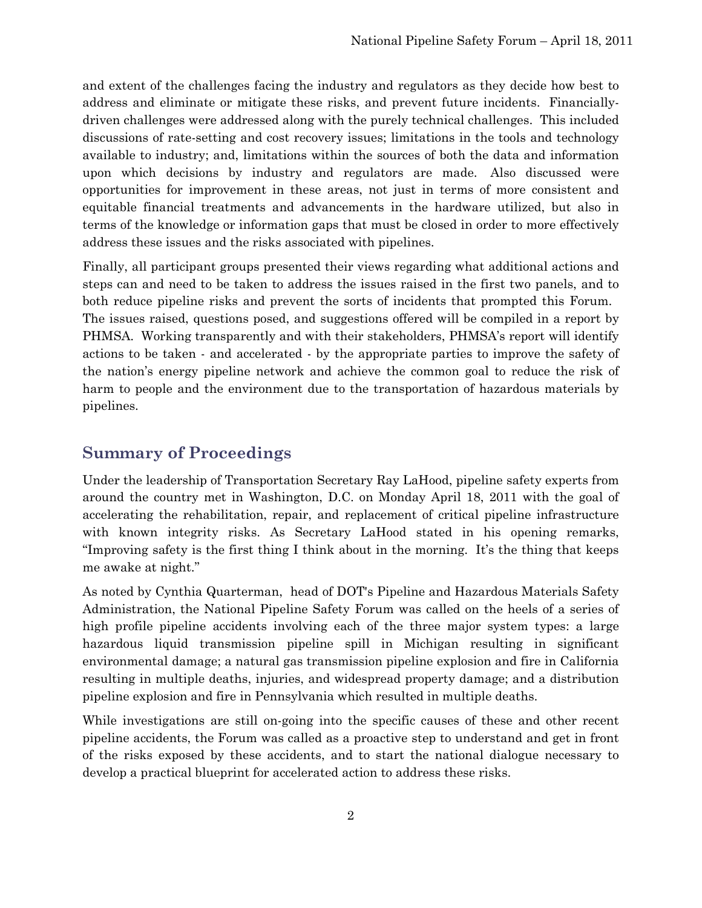and extent of the challenges facing the industry and regulators as they decide how best to address and eliminate or mitigate these risks, and prevent future incidents. Financially-driven challenges were addressed along with the purely technical challenges. This included discussions of rate-setting and cost recovery issues; limitations in the tools and technology available to industry; and, limitations within the sources of both the data and information upon which decisions by industry and regulators are made. Also discussed were opportunities for improvement in these areas, not just in terms of more consistent and equitable financial treatments and advancements in the hardware utilized, but also in terms of the knowledge or information gaps that must be closed in order to more effectively address these issues and the risks associated with pipelines.

Finally, all participant groups presented their views regarding what additional actions and steps can and need to be taken to address the issues raised in the first two panels, and to both reduce pipeline risks and prevent the sorts of incidents that prompted this Forum. The issues raised, questions posed, and suggestions offered will be compiled in a report by PHMSA. Working transparently and with their stakeholders, PHMSA's report will identify actions to be taken - and accelerated - by the appropriate parties to improve the safety of the nation's energy pipeline network and achieve the common goal to reduce the risk of harm to people and the environment due to the transportation of hazardous materials by pipelines.

## Summary of Proceedings

Under the leadership of Transportation Secretary Ray LaHood, pipeline safety experts from around the country met in Washington, D.C. on Monday April 18, 2011 with the goal of accelerating the rehabilitation, repair, and replacement of critical pipeline infrastructure with known integrity risks. As Secretary LaHood stated in his opening remarks, "Improving safety is the first thing I think about in the morning. It's the thing that keeps me awake at night."

As noted by Cynthia Quarterman, head of DOT's Pipeline and Hazardous Materials Safety Administration, the National Pipeline Safety Forum was called on the heels of a series of high profile pipeline accidents involving each of the three major system types: a large hazardous liquid transmission pipeline spill in Michigan resulting in significant environmental damage; a natural gas transmission pipeline explosion and fire in California resulting in multiple deaths, injuries, and widespread property damage; and a distribution pipeline explosion and fire in Pennsylvania which resulted in multiple deaths.

While investigations are still on-going into the specific causes of these and other recent pipeline accidents, the Forum was called as a proactive step to understand and get in front of the risks exposed by these accidents, and to start the national dialogue necessary to develop a practical blueprint for accelerated action to address these risks.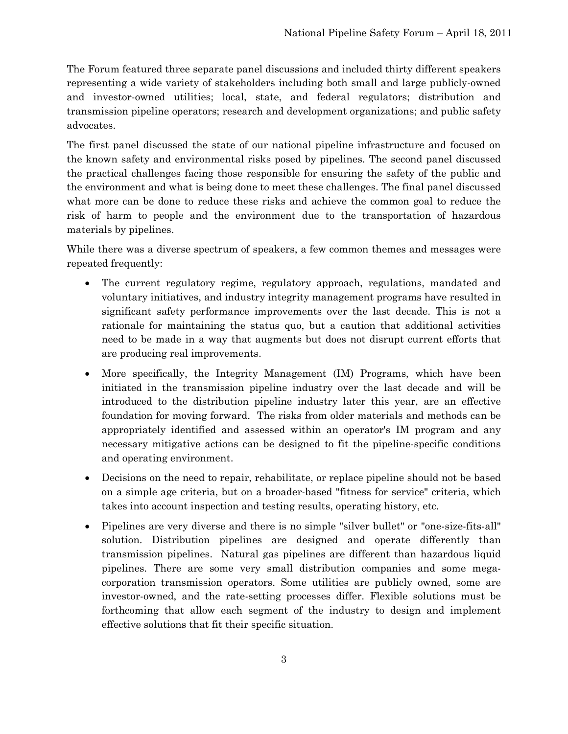The Forum featured three separate panel discussions and included thirty different speakers representing a wide variety of stakeholders including both small and large publicly-owned and investor-owned utilities; local, state, and federal regulators; distribution and transmission pipeline operators; research and development organizations; and public safety advocates.

The first panel discussed the state of our national pipeline infrastructure and focused on the known safety and environmental risks posed by pipelines. The second panel discussed the practical challenges facing those responsible for ensuring the safety of the public and the environment and what is being done to meet these challenges. The final panel discussed what more can be done to reduce these risks and achieve the common goal to reduce the risk of harm to people and the environment due to the transportation of hazardous materials by pipelines.

While there was a diverse spectrum of speakers, a few common themes and messages were repeated frequently:

- The current regulatory regime, regulatory approach, regulations, mandated and voluntary initiatives, and industry integrity management programs have resulted in significant safety performance improvements over the last decade. This is not a rationale for maintaining the status quo, but a caution that additional activities need to be made in a way that augments but does not disrupt current efforts that are producing real improvements.
- More specifically, the Integrity Management (IM) Programs, which have been initiated in the transmission pipeline industry over the last decade and will be introduced to the distribution pipeline industry later this year, are an effective foundation for moving forward. The risks from older materials and methods can be appropriately identified and assessed within an operator's IM program and any necessary mitigative actions can be designed to fit the pipeline-specific conditions and operating environment.
- Decisions on the need to repair, rehabilitate, or replace pipeline should not be based on a simple age criteria, but on a broader-based "fitness for service" criteria, which takes into account inspection and testing results, operating history, etc.
- Pipelines are very diverse and there is no simple "silver bullet" or "one-size-fits-all" solution. Distribution pipelines are designed and operate differently than transmission pipelines. Natural gas pipelines are different than hazardous liquid pipelines. There are some very small distribution companies and some mega-corporation transmission operators. Some utilities are publicly owned, some are investor-owned, and the rate-setting processes differ. Flexible solutions must be forthcoming that allow each segment of the industry to design and implement effective solutions that fit their specific situation.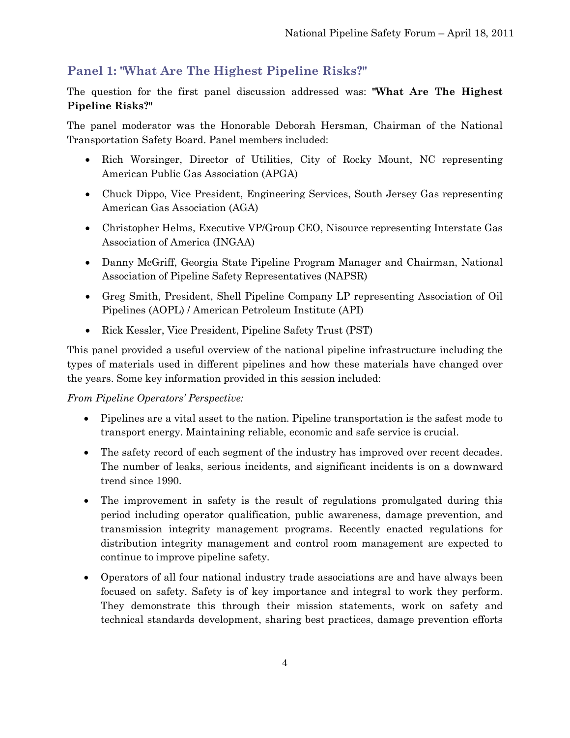## Panel 1: "What Are The Highest Pipeline Risks?"

The question for the first panel discussion addressed was: **"What Are The Highest Pipeline Risks?"**

The panel moderator was the Honorable Deborah Hersman, Chairman of the National Transportation Safety Board. Panel members included:

- Rich Worsinger, Director of Utilities, City of Rocky Mount, NC representing American Public Gas Association (APGA)
- Chuck Dippo, Vice President, Engineering Services, South Jersey Gas representing American Gas Association (AGA)
- Christopher Helms, Executive VP/Group CEO, Nisource representing Interstate Gas Association of America (INGAA)
- Danny McGriff, Georgia State Pipeline Program Manager and Chairman, National Association of Pipeline Safety Representatives (NAPSR)
- Greg Smith, President, Shell Pipeline Company LP representing Association of Oil Pipelines (AOPL) / American Petroleum Institute (API)
- Rick Kessler, Vice President, Pipeline Safety Trust (PST)

This panel provided a useful overview of the national pipeline infrastructure including the types of materials used in different pipelines and how these materials have changed over the years. Some key information provided in this session included:

*From Pipeline Operators' Perspective:*

- Pipelines are a vital asset to the nation. Pipeline transportation is the safest mode to transport energy. Maintaining reliable, economic and safe service is crucial.
- The safety record of each segment of the industry has improved over recent decades. The number of leaks, serious incidents, and significant incidents is on a downward trend since 1990.
- The improvement in safety is the result of regulations promulgated during this period including operator qualification, public awareness, damage prevention, and transmission integrity management programs. Recently enacted regulations for distribution integrity management and control room management are expected to continue to improve pipeline safety.
- Operators of all four national industry trade associations are and have always been focused on safety. Safety is of key importance and integral to work they perform. They demonstrate this through their mission statements, work on safety and technical standards development, sharing best practices, damage prevention efforts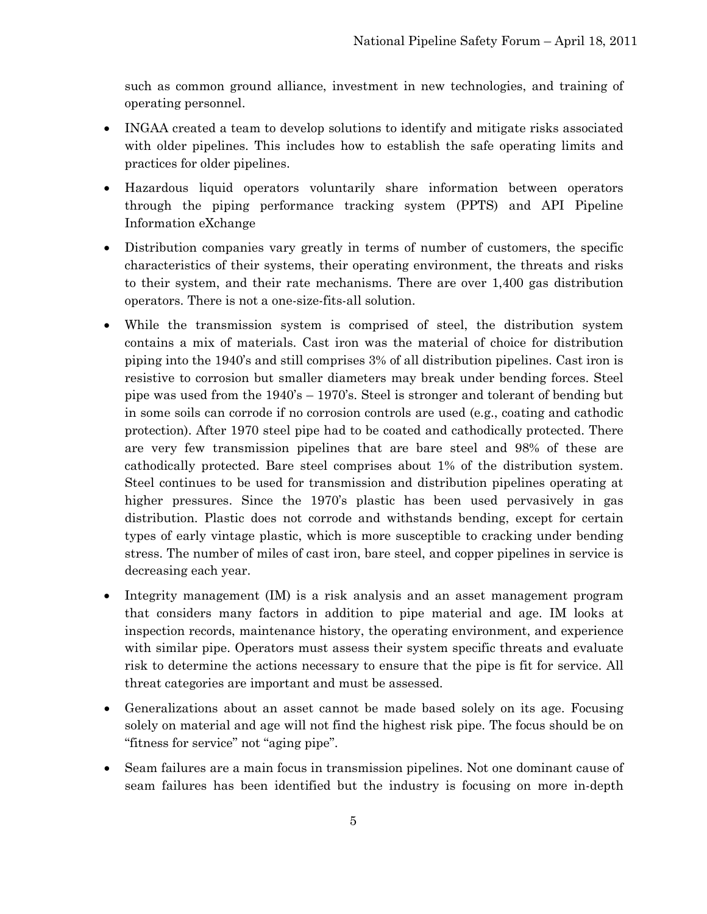such as common ground alliance, investment in new technologies, and training of operating personnel.

- INGAA created a team to develop solutions to identify and mitigate risks associated with older pipelines. This includes how to establish the safe operating limits and practices for older pipelines.
- Hazardous liquid operators voluntarily share information between operators through the piping performance tracking system (PPTS) and API Pipeline Information eXchange
- Distribution companies vary greatly in terms of number of customers, the specific characteristics of their systems, their operating environment, the threats and risks to their system, and their rate mechanisms. There are over 1,400 gas distribution operators. There is not a one-size-fits-all solution.
- While the transmission system is comprised of steel, the distribution system contains a mix of materials. Cast iron was the material of choice for distribution piping into the 1940's and still comprises 3% of all distribution pipelines. Cast iron is resistive to corrosion but smaller diameters may break under bending forces. Steel pipe was used from the 1940's – 1970's. Steel is stronger and tolerant of bending but in some soils can corrode if no corrosion controls are used (e.g., coating and cathodic protection). After 1970 steel pipe had to be coated and cathodically protected. There are very few transmission pipelines that are bare steel and 98% of these are cathodically protected. Bare steel comprises about 1% of the distribution system. Steel continues to be used for transmission and distribution pipelines operating at higher pressures. Since the 1970's plastic has been used pervasively in gas distribution. Plastic does not corrode and withstands bending, except for certain types of early vintage plastic, which is more susceptible to cracking under bending stress. The number of miles of cast iron, bare steel, and copper pipelines in service is decreasing each year.
- Integrity management (IM) is a risk analysis and an asset management program that considers many factors in addition to pipe material and age. IM looks at inspection records, maintenance history, the operating environment, and experience with similar pipe. Operators must assess their system specific threats and evaluate risk to determine the actions necessary to ensure that the pipe is fit for service. All threat categories are important and must be assessed.
- Generalizations about an asset cannot be made based solely on its age. Focusing solely on material and age will not find the highest risk pipe. The focus should be on "fitness for service" not "aging pipe".
- Seam failures are a main focus in transmission pipelines. Not one dominant cause of seam failures has been identified but the industry is focusing on more in-depth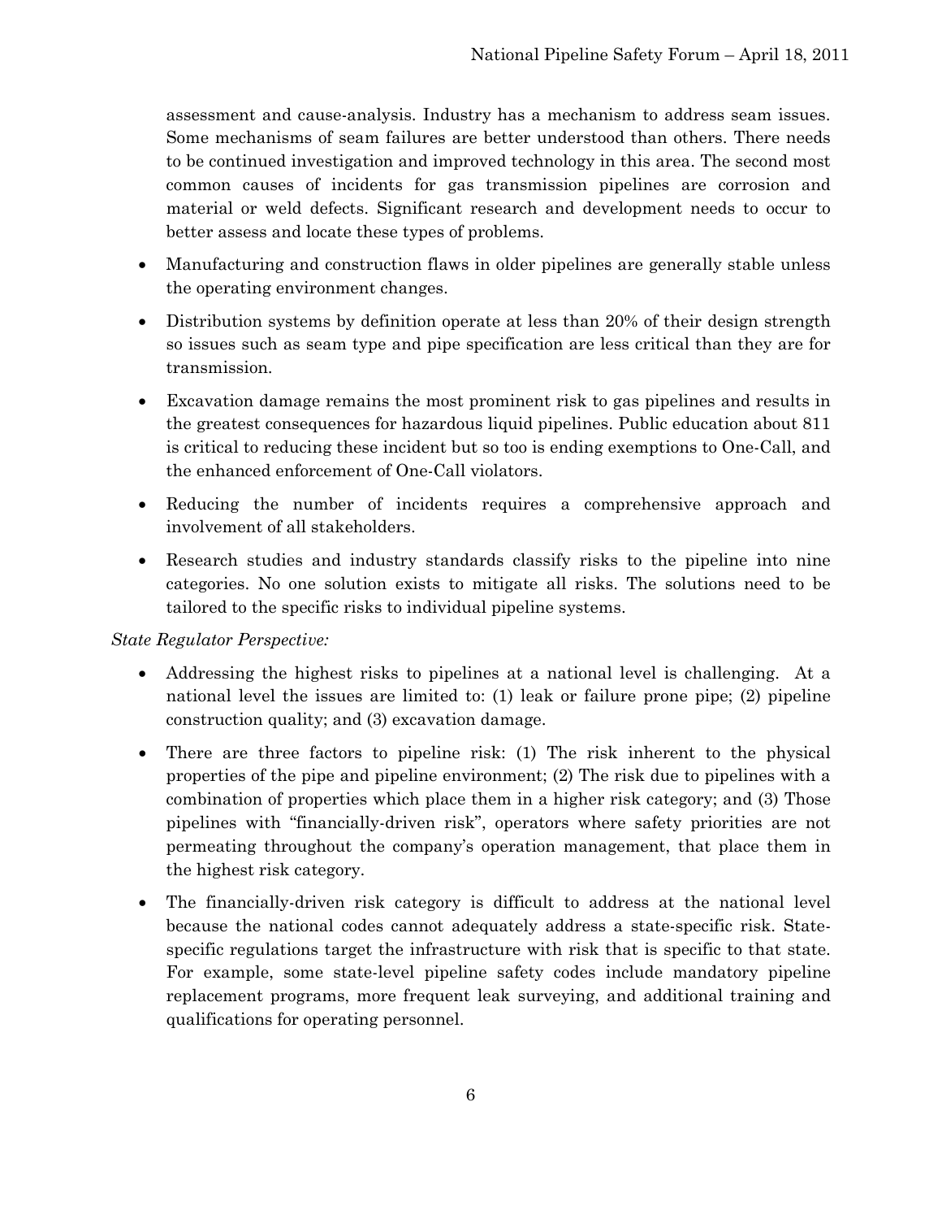assessment and cause-analysis. Industry has a mechanism to address seam issues. Some mechanisms of seam failures are better understood than others. There needs to be continued investigation and improved technology in this area. The second most common causes of incidents for gas transmission pipelines are corrosion and material or weld defects. Significant research and development needs to occur to better assess and locate these types of problems.

- Manufacturing and construction flaws in older pipelines are generally stable unless the operating environment changes.
- Distribution systems by definition operate at less than 20% of their design strength so issues such as seam type and pipe specification are less critical than they are for transmission.
- Excavation damage remains the most prominent risk to gas pipelines and results in the greatest consequences for hazardous liquid pipelines. Public education about 811 is critical to reducing these incident but so too is ending exemptions to One-Call, and the enhanced enforcement of One-Call violators.
- Reducing the number of incidents requires a comprehensive approach and involvement of all stakeholders.
- Research studies and industry standards classify risks to the pipeline into nine categories. No one solution exists to mitigate all risks. The solutions need to be tailored to the specific risks to individual pipeline systems.

*State Regulator Perspective:*

- Addressing the highest risks to pipelines at a national level is challenging. At a national level the issues are limited to: (1) leak or failure prone pipe; (2) pipeline construction quality; and (3) excavation damage.
- There are three factors to pipeline risk: (1) The risk inherent to the physical properties of the pipe and pipeline environment; (2) The risk due to pipelines with a combination of properties which place them in a higher risk category; and (3) Those pipelines with "financially-driven risk", operators where safety priorities are not permeating throughout the company's operation management, that place them in the highest risk category.
- The financially-driven risk category is difficult to address at the national level because the national codes cannot adequately address a state-specific risk. State-specific regulations target the infrastructure with risk that is specific to that state. For example, some state-level pipeline safety codes include mandatory pipeline replacement programs, more frequent leak surveying, and additional training and qualifications for operating personnel.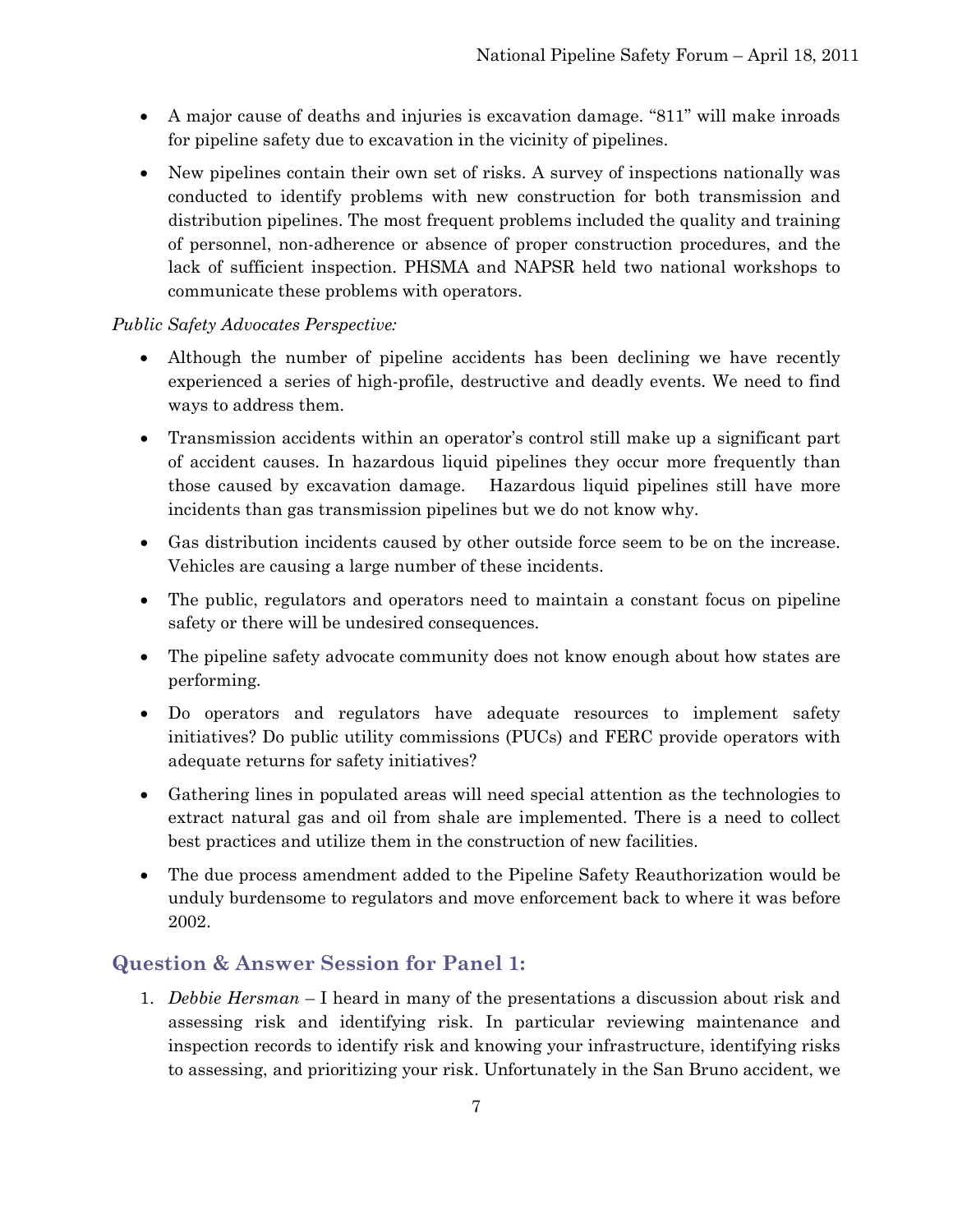- A major cause of deaths and injuries is excavation damage. "811" will make inroads for pipeline safety due to excavation in the vicinity of pipelines.
- New pipelines contain their own set of risks. A survey of inspections nationally was conducted to identify problems with new construction for both transmission and distribution pipelines. The most frequent problems included the quality and training of personnel, non-adherence or absence of proper construction procedures, and the lack of sufficient inspection. PHSMA and NAPSR held two national workshops to communicate these problems with operators.

*Public Safety Advocates Perspective:*

- Although the number of pipeline accidents has been declining we have recently experienced a series of high-profile, destructive and deadly events. We need to find ways to address them.
- Transmission accidents within an operator's control still make up a significant part of accident causes. In hazardous liquid pipelines they occur more frequently than those caused by excavation damage. Hazardous liquid pipelines still have more incidents than gas transmission pipelines but we do not know why.
- Gas distribution incidents caused by other outside force seem to be on the increase. Vehicles are causing a large number of these incidents.
- The public, regulators and operators need to maintain a constant focus on pipeline safety or there will be undesired consequences.
- The pipeline safety advocate community does not know enough about how states are performing.
- Do operators and regulators have adequate resources to implement safety initiatives? Do public utility commissions (PUCs) and FERC provide operators with adequate returns for safety initiatives?
- Gathering lines in populated areas will need special attention as the technologies to extract natural gas and oil from shale are implemented. There is a need to collect best practices and utilize them in the construction of new facilities.
- The due process amendment added to the Pipeline Safety Reauthorization would be unduly burdensome to regulators and move enforcement back to where it was before 2002.

## Question & Answer Session for Panel 1:

1. *Debbie Hersman* – I heard in many of the presentations a discussion about risk and assessing risk and identifying risk. In particular reviewing maintenance and inspection records to identify risk and knowing your infrastructure, identifying risks to assessing, and prioritizing your risk. Unfortunately in the San Bruno accident, we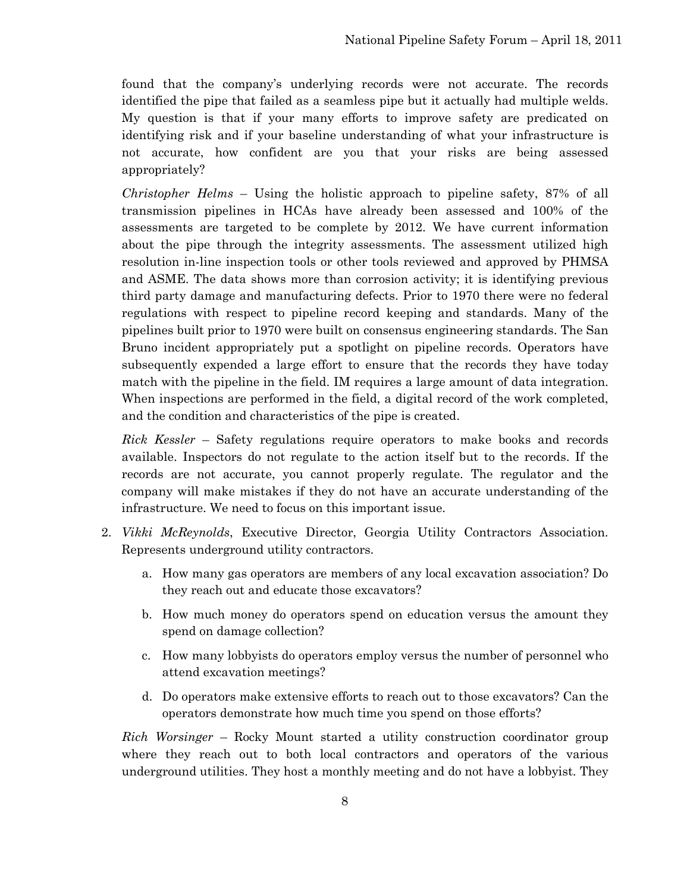found that the company's underlying records were not accurate. The records identified the pipe that failed as a seamless pipe but it actually had multiple welds. My question is that if your many efforts to improve safety are predicated on identifying risk and if your baseline understanding of what your infrastructure is not accurate, how confident are you that your risks are being assessed appropriately?

*Christopher Helms* – Using the holistic approach to pipeline safety, 87% of all transmission pipelines in HCAs have already been assessed and 100% of the assessments are targeted to be complete by 2012. We have current information about the pipe through the integrity assessments. The assessment utilized high resolution in-line inspection tools or other tools reviewed and approved by PHMSA and ASME. The data shows more than corrosion activity; it is identifying previous third party damage and manufacturing defects. Prior to 1970 there were no federal regulations with respect to pipeline record keeping and standards. Many of the pipelines built prior to 1970 were built on consensus engineering standards. The San Bruno incident appropriately put a spotlight on pipeline records. Operators have subsequently expended a large effort to ensure that the records they have today match with the pipeline in the field. IM requires a large amount of data integration. When inspections are performed in the field, a digital record of the work completed, and the condition and characteristics of the pipe is created.

*Rick Kessler* – Safety regulations require operators to make books and records available. Inspectors do not regulate to the action itself but to the records. If the records are not accurate, you cannot properly regulate. The regulator and the company will make mistakes if they do not have an accurate understanding of the infrastructure. We need to focus on this important issue.

2. *Vikki McReynolds*, Executive Director, Georgia Utility Contractors Association. Represents underground utility contractors.
    a. How many gas operators are members of any local excavation association? Do they reach out and educate those excavators?
    b. How much money do operators spend on education versus the amount they spend on damage collection?
    c. How many lobbyists do operators employ versus the number of personnel who attend excavation meetings?
    d. Do operators make extensive efforts to reach out to those excavators? Can the operators demonstrate how much time you spend on those efforts?

*Rich Worsinger* – Rocky Mount started a utility construction coordinator group where they reach out to both local contractors and operators of the various underground utilities. They host a monthly meeting and do not have a lobbyist. They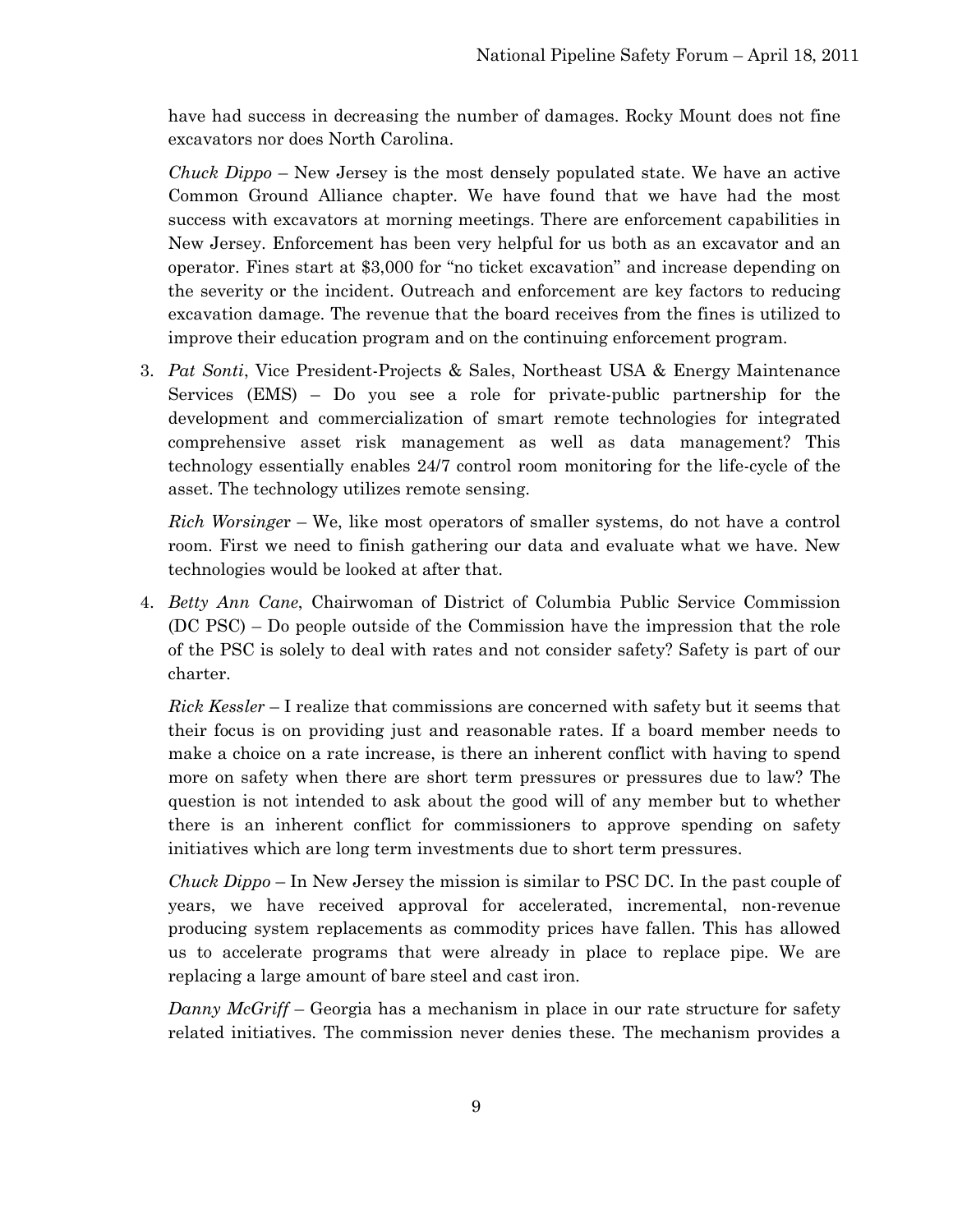have had success in decreasing the number of damages. Rocky Mount does not fine excavators nor does North Carolina.

*Chuck Dippo* – New Jersey is the most densely populated state. We have an active Common Ground Alliance chapter. We have found that we have had the most success with excavators at morning meetings. There are enforcement capabilities in New Jersey. Enforcement has been very helpful for us both as an excavator and an operator. Fines start at $3,000 for "no ticket excavation" and increase depending on the severity or the incident. Outreach and enforcement are key factors to reducing excavation damage. The revenue that the board receives from the fines is utilized to improve their education program and on the continuing enforcement program.

3. *Pat Sonti*, Vice President-Projects & Sales, Northeast USA & Energy Maintenance Services (EMS) – Do you see a role for private-public partnership for the development and commercialization of smart remote technologies for integrated comprehensive asset risk management as well as data management? This technology essentially enables 24/7 control room monitoring for the life-cycle of the asset. The technology utilizes remote sensing.

   *Rich Worsinger* – We, like most operators of smaller systems, do not have a control room. First we need to finish gathering our data and evaluate what we have. New technologies would be looked at after that.

4. *Betty Ann Cane*, Chairwoman of District of Columbia Public Service Commission (DC PSC) – Do people outside of the Commission have the impression that the role of the PSC is solely to deal with rates and not consider safety? Safety is part of our charter.

   *Rick Kessler* – I realize that commissions are concerned with safety but it seems that their focus is on providing just and reasonable rates. If a board member needs to make a choice on a rate increase, is there an inherent conflict with having to spend more on safety when there are short term pressures or pressures due to law? The question is not intended to ask about the good will of any member but to whether there is an inherent conflict for commissioners to approve spending on safety initiatives which are long term investments due to short term pressures.

   *Chuck Dippo* – In New Jersey the mission is similar to PSC DC. In the past couple of years, we have received approval for accelerated, incremental, non-revenue producing system replacements as commodity prices have fallen. This has allowed us to accelerate programs that were already in place to replace pipe. We are replacing a large amount of bare steel and cast iron.

   *Danny McGriff* – Georgia has a mechanism in place in our rate structure for safety related initiatives. The commission never denies these. The mechanism provides a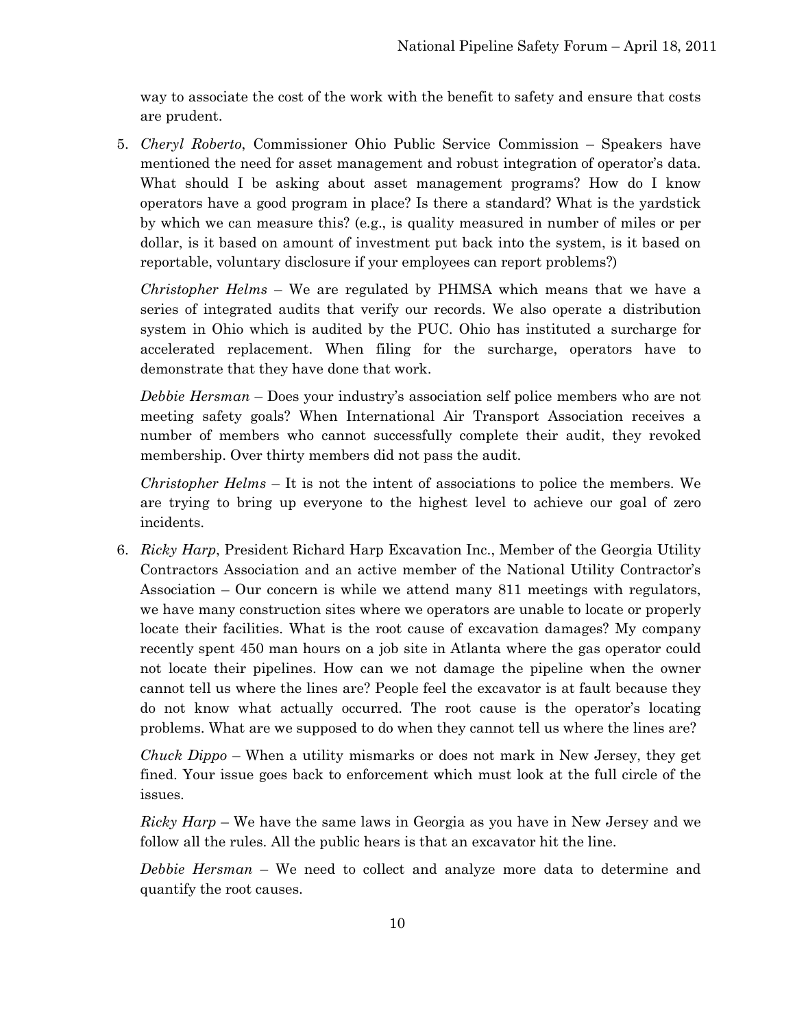way to associate the cost of the work with the benefit to safety and ensure that costs are prudent.

5. *Cheryl Roberto*, Commissioner Ohio Public Service Commission – Speakers have mentioned the need for asset management and robust integration of operator's data. What should I be asking about asset management programs? How do I know operators have a good program in place? Is there a standard? What is the yardstick by which we can measure this? (e.g., is quality measured in number of miles or per dollar, is it based on amount of investment put back into the system, is it based on reportable, voluntary disclosure if your employees can report problems?)

   *Christopher Helms* – We are regulated by PHMSA which means that we have a series of integrated audits that verify our records. We also operate a distribution system in Ohio which is audited by the PUC. Ohio has instituted a surcharge for accelerated replacement. When filing for the surcharge, operators have to demonstrate that they have done that work.

   *Debbie Hersman* – Does your industry's association self police members who are not meeting safety goals? When International Air Transport Association receives a number of members who cannot successfully complete their audit, they revoked membership. Over thirty members did not pass the audit.

   *Christopher Helms* – It is not the intent of associations to police the members. We are trying to bring up everyone to the highest level to achieve our goal of zero incidents.

6. *Ricky Harp*, President Richard Harp Excavation Inc., Member of the Georgia Utility Contractors Association and an active member of the National Utility Contractor's Association – Our concern is while we attend many 811 meetings with regulators, we have many construction sites where we operators are unable to locate or properly locate their facilities. What is the root cause of excavation damages? My company recently spent 450 man hours on a job site in Atlanta where the gas operator could not locate their pipelines. How can we not damage the pipeline when the owner cannot tell us where the lines are? People feel the excavator is at fault because they do not know what actually occurred. The root cause is the operator's locating problems. What are we supposed to do when they cannot tell us where the lines are?

   *Chuck Dippo* – When a utility mismarks or does not mark in New Jersey, they get fined. Your issue goes back to enforcement which must look at the full circle of the issues.

   *Ricky Harp* – We have the same laws in Georgia as you have in New Jersey and we follow all the rules. All the public hears is that an excavator hit the line.

   *Debbie Hersman* – We need to collect and analyze more data to determine and quantify the root causes.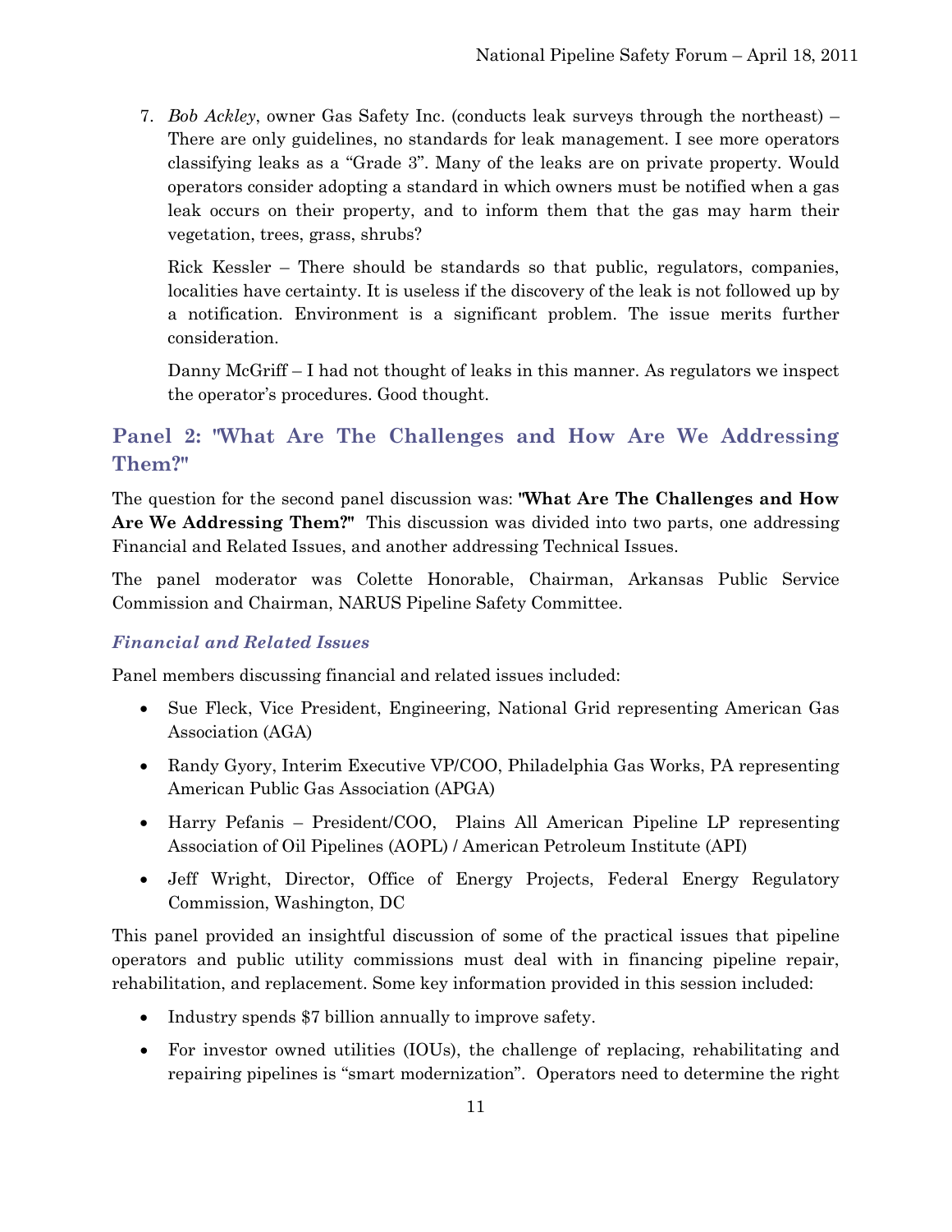7. *Bob Ackley*, owner Gas Safety Inc. (conducts leak surveys through the northeast) – There are only guidelines, no standards for leak management. I see more operators classifying leaks as a "Grade 3". Many of the leaks are on private property. Would operators consider adopting a standard in which owners must be notified when a gas leak occurs on their property, and to inform them that the gas may harm their vegetation, trees, grass, shrubs?

   Rick Kessler – There should be standards so that public, regulators, companies, localities have certainty. It is useless if the discovery of the leak is not followed up by a notification. Environment is a significant problem. The issue merits further consideration.

   Danny McGriff – I had not thought of leaks in this manner. As regulators we inspect the operator's procedures. Good thought.

## Panel 2: "What Are The Challenges and How Are We Addressing Them?"

The question for the second panel discussion was: **"What Are The Challenges and How Are We Addressing Them?"** This discussion was divided into two parts, one addressing Financial and Related Issues, and another addressing Technical Issues.

The panel moderator was Colette Honorable, Chairman, Arkansas Public Service Commission and Chairman, NARUS Pipeline Safety Committee.

### *Financial and Related Issues*

Panel members discussing financial and related issues included:

- Sue Fleck, Vice President, Engineering, National Grid representing American Gas Association (AGA)
- Randy Gyory, Interim Executive VP/COO, Philadelphia Gas Works, PA representing American Public Gas Association (APGA)
- Harry Pefanis – President/COO, Plains All American Pipeline LP representing Association of Oil Pipelines (AOPL) / American Petroleum Institute (API)
- Jeff Wright, Director, Office of Energy Projects, Federal Energy Regulatory Commission, Washington, DC

This panel provided an insightful discussion of some of the practical issues that pipeline operators and public utility commissions must deal with in financing pipeline repair, rehabilitation, and replacement. Some key information provided in this session included:

- Industry spends $7 billion annually to improve safety.
- For investor owned utilities (IOUs), the challenge of replacing, rehabilitating and repairing pipelines is "smart modernization". Operators need to determine the right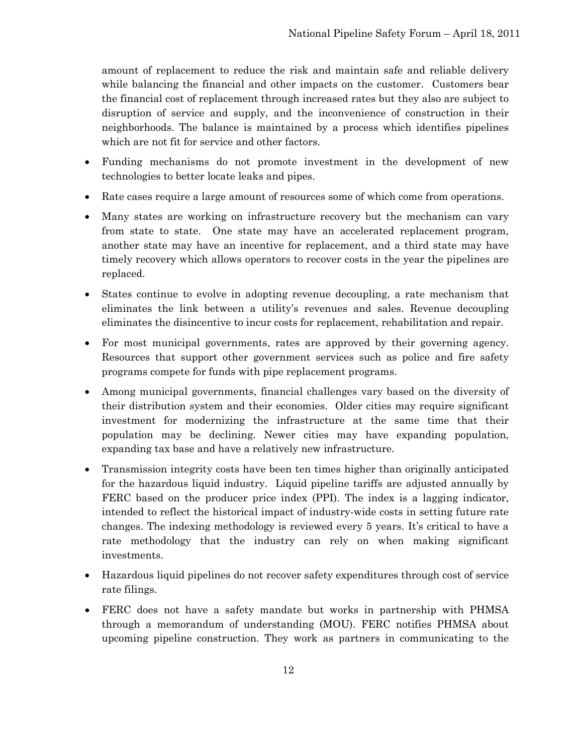amount of replacement to reduce the risk and maintain safe and reliable delivery while balancing the financial and other impacts on the customer. Customers bear the financial cost of replacement through increased rates but they also are subject to disruption of service and supply, and the inconvenience of construction in their neighborhoods. The balance is maintained by a process which identifies pipelines which are not fit for service and other factors.

- Funding mechanisms do not promote investment in the development of new technologies to better locate leaks and pipes.
- Rate cases require a large amount of resources some of which come from operations.
- Many states are working on infrastructure recovery but the mechanism can vary from state to state. One state may have an accelerated replacement program, another state may have an incentive for replacement, and a third state may have timely recovery which allows operators to recover costs in the year the pipelines are replaced.
- States continue to evolve in adopting revenue decoupling, a rate mechanism that eliminates the link between a utility's revenues and sales. Revenue decoupling eliminates the disincentive to incur costs for replacement, rehabilitation and repair.
- For most municipal governments, rates are approved by their governing agency. Resources that support other government services such as police and fire safety programs compete for funds with pipe replacement programs.
- Among municipal governments, financial challenges vary based on the diversity of their distribution system and their economies. Older cities may require significant investment for modernizing the infrastructure at the same time that their population may be declining. Newer cities may have expanding population, expanding tax base and have a relatively new infrastructure.
- Transmission integrity costs have been ten times higher than originally anticipated for the hazardous liquid industry. Liquid pipeline tariffs are adjusted annually by FERC based on the producer price index (PPI). The index is a lagging indicator, intended to reflect the historical impact of industry-wide costs in setting future rate changes. The indexing methodology is reviewed every 5 years. It's critical to have a rate methodology that the industry can rely on when making significant investments.
- Hazardous liquid pipelines do not recover safety expenditures through cost of service rate filings.
- FERC does not have a safety mandate but works in partnership with PHMSA through a memorandum of understanding (MOU). FERC notifies PHMSA about upcoming pipeline construction. They work as partners in communicating to the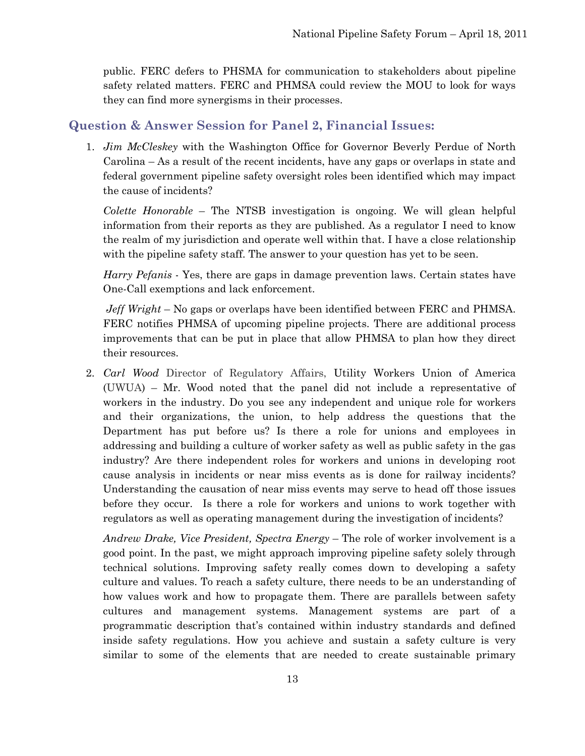public. FERC defers to PHSMA for communication to stakeholders about pipeline safety related matters. FERC and PHMSA could review the MOU to look for ways they can find more synergisms in their processes.

## Question & Answer Session for Panel 2, Financial Issues:

1. *Jim McCleskey* with the Washington Office for Governor Beverly Perdue of North Carolina – As a result of the recent incidents, have any gaps or overlaps in state and federal government pipeline safety oversight roles been identified which may impact the cause of incidents?

   *Colette Honorable* – The NTSB investigation is ongoing. We will glean helpful information from their reports as they are published. As a regulator I need to know the realm of my jurisdiction and operate well within that. I have a close relationship with the pipeline safety staff. The answer to your question has yet to be seen.

   *Harry Pefanis* - Yes, there are gaps in damage prevention laws. Certain states have One-Call exemptions and lack enforcement.

   *Jeff Wright* – No gaps or overlaps have been identified between FERC and PHMSA. FERC notifies PHMSA of upcoming pipeline projects. There are additional process improvements that can be put in place that allow PHMSA to plan how they direct their resources.

2. *Carl Wood* Director of Regulatory Affairs, Utility Workers Union of America (UWUA) – Mr. Wood noted that the panel did not include a representative of workers in the industry. Do you see any independent and unique role for workers and their organizations, the union, to help address the questions that the Department has put before us? Is there a role for unions and employees in addressing and building a culture of worker safety as well as public safety in the gas industry? Are there independent roles for workers and unions in developing root cause analysis in incidents or near miss events as is done for railway incidents? Understanding the causation of near miss events may serve to head off those issues before they occur. Is there a role for workers and unions to work together with regulators as well as operating management during the investigation of incidents?

   *Andrew Drake, Vice President, Spectra Energy* – The role of worker involvement is a good point. In the past, we might approach improving pipeline safety solely through technical solutions. Improving safety really comes down to developing a safety culture and values. To reach a safety culture, there needs to be an understanding of how values work and how to propagate them. There are parallels between safety cultures and management systems. Management systems are part of a programmatic description that's contained within industry standards and defined inside safety regulations. How you achieve and sustain a safety culture is very similar to some of the elements that are needed to create sustainable primary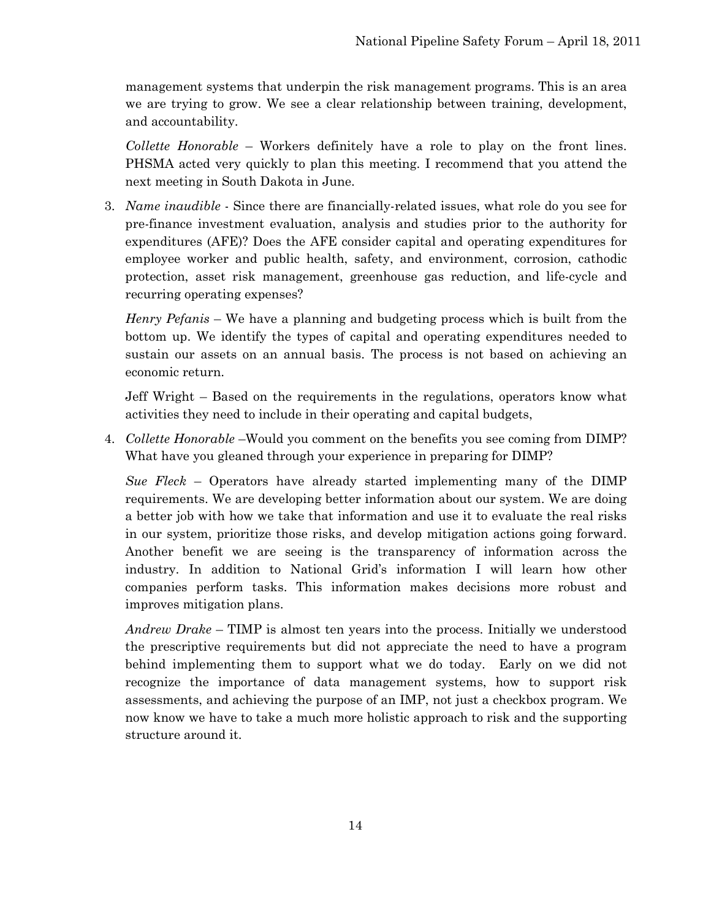management systems that underpin the risk management programs. This is an area we are trying to grow. We see a clear relationship between training, development, and accountability.

*Collette Honorable* – Workers definitely have a role to play on the front lines. PHSMA acted very quickly to plan this meeting. I recommend that you attend the next meeting in South Dakota in June.

3. *Name inaudible* - Since there are financially-related issues, what role do you see for pre-finance investment evaluation, analysis and studies prior to the authority for expenditures (AFE)? Does the AFE consider capital and operating expenditures for employee worker and public health, safety, and environment, corrosion, cathodic protection, asset risk management, greenhouse gas reduction, and life-cycle and recurring operating expenses?

   *Henry Pefanis* – We have a planning and budgeting process which is built from the bottom up. We identify the types of capital and operating expenditures needed to sustain our assets on an annual basis. The process is not based on achieving an economic return.

   Jeff Wright – Based on the requirements in the regulations, operators know what activities they need to include in their operating and capital budgets,

4. *Collette Honorable* –Would you comment on the benefits you see coming from DIMP? What have you gleaned through your experience in preparing for DIMP?

   *Sue Fleck* – Operators have already started implementing many of the DIMP requirements. We are developing better information about our system. We are doing a better job with how we take that information and use it to evaluate the real risks in our system, prioritize those risks, and develop mitigation actions going forward. Another benefit we are seeing is the transparency of information across the industry. In addition to National Grid's information I will learn how other companies perform tasks. This information makes decisions more robust and improves mitigation plans.

   *Andrew Drake* – TIMP is almost ten years into the process. Initially we understood the prescriptive requirements but did not appreciate the need to have a program behind implementing them to support what we do today. Early on we did not recognize the importance of data management systems, how to support risk assessments, and achieving the purpose of an IMP, not just a checkbox program. We now know we have to take a much more holistic approach to risk and the supporting structure around it.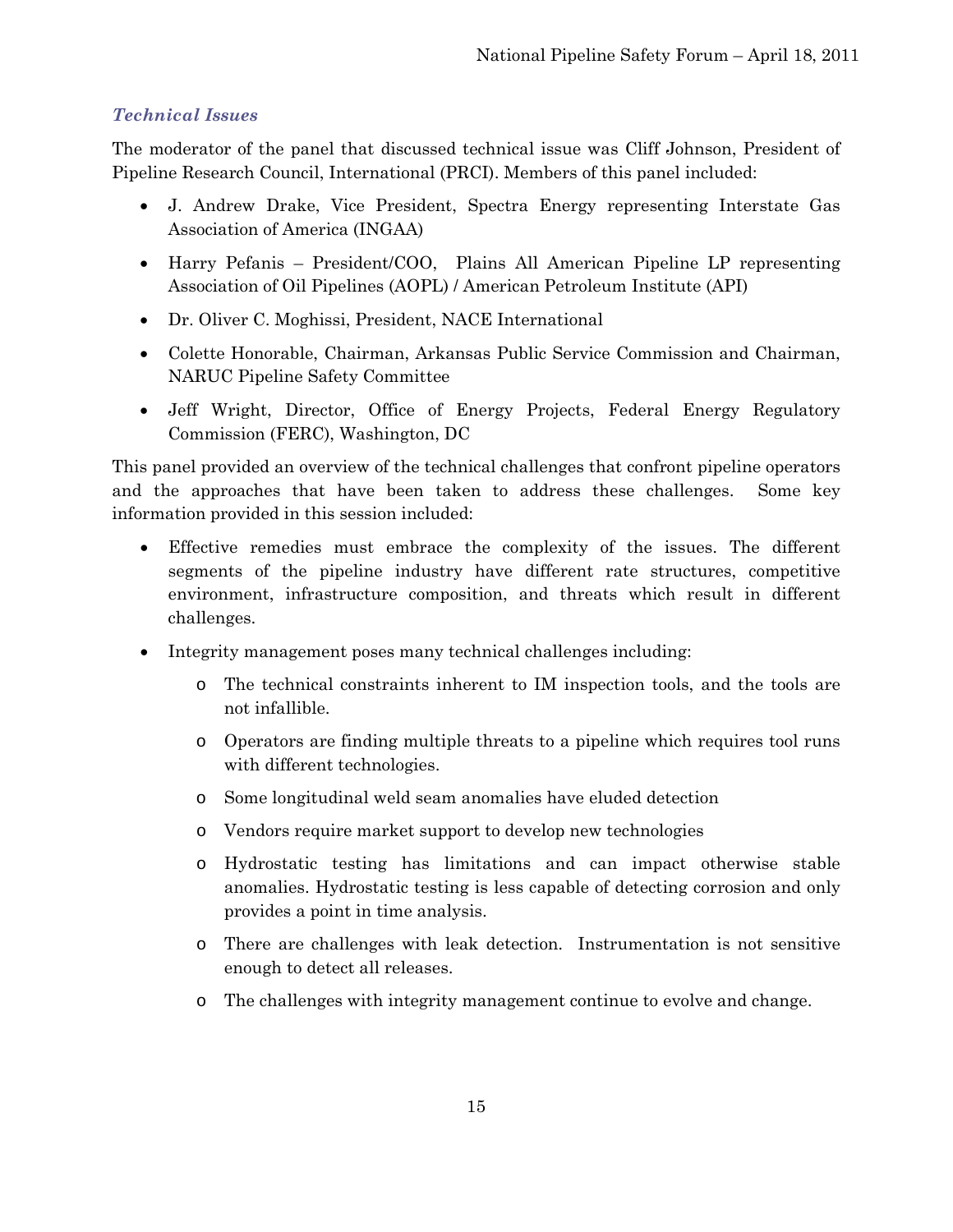### *Technical Issues*

The moderator of the panel that discussed technical issue was Cliff Johnson, President of Pipeline Research Council, International (PRCI). Members of this panel included:

- J. Andrew Drake, Vice President, Spectra Energy representing Interstate Gas Association of America (INGAA)
- Harry Pefanis – President/COO, Plains All American Pipeline LP representing Association of Oil Pipelines (AOPL) / American Petroleum Institute (API)
- Dr. Oliver C. Moghissi, President, NACE International
- Colette Honorable, Chairman, Arkansas Public Service Commission and Chairman, NARUC Pipeline Safety Committee
- Jeff Wright, Director, Office of Energy Projects, Federal Energy Regulatory Commission (FERC), Washington, DC

This panel provided an overview of the technical challenges that confront pipeline operators and the approaches that have been taken to address these challenges. Some key information provided in this session included:

- Effective remedies must embrace the complexity of the issues. The different segments of the pipeline industry have different rate structures, competitive environment, infrastructure composition, and threats which result in different challenges.
- Integrity management poses many technical challenges including:
  - The technical constraints inherent to IM inspection tools, and the tools are not infallible.
  - Operators are finding multiple threats to a pipeline which requires tool runs with different technologies.
  - Some longitudinal weld seam anomalies have eluded detection
  - Vendors require market support to develop new technologies
  - Hydrostatic testing has limitations and can impact otherwise stable anomalies. Hydrostatic testing is less capable of detecting corrosion and only provides a point in time analysis.
  - There are challenges with leak detection. Instrumentation is not sensitive enough to detect all releases.
  - The challenges with integrity management continue to evolve and change.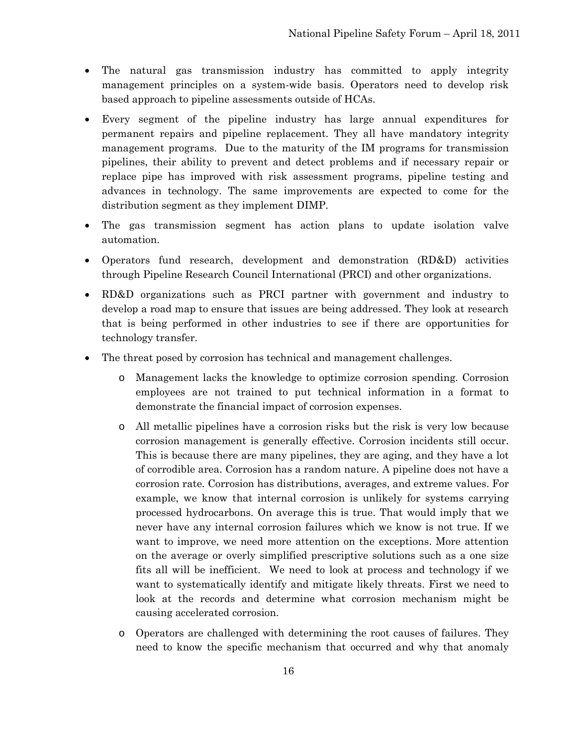- The natural gas transmission industry has committed to apply integrity management principles on a system-wide basis. Operators need to develop risk based approach to pipeline assessments outside of HCAs.
- Every segment of the pipeline industry has large annual expenditures for permanent repairs and pipeline replacement. They all have mandatory integrity management programs. Due to the maturity of the IM programs for transmission pipelines, their ability to prevent and detect problems and if necessary repair or replace pipe has improved with risk assessment programs, pipeline testing and advances in technology. The same improvements are expected to come for the distribution segment as they implement DIMP.
- The gas transmission segment has action plans to update isolation valve automation.
- Operators fund research, development and demonstration (RD&D) activities through Pipeline Research Council International (PRCI) and other organizations.
- RD&D organizations such as PRCI partner with government and industry to develop a road map to ensure that issues are being addressed. They look at research that is being performed in other industries to see if there are opportunities for technology transfer.
- The threat posed by corrosion has technical and management challenges.
  - Management lacks the knowledge to optimize corrosion spending. Corrosion employees are not trained to put technical information in a format to demonstrate the financial impact of corrosion expenses.
  - All metallic pipelines have a corrosion risks but the risk is very low because corrosion management is generally effective. Corrosion incidents still occur. This is because there are many pipelines, they are aging, and they have a lot of corrodible area. Corrosion has a random nature. A pipeline does not have a corrosion rate. Corrosion has distributions, averages, and extreme values. For example, we know that internal corrosion is unlikely for systems carrying processed hydrocarbons. On average this is true. That would imply that we never have any internal corrosion failures which we know is not true. If we want to improve, we need more attention on the exceptions. More attention on the average or overly simplified prescriptive solutions such as a one size fits all will be inefficient. We need to look at process and technology if we want to systematically identify and mitigate likely threats. First we need to look at the records and determine what corrosion mechanism might be causing accelerated corrosion.
  - Operators are challenged with determining the root causes of failures. They need to know the specific mechanism that occurred and why that anomaly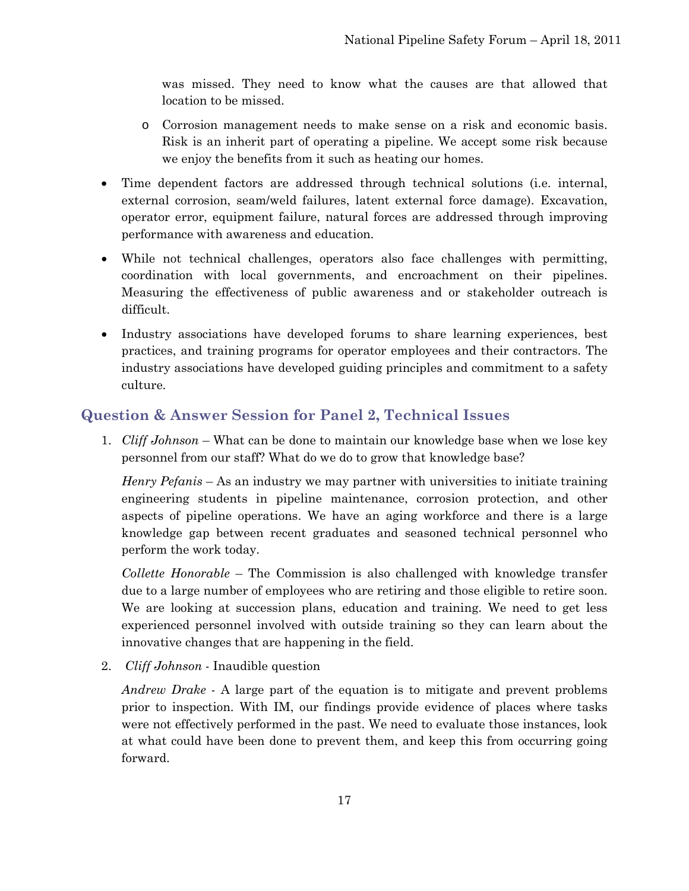was missed. They need to know what the causes are that allowed that location to be missed.

    - Corrosion management needs to make sense on a risk and economic basis. Risk is an inherit part of operating a pipeline. We accept some risk because we enjoy the benefits from it such as heating our homes.

- Time dependent factors are addressed through technical solutions (i.e. internal, external corrosion, seam/weld failures, latent external force damage). Excavation, operator error, equipment failure, natural forces are addressed through improving performance with awareness and education.
- While not technical challenges, operators also face challenges with permitting, coordination with local governments, and encroachment on their pipelines. Measuring the effectiveness of public awareness and or stakeholder outreach is difficult.
- Industry associations have developed forums to share learning experiences, best practices, and training programs for operator employees and their contractors. The industry associations have developed guiding principles and commitment to a safety culture.

## Question & Answer Session for Panel 2, Technical Issues

1. *Cliff Johnson* – What can be done to maintain our knowledge base when we lose key personnel from our staff? What do we do to grow that knowledge base?

   *Henry Pefanis* – As an industry we may partner with universities to initiate training engineering students in pipeline maintenance, corrosion protection, and other aspects of pipeline operations. We have an aging workforce and there is a large knowledge gap between recent graduates and seasoned technical personnel who perform the work today.

   *Collette Honorable* – The Commission is also challenged with knowledge transfer due to a large number of employees who are retiring and those eligible to retire soon. We are looking at succession plans, education and training. We need to get less experienced personnel involved with outside training so they can learn about the innovative changes that are happening in the field.

2. *Cliff Johnson* - Inaudible question

   *Andrew Drake* - A large part of the equation is to mitigate and prevent problems prior to inspection. With IM, our findings provide evidence of places where tasks were not effectively performed in the past. We need to evaluate those instances, look at what could have been done to prevent them, and keep this from occurring going forward.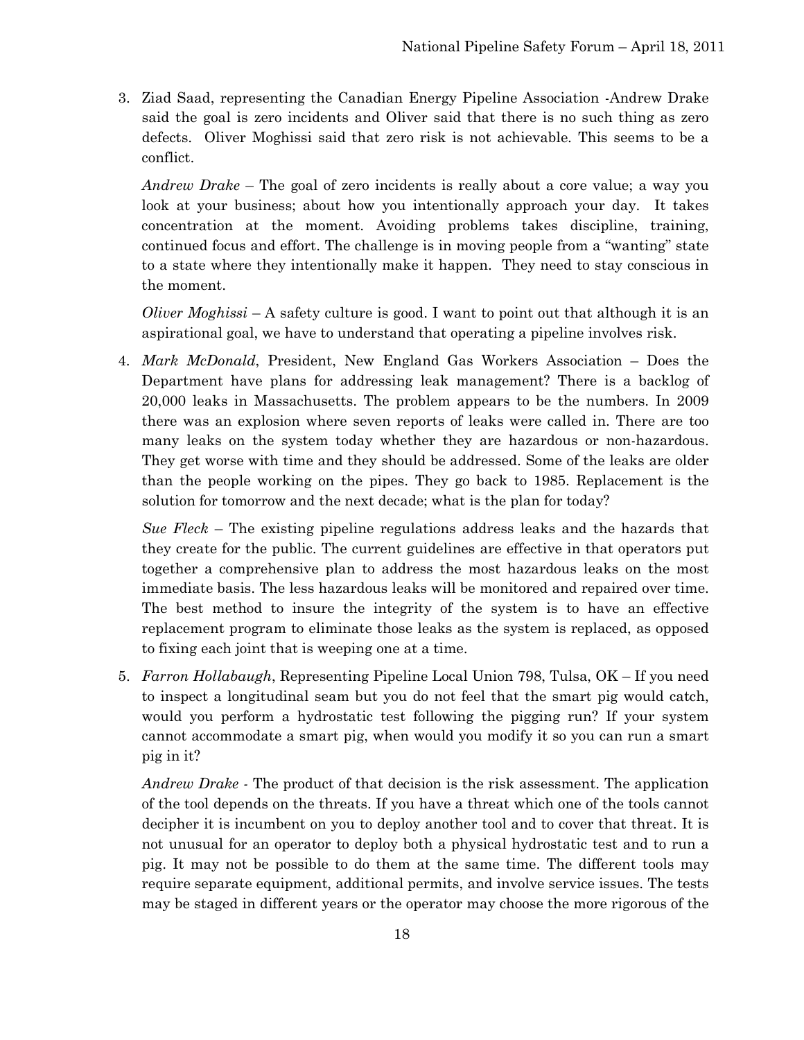3. Ziad Saad, representing the Canadian Energy Pipeline Association -Andrew Drake said the goal is zero incidents and Oliver said that there is no such thing as zero defects. Oliver Moghissi said that zero risk is not achievable. This seems to be a conflict.

   *Andrew Drake* – The goal of zero incidents is really about a core value; a way you look at your business; about how you intentionally approach your day. It takes concentration at the moment. Avoiding problems takes discipline, training, continued focus and effort. The challenge is in moving people from a "wanting" state to a state where they intentionally make it happen. They need to stay conscious in the moment.

   *Oliver Moghissi* – A safety culture is good. I want to point out that although it is an aspirational goal, we have to understand that operating a pipeline involves risk.

4. *Mark McDonald*, President, New England Gas Workers Association – Does the Department have plans for addressing leak management? There is a backlog of 20,000 leaks in Massachusetts. The problem appears to be the numbers. In 2009 there was an explosion where seven reports of leaks were called in. There are too many leaks on the system today whether they are hazardous or non-hazardous. They get worse with time and they should be addressed. Some of the leaks are older than the people working on the pipes. They go back to 1985. Replacement is the solution for tomorrow and the next decade; what is the plan for today?

   *Sue Fleck* – The existing pipeline regulations address leaks and the hazards that they create for the public. The current guidelines are effective in that operators put together a comprehensive plan to address the most hazardous leaks on the most immediate basis. The less hazardous leaks will be monitored and repaired over time. The best method to insure the integrity of the system is to have an effective replacement program to eliminate those leaks as the system is replaced, as opposed to fixing each joint that is weeping one at a time.

5. *Farron Hollabaugh*, Representing Pipeline Local Union 798, Tulsa, OK – If you need to inspect a longitudinal seam but you do not feel that the smart pig would catch, would you perform a hydrostatic test following the pigging run? If your system cannot accommodate a smart pig, when would you modify it so you can run a smart pig in it?

   *Andrew Drake* - The product of that decision is the risk assessment. The application of the tool depends on the threats. If you have a threat which one of the tools cannot decipher it is incumbent on you to deploy another tool and to cover that threat. It is not unusual for an operator to deploy both a physical hydrostatic test and to run a pig. It may not be possible to do them at the same time. The different tools may require separate equipment, additional permits, and involve service issues. The tests may be staged in different years or the operator may choose the more rigorous of the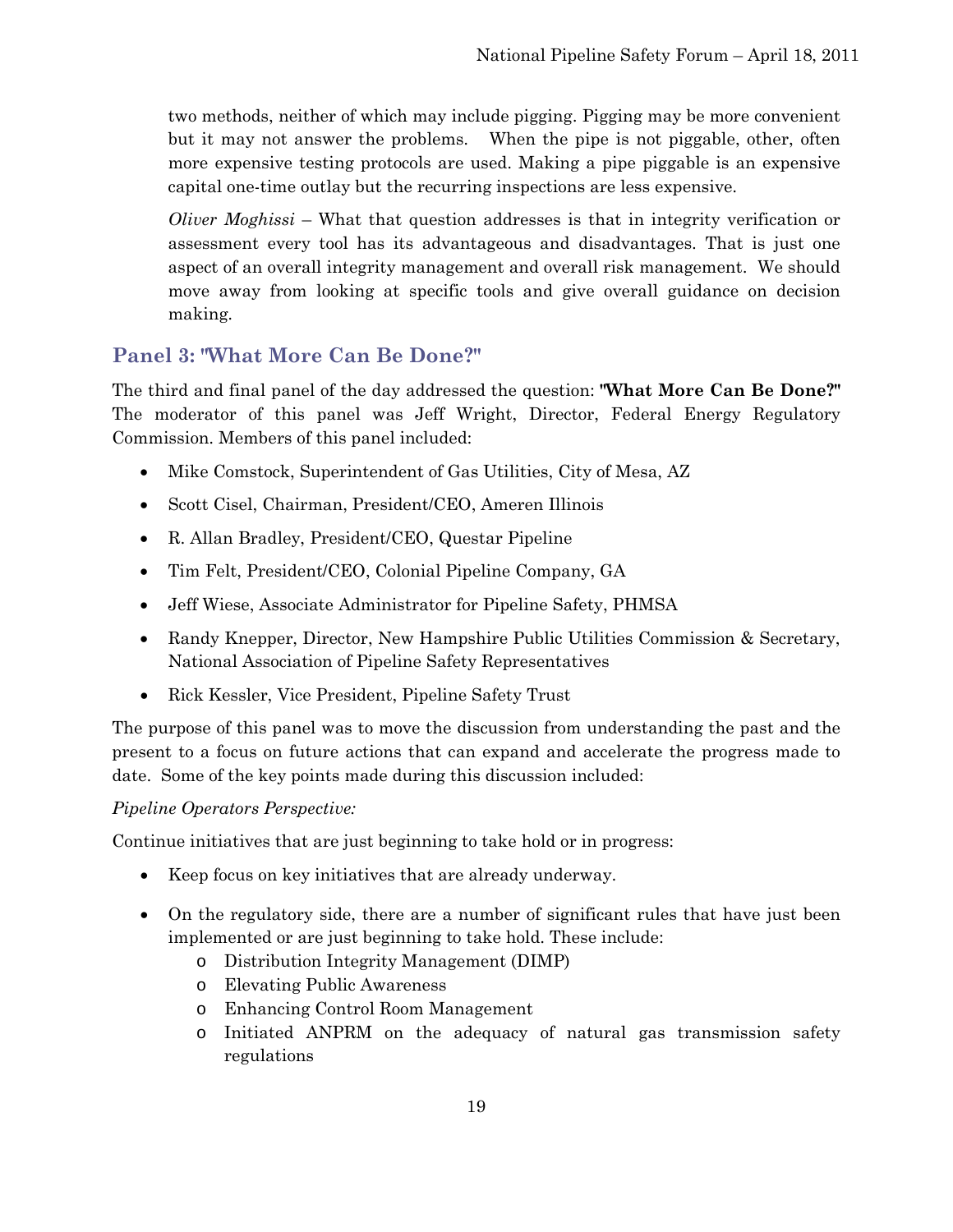two methods, neither of which may include pigging. Pigging may be more convenient but it may not answer the problems. When the pipe is not piggable, other, often more expensive testing protocols are used. Making a pipe piggable is an expensive capital one-time outlay but the recurring inspections are less expensive.

*Oliver Moghissi* – What that question addresses is that in integrity verification or assessment every tool has its advantageous and disadvantages. That is just one aspect of an overall integrity management and overall risk management. We should move away from looking at specific tools and give overall guidance on decision making.

## Panel 3: "What More Can Be Done?"

The third and final panel of the day addressed the question: **"What More Can Be Done?"** The moderator of this panel was Jeff Wright, Director, Federal Energy Regulatory Commission. Members of this panel included:

- Mike Comstock, Superintendent of Gas Utilities, City of Mesa, AZ
- Scott Cisel, Chairman, President/CEO, Ameren Illinois
- R. Allan Bradley, President/CEO, Questar Pipeline
- Tim Felt, President/CEO, Colonial Pipeline Company, GA
- Jeff Wiese, Associate Administrator for Pipeline Safety, PHMSA
- Randy Knepper, Director, New Hampshire Public Utilities Commission & Secretary, National Association of Pipeline Safety Representatives
- Rick Kessler, Vice President, Pipeline Safety Trust

The purpose of this panel was to move the discussion from understanding the past and the present to a focus on future actions that can expand and accelerate the progress made to date. Some of the key points made during this discussion included:

*Pipeline Operators Perspective:*

Continue initiatives that are just beginning to take hold or in progress:

- Keep focus on key initiatives that are already underway.
- On the regulatory side, there are a number of significant rules that have just been implemented or are just beginning to take hold. These include:
  - Distribution Integrity Management (DIMP)
  - Elevating Public Awareness
  - Enhancing Control Room Management
  - Initiated ANPRM on the adequacy of natural gas transmission safety regulations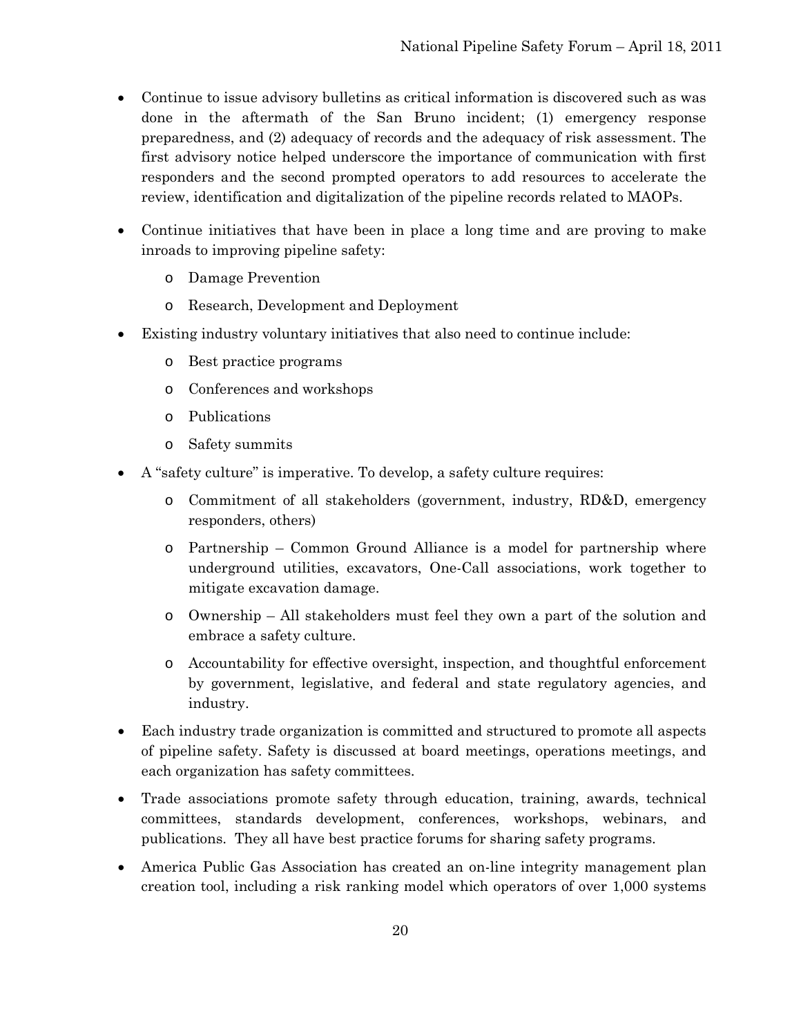- Continue to issue advisory bulletins as critical information is discovered such as was done in the aftermath of the San Bruno incident; (1) emergency response preparedness, and (2) adequacy of records and the adequacy of risk assessment. The first advisory notice helped underscore the importance of communication with first responders and the second prompted operators to add resources to accelerate the review, identification and digitalization of the pipeline records related to MAOPs.
- Continue initiatives that have been in place a long time and are proving to make inroads to improving pipeline safety:
  - Damage Prevention
  - Research, Development and Deployment
- Existing industry voluntary initiatives that also need to continue include:
  - Best practice programs
  - Conferences and workshops
  - Publications
  - Safety summits
- A "safety culture" is imperative. To develop, a safety culture requires:
  - Commitment of all stakeholders (government, industry, RD&D, emergency responders, others)
  - Partnership – Common Ground Alliance is a model for partnership where underground utilities, excavators, One-Call associations, work together to mitigate excavation damage.
  - Ownership – All stakeholders must feel they own a part of the solution and embrace a safety culture.
  - Accountability for effective oversight, inspection, and thoughtful enforcement by government, legislative, and federal and state regulatory agencies, and industry.
- Each industry trade organization is committed and structured to promote all aspects of pipeline safety. Safety is discussed at board meetings, operations meetings, and each organization has safety committees.
- Trade associations promote safety through education, training, awards, technical committees, standards development, conferences, workshops, webinars, and publications. They all have best practice forums for sharing safety programs.
- America Public Gas Association has created an on-line integrity management plan creation tool, including a risk ranking model which operators of over 1,000 systems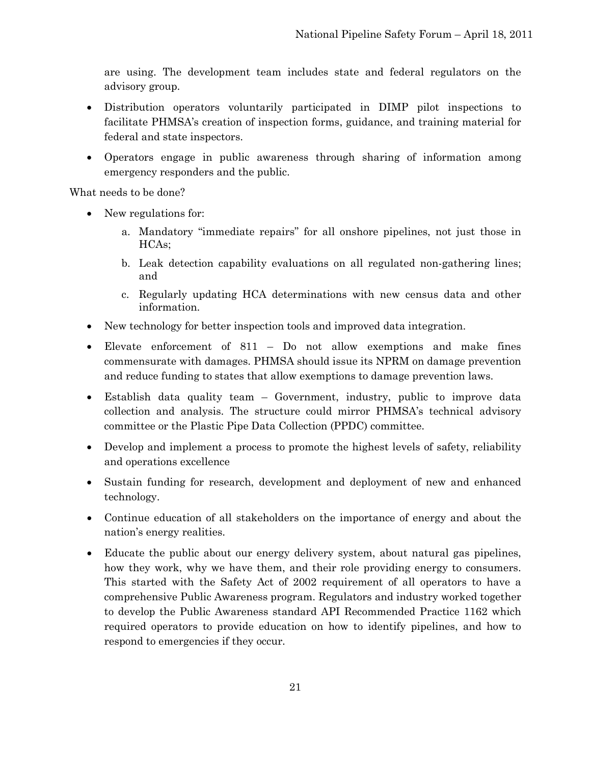are using. The development team includes state and federal regulators on the advisory group.

- Distribution operators voluntarily participated in DIMP pilot inspections to facilitate PHMSA's creation of inspection forms, guidance, and training material for federal and state inspectors.
- Operators engage in public awareness through sharing of information among emergency responders and the public.

What needs to be done?

- New regulations for:
    a. Mandatory "immediate repairs" for all onshore pipelines, not just those in HCAs;
    b. Leak detection capability evaluations on all regulated non-gathering lines; and
    c. Regularly updating HCA determinations with new census data and other information.
- New technology for better inspection tools and improved data integration.
- Elevate enforcement of 811 – Do not allow exemptions and make fines commensurate with damages. PHMSA should issue its NPRM on damage prevention and reduce funding to states that allow exemptions to damage prevention laws.
- Establish data quality team – Government, industry, public to improve data collection and analysis. The structure could mirror PHMSA's technical advisory committee or the Plastic Pipe Data Collection (PPDC) committee.
- Develop and implement a process to promote the highest levels of safety, reliability and operations excellence
- Sustain funding for research, development and deployment of new and enhanced technology.
- Continue education of all stakeholders on the importance of energy and about the nation's energy realities.
- Educate the public about our energy delivery system, about natural gas pipelines, how they work, why we have them, and their role providing energy to consumers. This started with the Safety Act of 2002 requirement of all operators to have a comprehensive Public Awareness program. Regulators and industry worked together to develop the Public Awareness standard API Recommended Practice 1162 which required operators to provide education on how to identify pipelines, and how to respond to emergencies if they occur.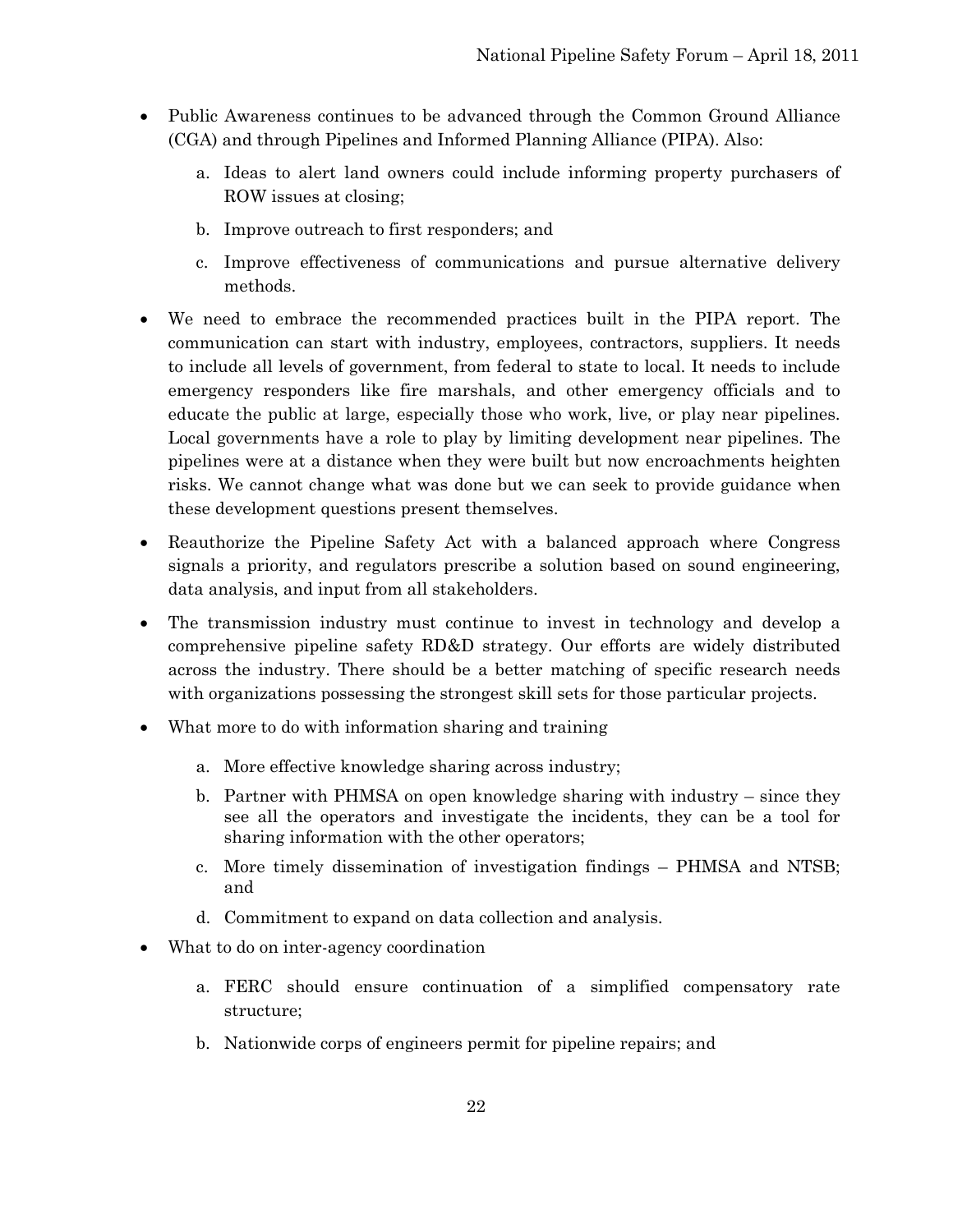- Public Awareness continues to be advanced through the Common Ground Alliance (CGA) and through Pipelines and Informed Planning Alliance (PIPA). Also:
    a. Ideas to alert land owners could include informing property purchasers of ROW issues at closing;
    b. Improve outreach to first responders; and
    c. Improve effectiveness of communications and pursue alternative delivery methods.
- We need to embrace the recommended practices built in the PIPA report. The communication can start with industry, employees, contractors, suppliers. It needs to include all levels of government, from federal to state to local. It needs to include emergency responders like fire marshals, and other emergency officials and to educate the public at large, especially those who work, live, or play near pipelines. Local governments have a role to play by limiting development near pipelines. The pipelines were at a distance when they were built but now encroachments heighten risks. We cannot change what was done but we can seek to provide guidance when these development questions present themselves.
- Reauthorize the Pipeline Safety Act with a balanced approach where Congress signals a priority, and regulators prescribe a solution based on sound engineering, data analysis, and input from all stakeholders.
- The transmission industry must continue to invest in technology and develop a comprehensive pipeline safety RD&D strategy. Our efforts are widely distributed across the industry. There should be a better matching of specific research needs with organizations possessing the strongest skill sets for those particular projects.
- What more to do with information sharing and training
    a. More effective knowledge sharing across industry;
    b. Partner with PHMSA on open knowledge sharing with industry – since they see all the operators and investigate the incidents, they can be a tool for sharing information with the other operators;
    c. More timely dissemination of investigation findings – PHMSA and NTSB; and
    d. Commitment to expand on data collection and analysis.
- What to do on inter-agency coordination
    a. FERC should ensure continuation of a simplified compensatory rate structure;
    b. Nationwide corps of engineers permit for pipeline repairs; and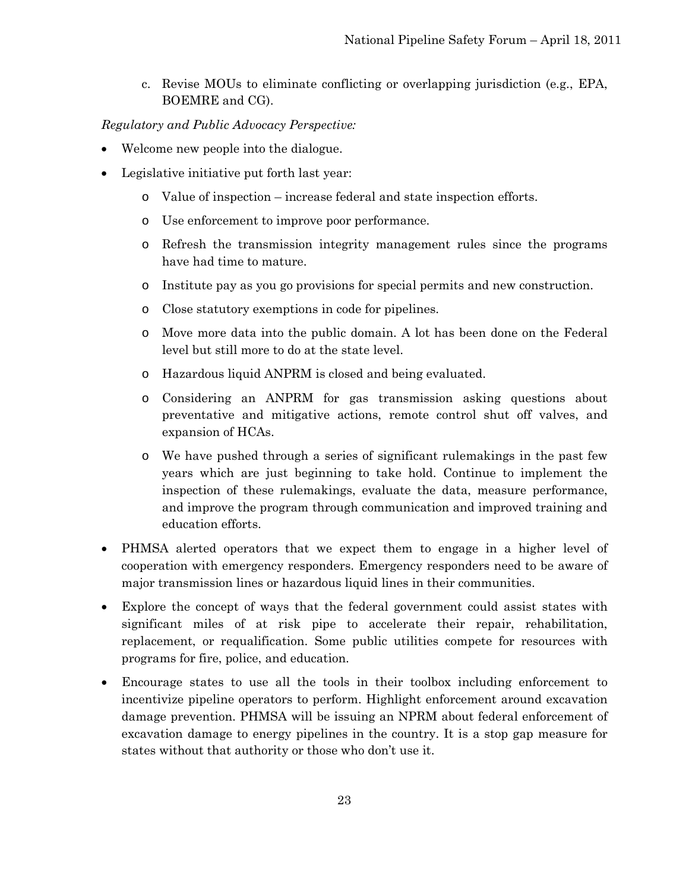c. Revise MOUs to eliminate conflicting or overlapping jurisdiction (e.g., EPA, BOEMRE and CG).

*Regulatory and Public Advocacy Perspective:*

- Welcome new people into the dialogue.
- Legislative initiative put forth last year:
  - Value of inspection – increase federal and state inspection efforts.
  - Use enforcement to improve poor performance.
  - Refresh the transmission integrity management rules since the programs have had time to mature.
  - Institute pay as you go provisions for special permits and new construction.
  - Close statutory exemptions in code for pipelines.
  - Move more data into the public domain. A lot has been done on the Federal level but still more to do at the state level.
  - Hazardous liquid ANPRM is closed and being evaluated.
  - Considering an ANPRM for gas transmission asking questions about preventative and mitigative actions, remote control shut off valves, and expansion of HCAs.
  - We have pushed through a series of significant rulemakings in the past few years which are just beginning to take hold. Continue to implement the inspection of these rulemakings, evaluate the data, measure performance, and improve the program through communication and improved training and education efforts.
- PHMSA alerted operators that we expect them to engage in a higher level of cooperation with emergency responders. Emergency responders need to be aware of major transmission lines or hazardous liquid lines in their communities.
- Explore the concept of ways that the federal government could assist states with significant miles of at risk pipe to accelerate their repair, rehabilitation, replacement, or requalification. Some public utilities compete for resources with programs for fire, police, and education.
- Encourage states to use all the tools in their toolbox including enforcement to incentivize pipeline operators to perform. Highlight enforcement around excavation damage prevention. PHMSA will be issuing an NPRM about federal enforcement of excavation damage to energy pipelines in the country. It is a stop gap measure for states without that authority or those who don't use it.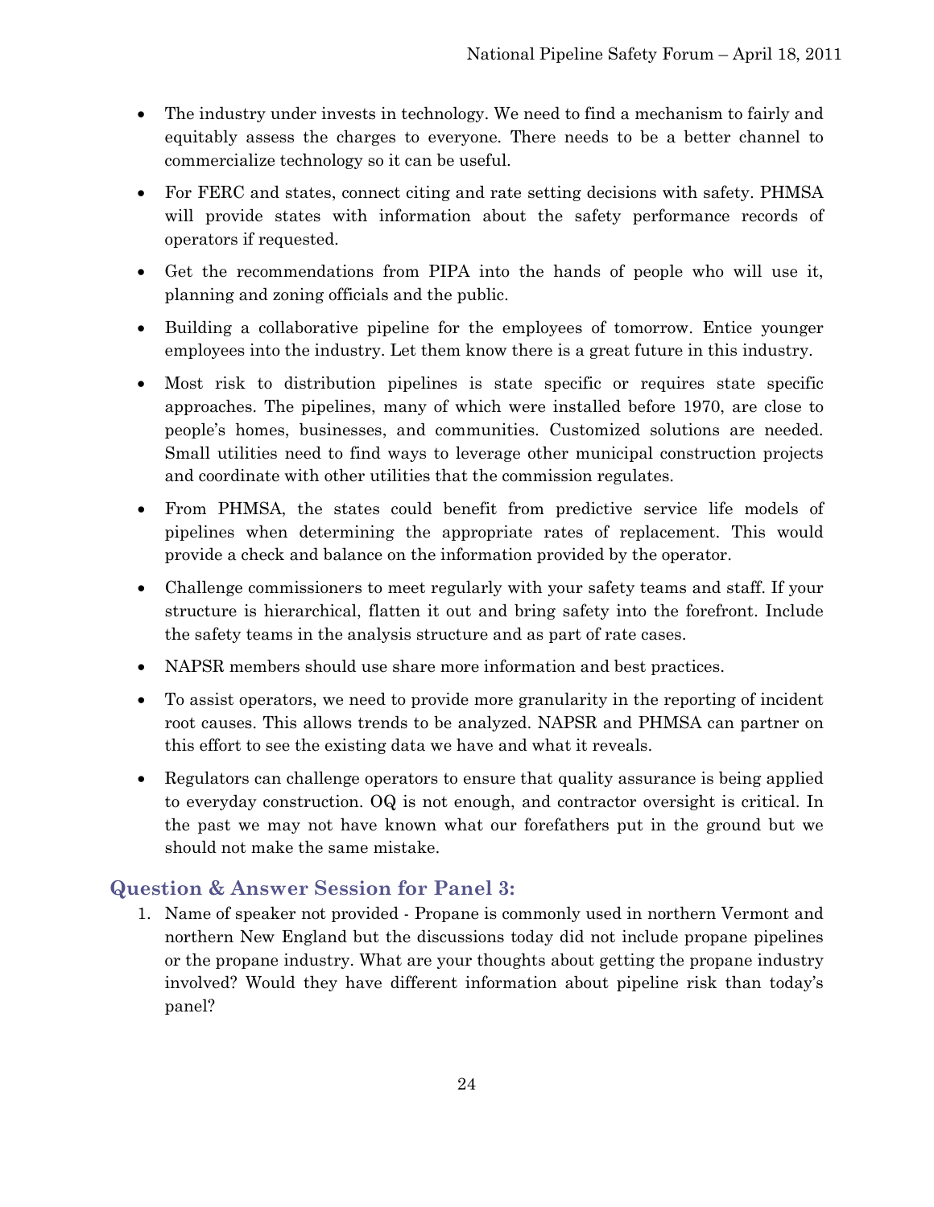- The industry under invests in technology. We need to find a mechanism to fairly and equitably assess the charges to everyone. There needs to be a better channel to commercialize technology so it can be useful.
- For FERC and states, connect citing and rate setting decisions with safety. PHMSA will provide states with information about the safety performance records of operators if requested.
- Get the recommendations from PIPA into the hands of people who will use it, planning and zoning officials and the public.
- Building a collaborative pipeline for the employees of tomorrow. Entice younger employees into the industry. Let them know there is a great future in this industry.
- Most risk to distribution pipelines is state specific or requires state specific approaches. The pipelines, many of which were installed before 1970, are close to people's homes, businesses, and communities. Customized solutions are needed. Small utilities need to find ways to leverage other municipal construction projects and coordinate with other utilities that the commission regulates.
- From PHMSA, the states could benefit from predictive service life models of pipelines when determining the appropriate rates of replacement. This would provide a check and balance on the information provided by the operator.
- Challenge commissioners to meet regularly with your safety teams and staff. If your structure is hierarchical, flatten it out and bring safety into the forefront. Include the safety teams in the analysis structure and as part of rate cases.
- NAPSR members should use share more information and best practices.
- To assist operators, we need to provide more granularity in the reporting of incident root causes. This allows trends to be analyzed. NAPSR and PHMSA can partner on this effort to see the existing data we have and what it reveals.
- Regulators can challenge operators to ensure that quality assurance is being applied to everyday construction. OQ is not enough, and contractor oversight is critical. In the past we may not have known what our forefathers put in the ground but we should not make the same mistake.

## Question & Answer Session for Panel 3:

1. Name of speaker not provided - Propane is commonly used in northern Vermont and northern New England but the discussions today did not include propane pipelines or the propane industry. What are your thoughts about getting the propane industry involved? Would they have different information about pipeline risk than today's panel?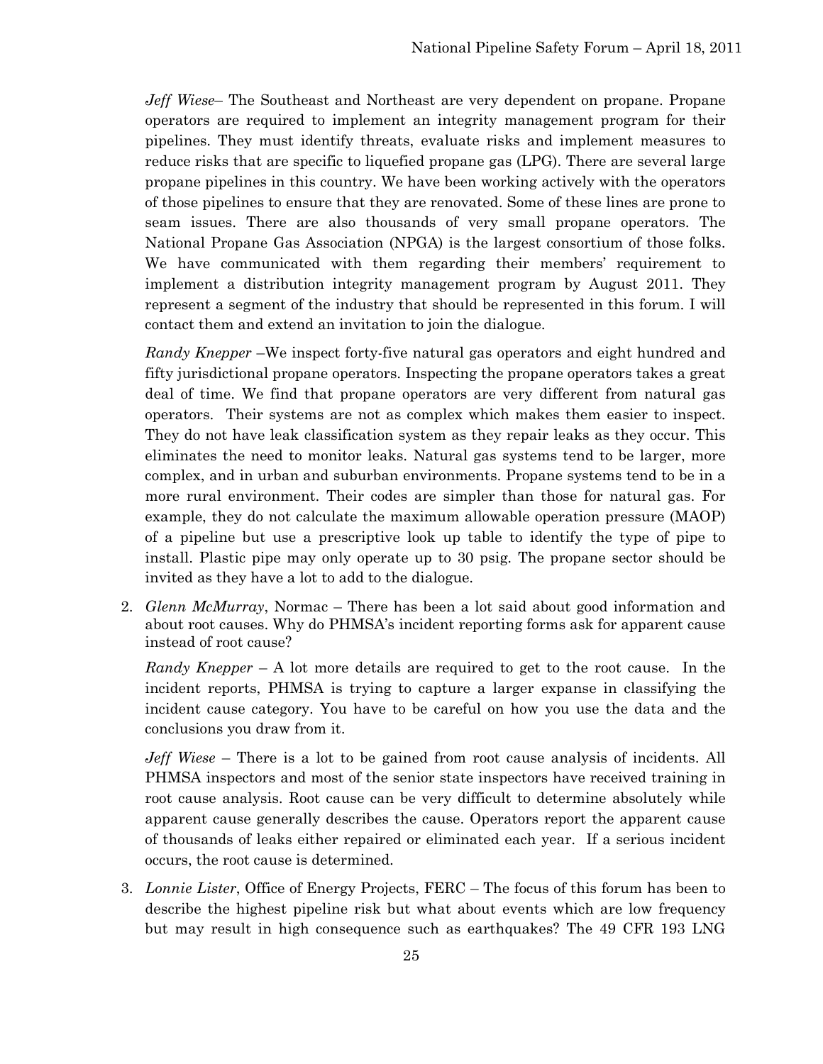*Jeff Wiese*– The Southeast and Northeast are very dependent on propane. Propane operators are required to implement an integrity management program for their pipelines. They must identify threats, evaluate risks and implement measures to reduce risks that are specific to liquefied propane gas (LPG). There are several large propane pipelines in this country. We have been working actively with the operators of those pipelines to ensure that they are renovated. Some of these lines are prone to seam issues. There are also thousands of very small propane operators. The National Propane Gas Association (NPGA) is the largest consortium of those folks. We have communicated with them regarding their members' requirement to implement a distribution integrity management program by August 2011. They represent a segment of the industry that should be represented in this forum. I will contact them and extend an invitation to join the dialogue.

*Randy Knepper* –We inspect forty-five natural gas operators and eight hundred and fifty jurisdictional propane operators. Inspecting the propane operators takes a great deal of time. We find that propane operators are very different from natural gas operators. Their systems are not as complex which makes them easier to inspect. They do not have leak classification system as they repair leaks as they occur. This eliminates the need to monitor leaks. Natural gas systems tend to be larger, more complex, and in urban and suburban environments. Propane systems tend to be in a more rural environment. Their codes are simpler than those for natural gas. For example, they do not calculate the maximum allowable operation pressure (MAOP) of a pipeline but use a prescriptive look up table to identify the type of pipe to install. Plastic pipe may only operate up to 30 psig. The propane sector should be invited as they have a lot to add to the dialogue.

2. *Glenn McMurray*, Normac – There has been a lot said about good information and about root causes. Why do PHMSA's incident reporting forms ask for apparent cause instead of root cause?

   *Randy Knepper* – A lot more details are required to get to the root cause. In the incident reports, PHMSA is trying to capture a larger expanse in classifying the incident cause category. You have to be careful on how you use the data and the conclusions you draw from it.

   *Jeff Wiese* – There is a lot to be gained from root cause analysis of incidents. All PHMSA inspectors and most of the senior state inspectors have received training in root cause analysis. Root cause can be very difficult to determine absolutely while apparent cause generally describes the cause. Operators report the apparent cause of thousands of leaks either repaired or eliminated each year. If a serious incident occurs, the root cause is determined.

3. *Lonnie Lister*, Office of Energy Projects, FERC – The focus of this forum has been to describe the highest pipeline risk but what about events which are low frequency but may result in high consequence such as earthquakes? The 49 CFR 193 LNG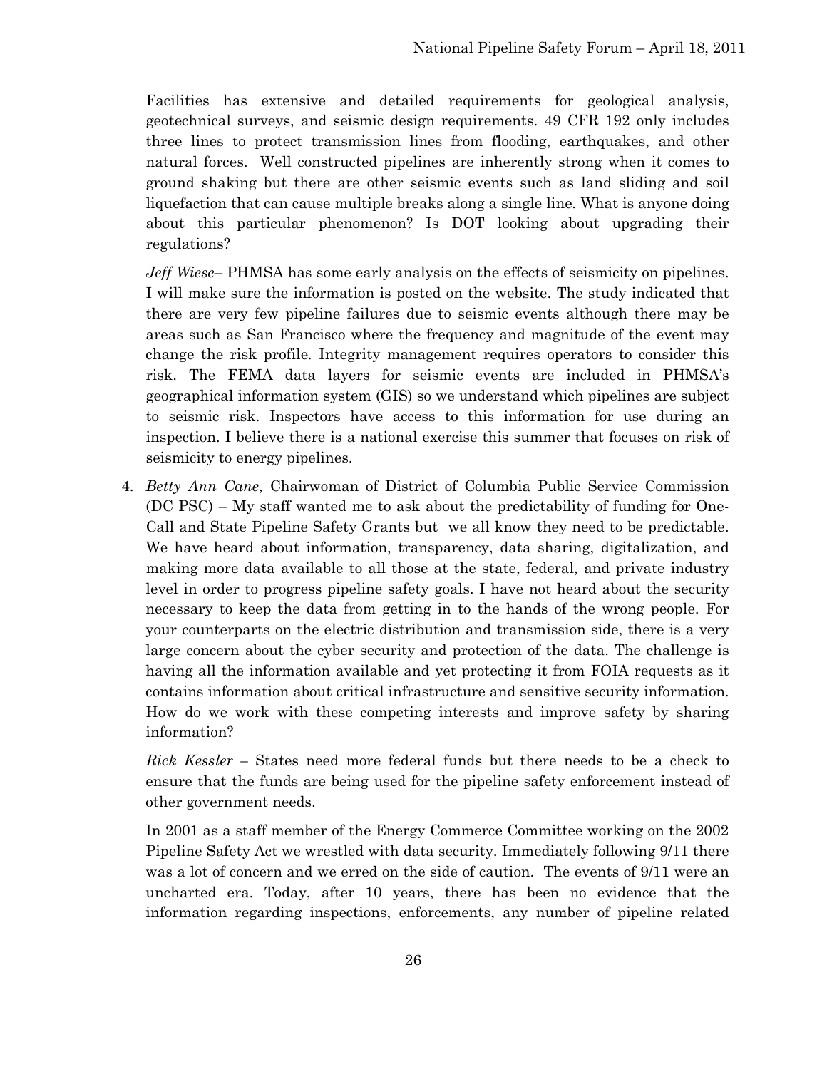Facilities has extensive and detailed requirements for geological analysis, geotechnical surveys, and seismic design requirements. 49 CFR 192 only includes three lines to protect transmission lines from flooding, earthquakes, and other natural forces. Well constructed pipelines are inherently strong when it comes to ground shaking but there are other seismic events such as land sliding and soil liquefaction that can cause multiple breaks along a single line. What is anyone doing about this particular phenomenon? Is DOT looking about upgrading their regulations?

*Jeff Wiese*– PHMSA has some early analysis on the effects of seismicity on pipelines. I will make sure the information is posted on the website. The study indicated that there are very few pipeline failures due to seismic events although there may be areas such as San Francisco where the frequency and magnitude of the event may change the risk profile. Integrity management requires operators to consider this risk. The FEMA data layers for seismic events are included in PHMSA's geographical information system (GIS) so we understand which pipelines are subject to seismic risk. Inspectors have access to this information for use during an inspection. I believe there is a national exercise this summer that focuses on risk of seismicity to energy pipelines.

4. *Betty Ann Cane*, Chairwoman of District of Columbia Public Service Commission (DC PSC) – My staff wanted me to ask about the predictability of funding for One-Call and State Pipeline Safety Grants but we all know they need to be predictable. We have heard about information, transparency, data sharing, digitalization, and making more data available to all those at the state, federal, and private industry level in order to progress pipeline safety goals. I have not heard about the security necessary to keep the data from getting in to the hands of the wrong people. For your counterparts on the electric distribution and transmission side, there is a very large concern about the cyber security and protection of the data. The challenge is having all the information available and yet protecting it from FOIA requests as it contains information about critical infrastructure and sensitive security information. How do we work with these competing interests and improve safety by sharing information?

   *Rick Kessler* – States need more federal funds but there needs to be a check to ensure that the funds are being used for the pipeline safety enforcement instead of other government needs.

   In 2001 as a staff member of the Energy Commerce Committee working on the 2002 Pipeline Safety Act we wrestled with data security. Immediately following 9/11 there was a lot of concern and we erred on the side of caution. The events of 9/11 were an uncharted era. Today, after 10 years, there has been no evidence that the information regarding inspections, enforcements, any number of pipeline related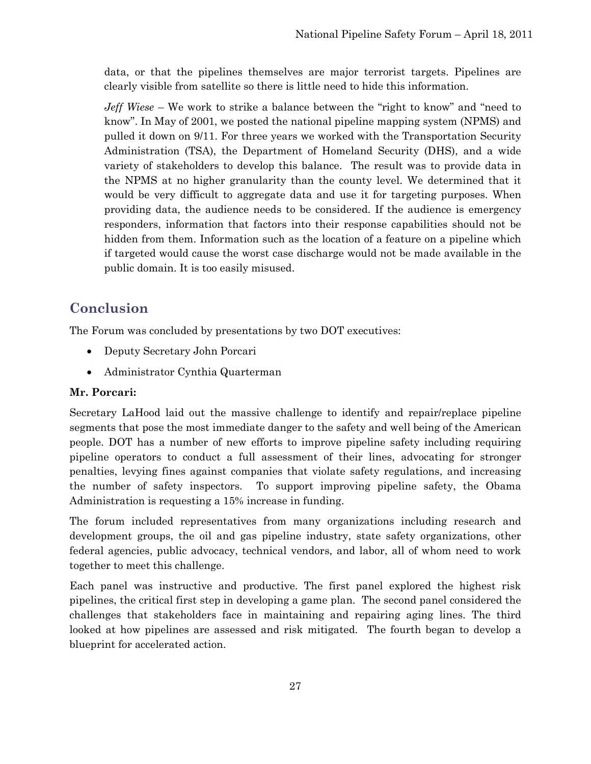data, or that the pipelines themselves are major terrorist targets. Pipelines are clearly visible from satellite so there is little need to hide this information.

*Jeff Wiese* – We work to strike a balance between the "right to know" and "need to know". In May of 2001, we posted the national pipeline mapping system (NPMS) and pulled it down on 9/11. For three years we worked with the Transportation Security Administration (TSA), the Department of Homeland Security (DHS), and a wide variety of stakeholders to develop this balance. The result was to provide data in the NPMS at no higher granularity than the county level. We determined that it would be very difficult to aggregate data and use it for targeting purposes. When providing data, the audience needs to be considered. If the audience is emergency responders, information that factors into their response capabilities should not be hidden from them. Information such as the location of a feature on a pipeline which if targeted would cause the worst case discharge would not be made available in the public domain. It is too easily misused.

## Conclusion

The Forum was concluded by presentations by two DOT executives:

- Deputy Secretary John Porcari
- Administrator Cynthia Quarterman

**Mr. Porcari:**

Secretary LaHood laid out the massive challenge to identify and repair/replace pipeline segments that pose the most immediate danger to the safety and well being of the American people. DOT has a number of new efforts to improve pipeline safety including requiring pipeline operators to conduct a full assessment of their lines, advocating for stronger penalties, levying fines against companies that violate safety regulations, and increasing the number of safety inspectors. To support improving pipeline safety, the Obama Administration is requesting a 15% increase in funding.

The forum included representatives from many organizations including research and development groups, the oil and gas pipeline industry, state safety organizations, other federal agencies, public advocacy, technical vendors, and labor, all of whom need to work together to meet this challenge.

Each panel was instructive and productive. The first panel explored the highest risk pipelines, the critical first step in developing a game plan. The second panel considered the challenges that stakeholders face in maintaining and repairing aging lines. The third looked at how pipelines are assessed and risk mitigated. The fourth began to develop a blueprint for accelerated action.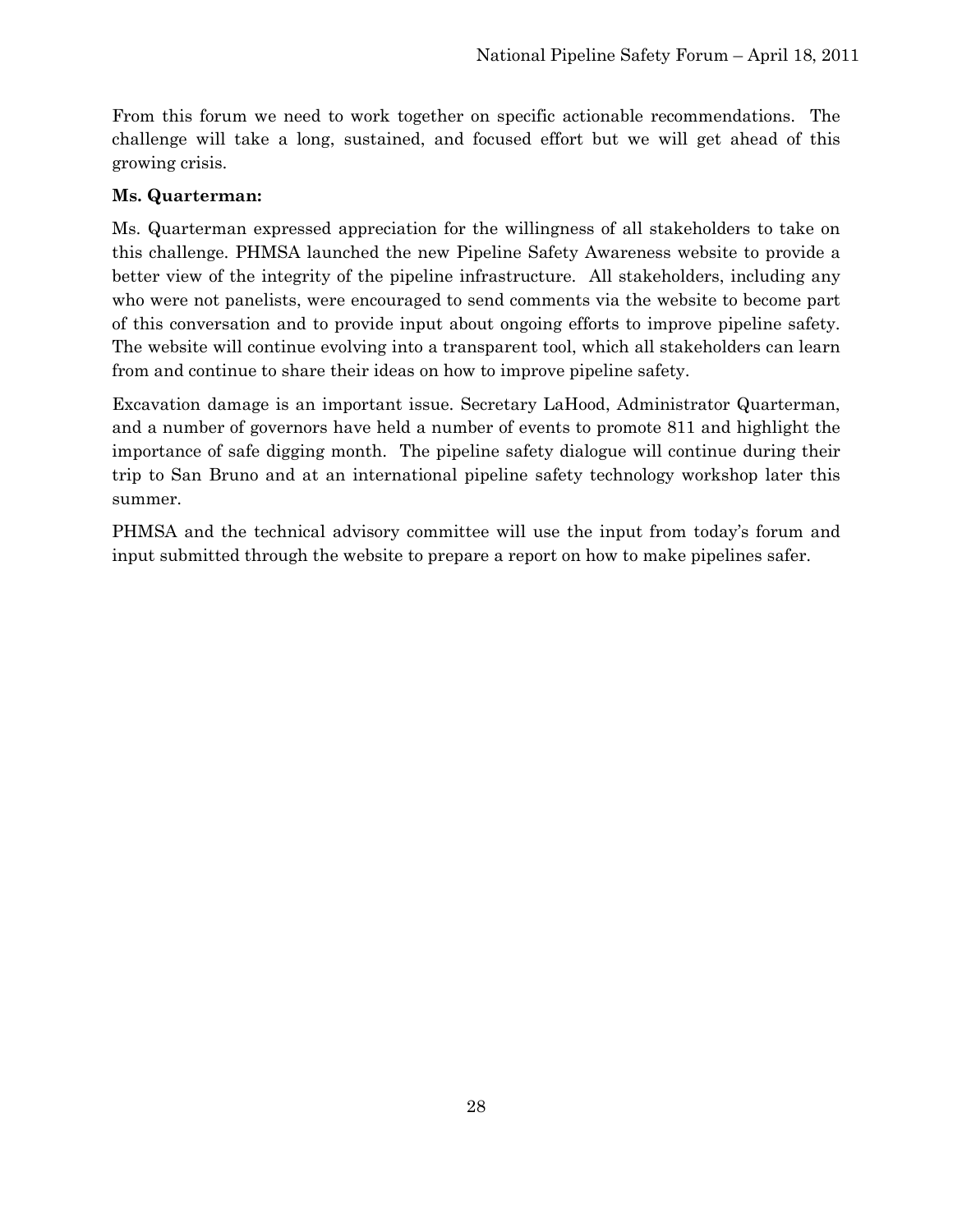From this forum we need to work together on specific actionable recommendations. The challenge will take a long, sustained, and focused effort but we will get ahead of this growing crisis.

**Ms. Quarterman:**

Ms. Quarterman expressed appreciation for the willingness of all stakeholders to take on this challenge. PHMSA launched the new Pipeline Safety Awareness website to provide a better view of the integrity of the pipeline infrastructure. All stakeholders, including any who were not panelists, were encouraged to send comments via the website to become part of this conversation and to provide input about ongoing efforts to improve pipeline safety. The website will continue evolving into a transparent tool, which all stakeholders can learn from and continue to share their ideas on how to improve pipeline safety.

Excavation damage is an important issue. Secretary LaHood, Administrator Quarterman, and a number of governors have held a number of events to promote 811 and highlight the importance of safe digging month. The pipeline safety dialogue will continue during their trip to San Bruno and at an international pipeline safety technology workshop later this summer.

PHMSA and the technical advisory committee will use the input from today's forum and input submitted through the website to prepare a report on how to make pipelines safer.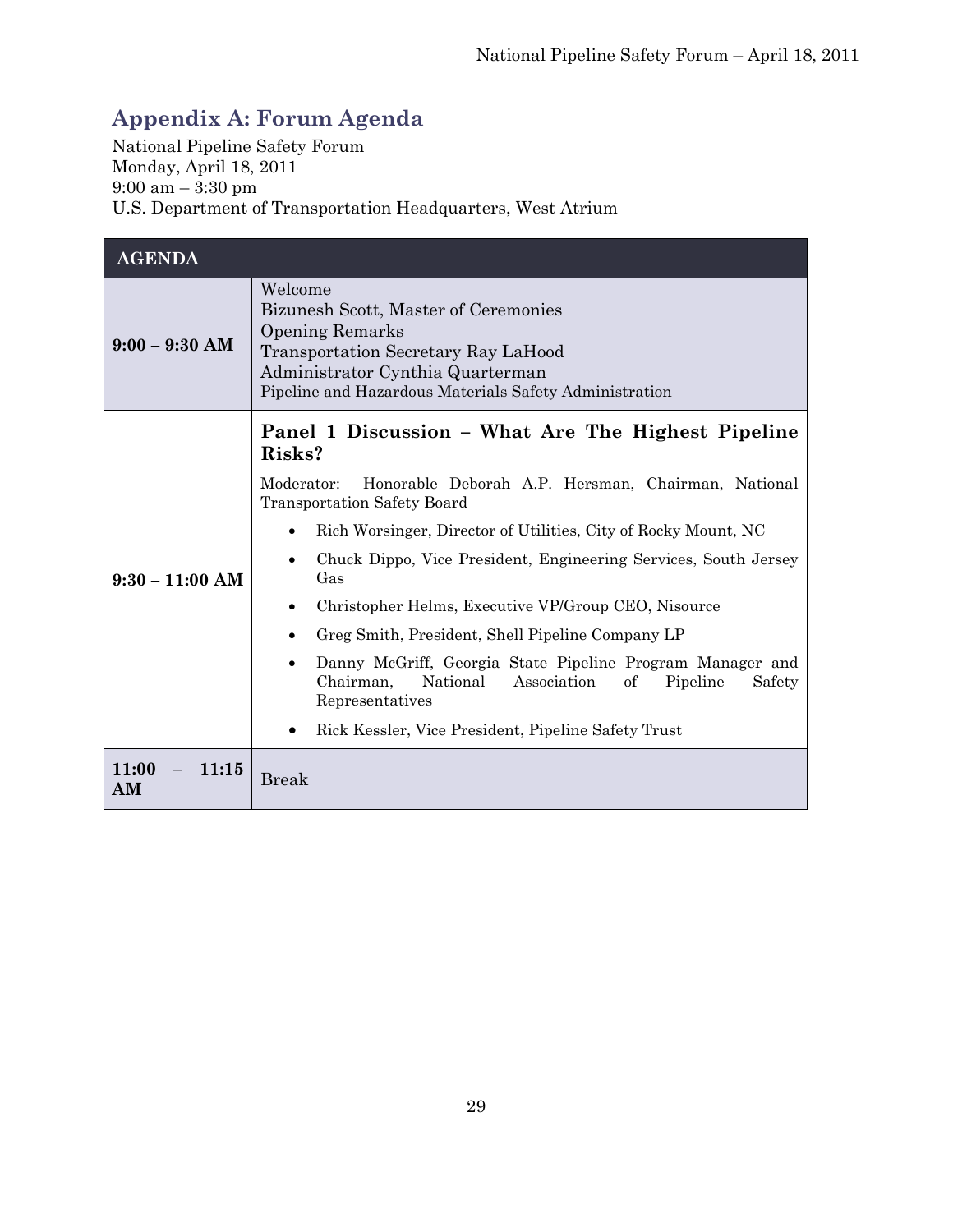## Appendix A: Forum Agenda

National Pipeline Safety Forum
Monday, April 18, 2011
9:00 am – 3:30 pm
U.S. Department of Transportation Headquarters, West Atrium

| AGENDA | |
|---|---|
| **9:00 – 9:30 AM** | Welcome<br>Bizunesh Scott, Master of Ceremonies<br>Opening Remarks<br>Transportation Secretary Ray LaHood<br>Administrator Cynthia Quarterman<br>Pipeline and Hazardous Materials Safety Administration |
| **9:30 – 11:00 AM** | **Panel 1 Discussion – What Are The Highest Pipeline Risks?**<br>Moderator: Honorable Deborah A.P. Hersman, Chairman, National Transportation Safety Board<br>• Rich Worsinger, Director of Utilities, City of Rocky Mount, NC<br>• Chuck Dippo, Vice President, Engineering Services, South Jersey Gas<br>• Christopher Helms, Executive VP/Group CEO, Nisource<br>• Greg Smith, President, Shell Pipeline Company LP<br>• Danny McGriff, Georgia State Pipeline Program Manager and Chairman, National Association of Pipeline Safety Representatives<br>• Rick Kessler, Vice President, Pipeline Safety Trust |
| **11:00 – 11:15 AM** | Break |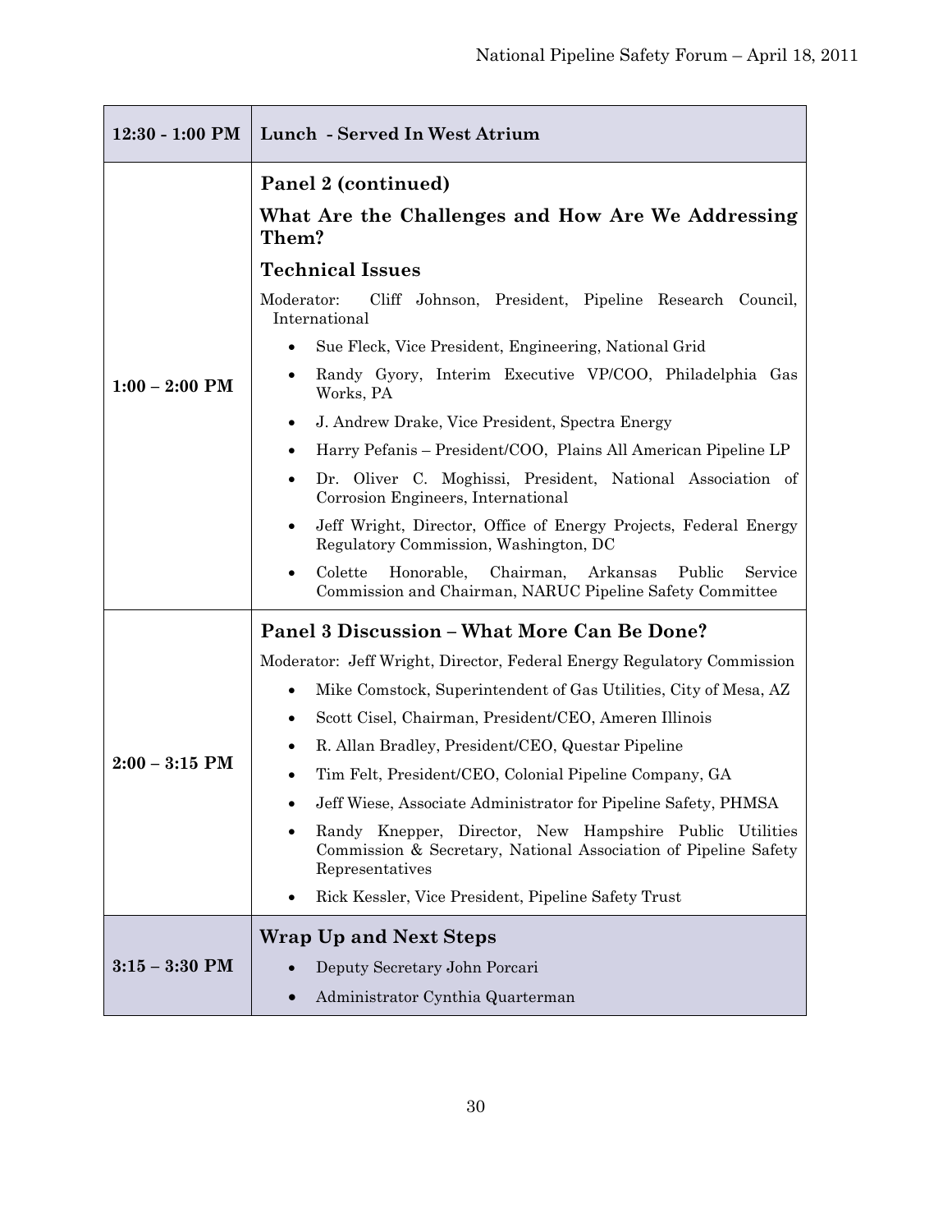| | |
|---|---|
| **12:30 - 1:00 PM** | **Lunch - Served In West Atrium** |
| **1:00 – 2:00 PM** | **Panel 2 (continued)**<br><br>**What Are the Challenges and How Are We Addressing Them?**<br><br>**Technical Issues**<br><br>Moderator: Cliff Johnson, President, Pipeline Research Council, International<br><br>• Sue Fleck, Vice President, Engineering, National Grid<br>• Randy Gyory, Interim Executive VP/COO, Philadelphia Gas Works, PA<br>• J. Andrew Drake, Vice President, Spectra Energy<br>• Harry Pefanis – President/COO, Plains All American Pipeline LP<br>• Dr. Oliver C. Moghissi, President, National Association of Corrosion Engineers, International<br>• Jeff Wright, Director, Office of Energy Projects, Federal Energy Regulatory Commission, Washington, DC<br>• Colette Honorable, Chairman, Arkansas Public Service Commission and Chairman, NARUC Pipeline Safety Committee |
| **2:00 – 3:15 PM** | **Panel 3 Discussion – What More Can Be Done?**<br><br>Moderator: Jeff Wright, Director, Federal Energy Regulatory Commission<br><br>• Mike Comstock, Superintendent of Gas Utilities, City of Mesa, AZ<br>• Scott Cisel, Chairman, President/CEO, Ameren Illinois<br>• R. Allan Bradley, President/CEO, Questar Pipeline<br>• Tim Felt, President/CEO, Colonial Pipeline Company, GA<br>• Jeff Wiese, Associate Administrator for Pipeline Safety, PHMSA<br>• Randy Knepper, Director, New Hampshire Public Utilities Commission & Secretary, National Association of Pipeline Safety Representatives<br>• Rick Kessler, Vice President, Pipeline Safety Trust |
| **3:15 – 3:30 PM** | **Wrap Up and Next Steps**<br><br>• Deputy Secretary John Porcari<br>• Administrator Cynthia Quarterman |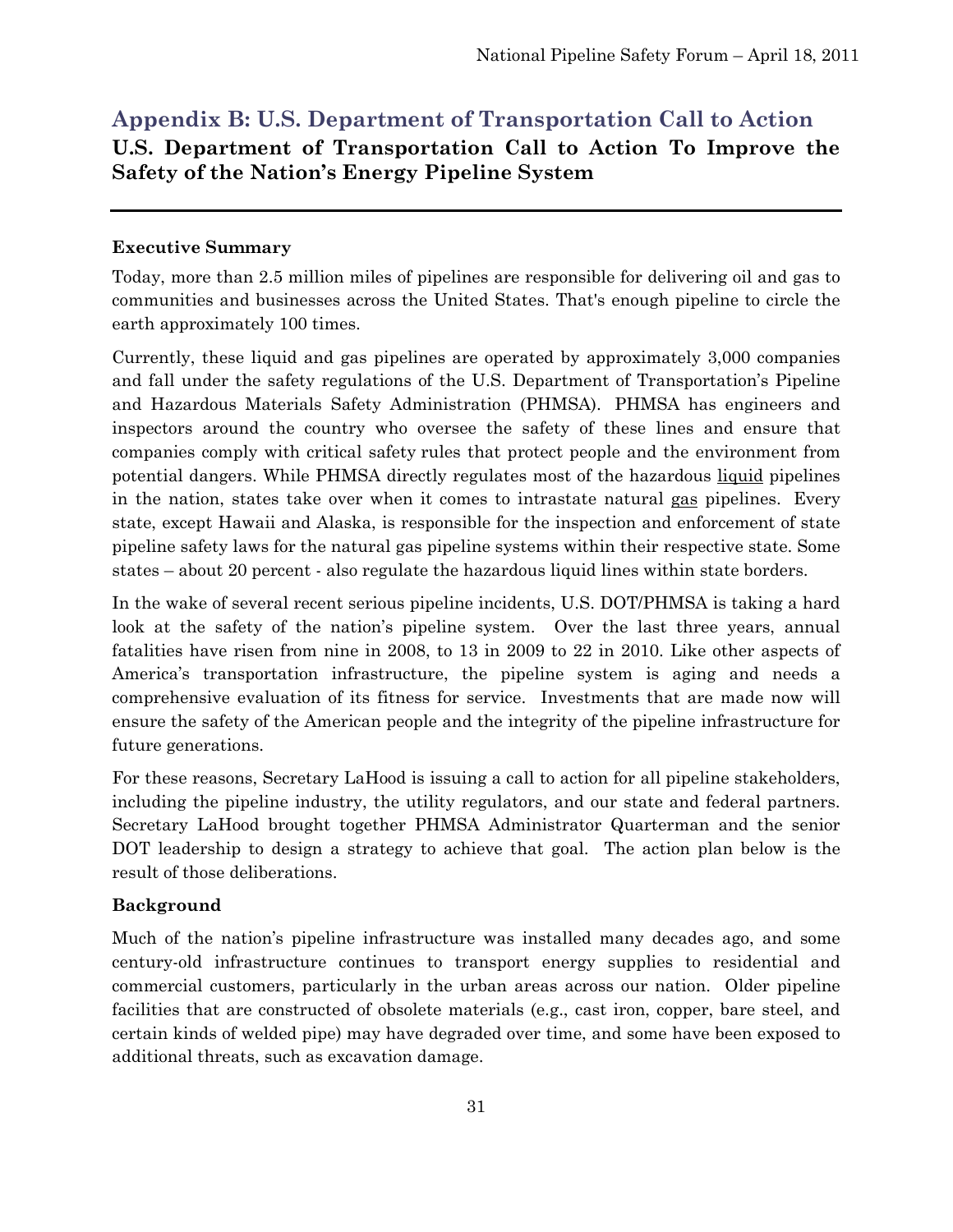# Appendix B: U.S. Department of Transportation Call to Action

## U.S. Department of Transportation Call to Action To Improve the Safety of the Nation's Energy Pipeline System

### Executive Summary

Today, more than 2.5 million miles of pipelines are responsible for delivering oil and gas to communities and businesses across the United States. That's enough pipeline to circle the earth approximately 100 times.

Currently, these liquid and gas pipelines are operated by approximately 3,000 companies and fall under the safety regulations of the U.S. Department of Transportation's Pipeline and Hazardous Materials Safety Administration (PHMSA). PHMSA has engineers and inspectors around the country who oversee the safety of these lines and ensure that companies comply with critical safety rules that protect people and the environment from potential dangers. While PHMSA directly regulates most of the hazardous liquid pipelines in the nation, states take over when it comes to intrastate natural gas pipelines. Every state, except Hawaii and Alaska, is responsible for the inspection and enforcement of state pipeline safety laws for the natural gas pipeline systems within their respective state. Some states – about 20 percent - also regulate the hazardous liquid lines within state borders.

In the wake of several recent serious pipeline incidents, U.S. DOT/PHMSA is taking a hard look at the safety of the nation's pipeline system. Over the last three years, annual fatalities have risen from nine in 2008, to 13 in 2009 to 22 in 2010. Like other aspects of America's transportation infrastructure, the pipeline system is aging and needs a comprehensive evaluation of its fitness for service. Investments that are made now will ensure the safety of the American people and the integrity of the pipeline infrastructure for future generations.

For these reasons, Secretary LaHood is issuing a call to action for all pipeline stakeholders, including the pipeline industry, the utility regulators, and our state and federal partners. Secretary LaHood brought together PHMSA Administrator Quarterman and the senior DOT leadership to design a strategy to achieve that goal. The action plan below is the result of those deliberations.

### Background

Much of the nation's pipeline infrastructure was installed many decades ago, and some century-old infrastructure continues to transport energy supplies to residential and commercial customers, particularly in the urban areas across our nation. Older pipeline facilities that are constructed of obsolete materials (e.g., cast iron, copper, bare steel, and certain kinds of welded pipe) may have degraded over time, and some have been exposed to additional threats, such as excavation damage.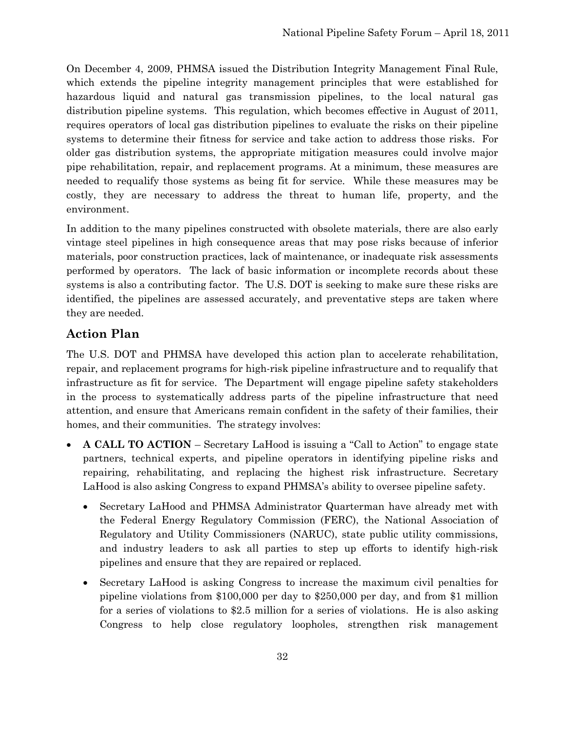On December 4, 2009, PHMSA issued the Distribution Integrity Management Final Rule, which extends the pipeline integrity management principles that were established for hazardous liquid and natural gas transmission pipelines, to the local natural gas distribution pipeline systems. This regulation, which becomes effective in August of 2011, requires operators of local gas distribution pipelines to evaluate the risks on their pipeline systems to determine their fitness for service and take action to address those risks. For older gas distribution systems, the appropriate mitigation measures could involve major pipe rehabilitation, repair, and replacement programs. At a minimum, these measures are needed to requalify those systems as being fit for service. While these measures may be costly, they are necessary to address the threat to human life, property, and the environment.

In addition to the many pipelines constructed with obsolete materials, there are also early vintage steel pipelines in high consequence areas that may pose risks because of inferior materials, poor construction practices, lack of maintenance, or inadequate risk assessments performed by operators. The lack of basic information or incomplete records about these systems is also a contributing factor. The U.S. DOT is seeking to make sure these risks are identified, the pipelines are assessed accurately, and preventative steps are taken where they are needed.

## Action Plan

The U.S. DOT and PHMSA have developed this action plan to accelerate rehabilitation, repair, and replacement programs for high-risk pipeline infrastructure and to requalify that infrastructure as fit for service. The Department will engage pipeline safety stakeholders in the process to systematically address parts of the pipeline infrastructure that need attention, and ensure that Americans remain confident in the safety of their families, their homes, and their communities. The strategy involves:

- **A CALL TO ACTION** – Secretary LaHood is issuing a "Call to Action" to engage state partners, technical experts, and pipeline operators in identifying pipeline risks and repairing, rehabilitating, and replacing the highest risk infrastructure. Secretary LaHood is also asking Congress to expand PHMSA's ability to oversee pipeline safety.
  - Secretary LaHood and PHMSA Administrator Quarterman have already met with the Federal Energy Regulatory Commission (FERC), the National Association of Regulatory and Utility Commissioners (NARUC), state public utility commissions, and industry leaders to ask all parties to step up efforts to identify high-risk pipelines and ensure that they are repaired or replaced.
  - Secretary LaHood is asking Congress to increase the maximum civil penalties for pipeline violations from $100,000 per day to $250,000 per day, and from $1 million for a series of violations to $2.5 million for a series of violations. He is also asking Congress to help close regulatory loopholes, strengthen risk management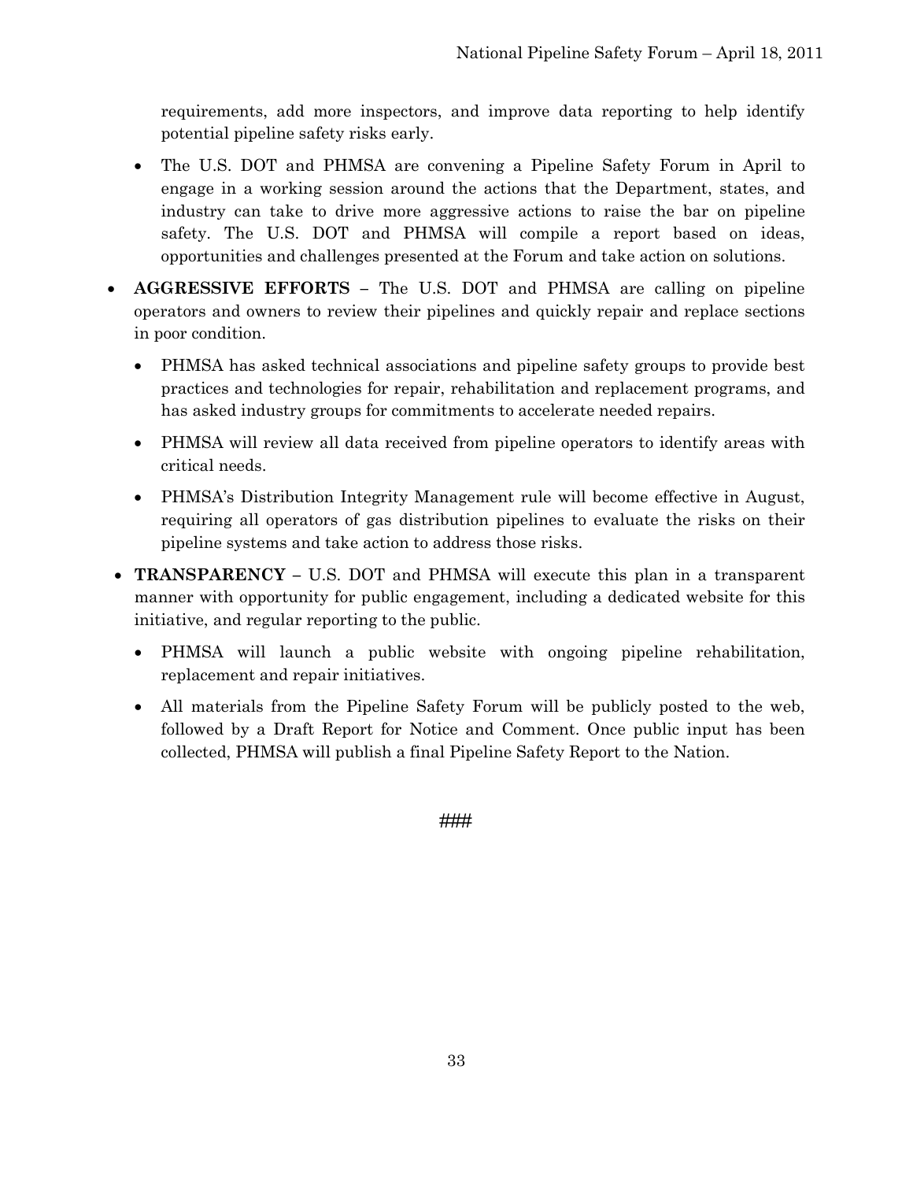requirements, add more inspectors, and improve data reporting to help identify potential pipeline safety risks early.

  - The U.S. DOT and PHMSA are convening a Pipeline Safety Forum in April to engage in a working session around the actions that the Department, states, and industry can take to drive more aggressive actions to raise the bar on pipeline safety. The U.S. DOT and PHMSA will compile a report based on ideas, opportunities and challenges presented at the Forum and take action on solutions.

- **AGGRESSIVE EFFORTS** – The U.S. DOT and PHMSA are calling on pipeline operators and owners to review their pipelines and quickly repair and replace sections in poor condition.
  - PHMSA has asked technical associations and pipeline safety groups to provide best practices and technologies for repair, rehabilitation and replacement programs, and has asked industry groups for commitments to accelerate needed repairs.
  - PHMSA will review all data received from pipeline operators to identify areas with critical needs.
  - PHMSA's Distribution Integrity Management rule will become effective in August, requiring all operators of gas distribution pipelines to evaluate the risks on their pipeline systems and take action to address those risks.

- **TRANSPARENCY** – U.S. DOT and PHMSA will execute this plan in a transparent manner with opportunity for public engagement, including a dedicated website for this initiative, and regular reporting to the public.
  - PHMSA will launch a public website with ongoing pipeline rehabilitation, replacement and repair initiatives.
  - All materials from the Pipeline Safety Forum will be publicly posted to the web, followed by a Draft Report for Notice and Comment. Once public input has been collected, PHMSA will publish a final Pipeline Safety Report to the Nation.

###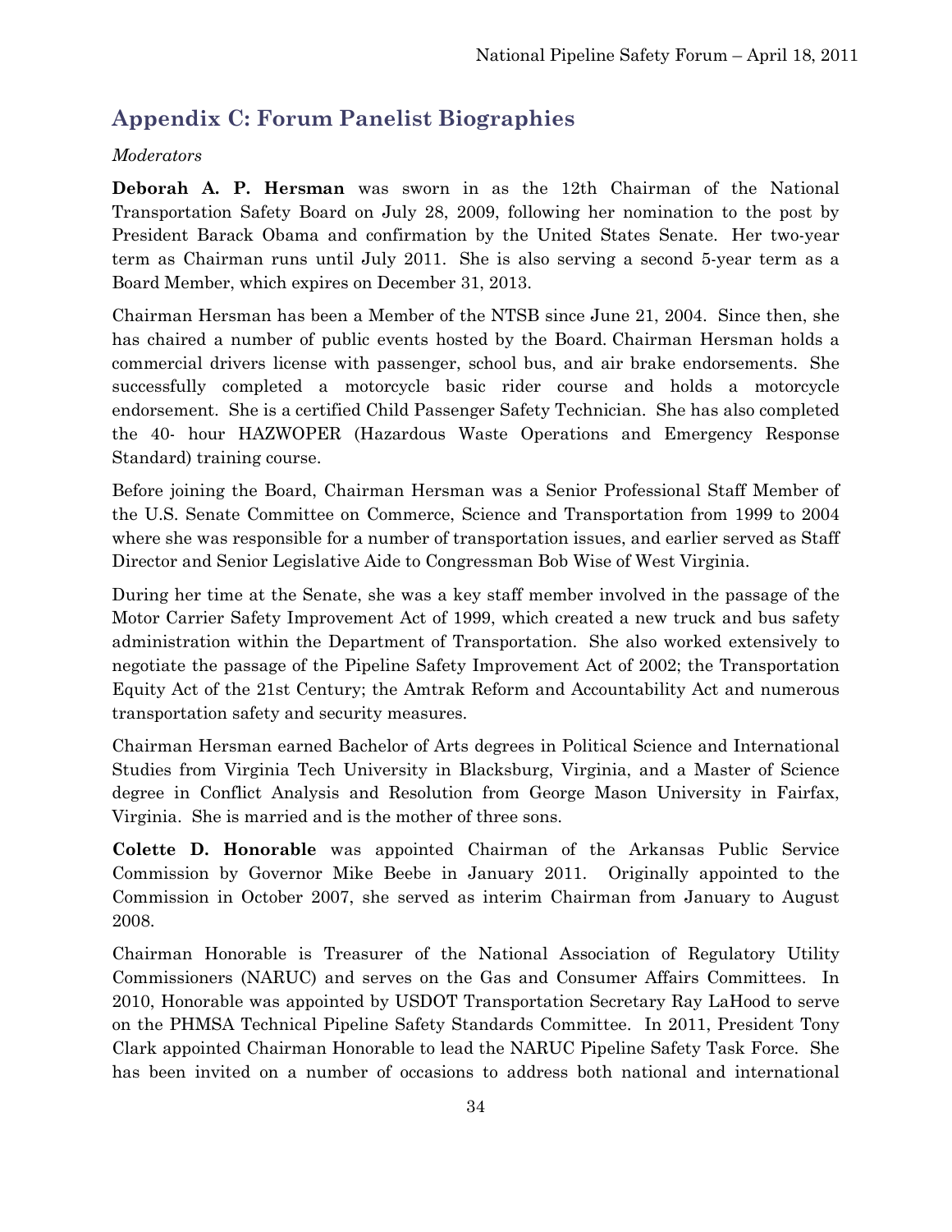## Appendix C: Forum Panelist Biographies

*Moderators*

**Deborah A. P. Hersman** was sworn in as the 12th Chairman of the National Transportation Safety Board on July 28, 2009, following her nomination to the post by President Barack Obama and confirmation by the United States Senate. Her two-year term as Chairman runs until July 2011. She is also serving a second 5-year term as a Board Member, which expires on December 31, 2013.

Chairman Hersman has been a Member of the NTSB since June 21, 2004. Since then, she has chaired a number of public events hosted by the Board. Chairman Hersman holds a commercial drivers license with passenger, school bus, and air brake endorsements. She successfully completed a motorcycle basic rider course and holds a motorcycle endorsement. She is a certified Child Passenger Safety Technician. She has also completed the 40- hour HAZWOPER (Hazardous Waste Operations and Emergency Response Standard) training course.

Before joining the Board, Chairman Hersman was a Senior Professional Staff Member of the U.S. Senate Committee on Commerce, Science and Transportation from 1999 to 2004 where she was responsible for a number of transportation issues, and earlier served as Staff Director and Senior Legislative Aide to Congressman Bob Wise of West Virginia.

During her time at the Senate, she was a key staff member involved in the passage of the Motor Carrier Safety Improvement Act of 1999, which created a new truck and bus safety administration within the Department of Transportation. She also worked extensively to negotiate the passage of the Pipeline Safety Improvement Act of 2002; the Transportation Equity Act of the 21st Century; the Amtrak Reform and Accountability Act and numerous transportation safety and security measures.

Chairman Hersman earned Bachelor of Arts degrees in Political Science and International Studies from Virginia Tech University in Blacksburg, Virginia, and a Master of Science degree in Conflict Analysis and Resolution from George Mason University in Fairfax, Virginia. She is married and is the mother of three sons.

**Colette D. Honorable** was appointed Chairman of the Arkansas Public Service Commission by Governor Mike Beebe in January 2011. Originally appointed to the Commission in October 2007, she served as interim Chairman from January to August 2008.

Chairman Honorable is Treasurer of the National Association of Regulatory Utility Commissioners (NARUC) and serves on the Gas and Consumer Affairs Committees. In 2010, Honorable was appointed by USDOT Transportation Secretary Ray LaHood to serve on the PHMSA Technical Pipeline Safety Standards Committee. In 2011, President Tony Clark appointed Chairman Honorable to lead the NARUC Pipeline Safety Task Force. She has been invited on a number of occasions to address both national and international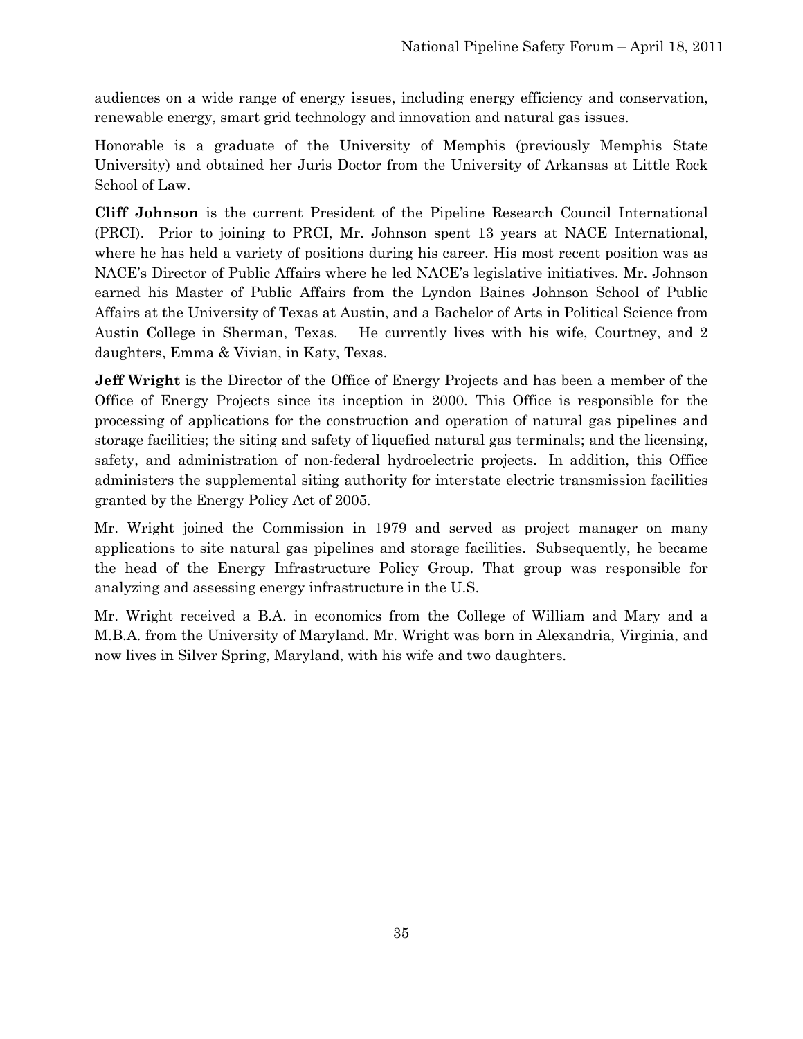audiences on a wide range of energy issues, including energy efficiency and conservation, renewable energy, smart grid technology and innovation and natural gas issues.

Honorable is a graduate of the University of Memphis (previously Memphis State University) and obtained her Juris Doctor from the University of Arkansas at Little Rock School of Law.

**Cliff Johnson** is the current President of the Pipeline Research Council International (PRCI). Prior to joining to PRCI, Mr. Johnson spent 13 years at NACE International, where he has held a variety of positions during his career. His most recent position was as NACE's Director of Public Affairs where he led NACE's legislative initiatives. Mr. Johnson earned his Master of Public Affairs from the Lyndon Baines Johnson School of Public Affairs at the University of Texas at Austin, and a Bachelor of Arts in Political Science from Austin College in Sherman, Texas. He currently lives with his wife, Courtney, and 2 daughters, Emma & Vivian, in Katy, Texas.

**Jeff Wright** is the Director of the Office of Energy Projects and has been a member of the Office of Energy Projects since its inception in 2000. This Office is responsible for the processing of applications for the construction and operation of natural gas pipelines and storage facilities; the siting and safety of liquefied natural gas terminals; and the licensing, safety, and administration of non-federal hydroelectric projects. In addition, this Office administers the supplemental siting authority for interstate electric transmission facilities granted by the Energy Policy Act of 2005.

Mr. Wright joined the Commission in 1979 and served as project manager on many applications to site natural gas pipelines and storage facilities. Subsequently, he became the head of the Energy Infrastructure Policy Group. That group was responsible for analyzing and assessing energy infrastructure in the U.S.

Mr. Wright received a B.A. in economics from the College of William and Mary and a M.B.A. from the University of Maryland. Mr. Wright was born in Alexandria, Virginia, and now lives in Silver Spring, Maryland, with his wife and two daughters.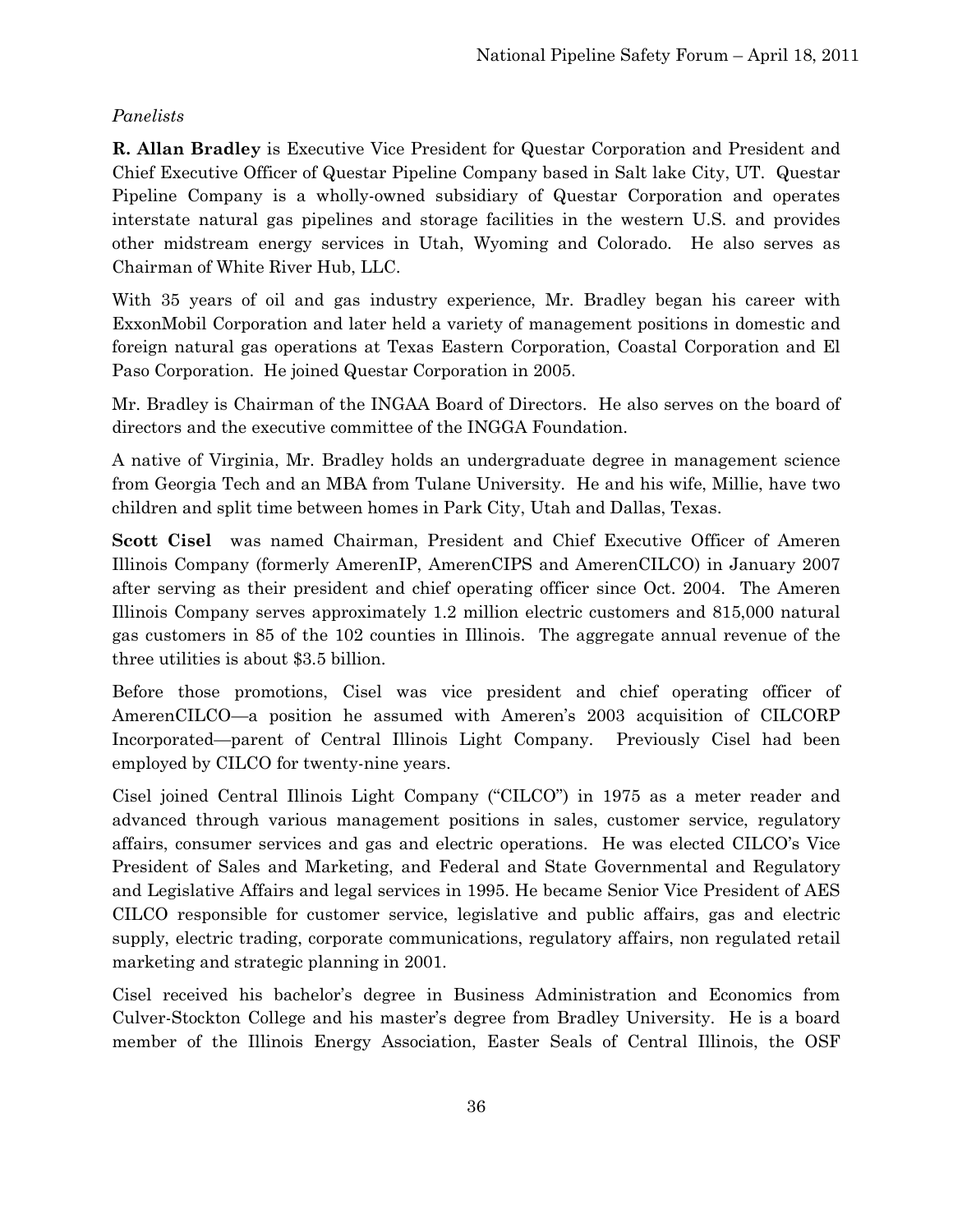*Panelists*

**R. Allan Bradley** is Executive Vice President for Questar Corporation and President and Chief Executive Officer of Questar Pipeline Company based in Salt lake City, UT. Questar Pipeline Company is a wholly-owned subsidiary of Questar Corporation and operates interstate natural gas pipelines and storage facilities in the western U.S. and provides other midstream energy services in Utah, Wyoming and Colorado. He also serves as Chairman of White River Hub, LLC.

With 35 years of oil and gas industry experience, Mr. Bradley began his career with ExxonMobil Corporation and later held a variety of management positions in domestic and foreign natural gas operations at Texas Eastern Corporation, Coastal Corporation and El Paso Corporation. He joined Questar Corporation in 2005.

Mr. Bradley is Chairman of the INGAA Board of Directors. He also serves on the board of directors and the executive committee of the INGGA Foundation.

A native of Virginia, Mr. Bradley holds an undergraduate degree in management science from Georgia Tech and an MBA from Tulane University. He and his wife, Millie, have two children and split time between homes in Park City, Utah and Dallas, Texas.

**Scott Cisel** was named Chairman, President and Chief Executive Officer of Ameren Illinois Company (formerly AmerenIP, AmerenCIPS and AmerenCILCO) in January 2007 after serving as their president and chief operating officer since Oct. 2004. The Ameren Illinois Company serves approximately 1.2 million electric customers and 815,000 natural gas customers in 85 of the 102 counties in Illinois. The aggregate annual revenue of the three utilities is about $3.5 billion.

Before those promotions, Cisel was vice president and chief operating officer of AmerenCILCO—a position he assumed with Ameren's 2003 acquisition of CILCORP Incorporated—parent of Central Illinois Light Company. Previously Cisel had been employed by CILCO for twenty-nine years.

Cisel joined Central Illinois Light Company ("CILCO") in 1975 as a meter reader and advanced through various management positions in sales, customer service, regulatory affairs, consumer services and gas and electric operations. He was elected CILCO's Vice President of Sales and Marketing, and Federal and State Governmental and Regulatory and Legislative Affairs and legal services in 1995. He became Senior Vice President of AES CILCO responsible for customer service, legislative and public affairs, gas and electric supply, electric trading, corporate communications, regulatory affairs, non regulated retail marketing and strategic planning in 2001.

Cisel received his bachelor's degree in Business Administration and Economics from Culver-Stockton College and his master's degree from Bradley University. He is a board member of the Illinois Energy Association, Easter Seals of Central Illinois, the OSF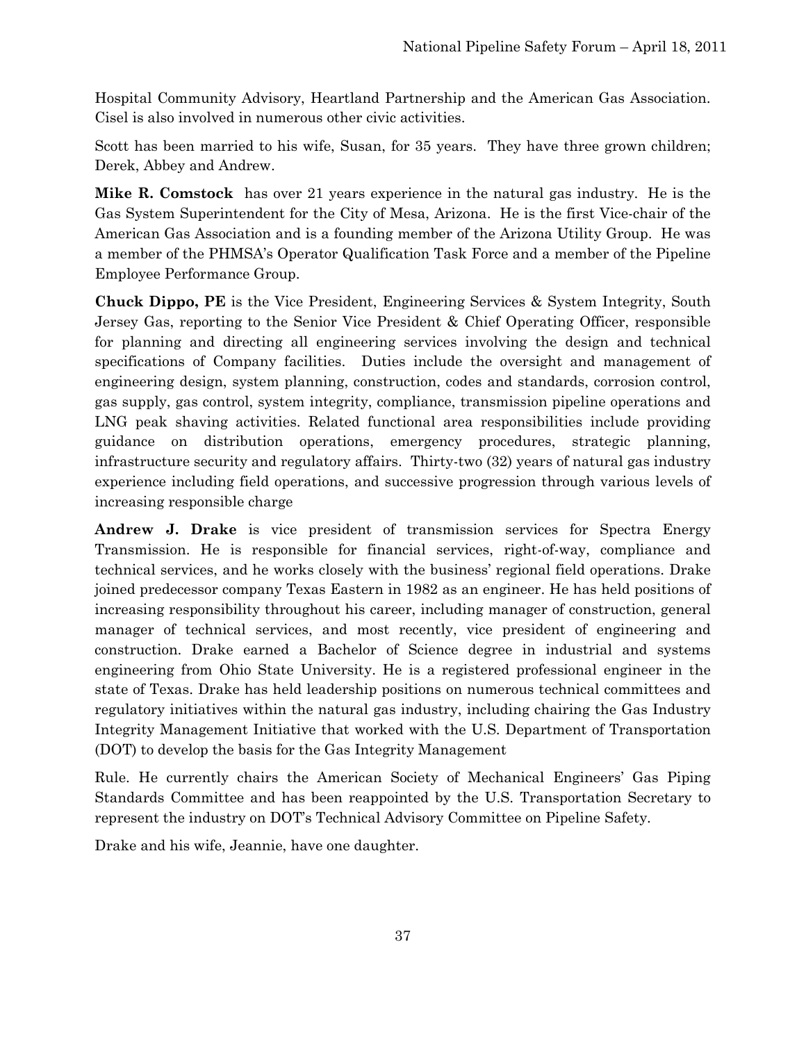Hospital Community Advisory, Heartland Partnership and the American Gas Association. Cisel is also involved in numerous other civic activities.

Scott has been married to his wife, Susan, for 35 years. They have three grown children; Derek, Abbey and Andrew.

**Mike R. Comstock** has over 21 years experience in the natural gas industry. He is the Gas System Superintendent for the City of Mesa, Arizona. He is the first Vice-chair of the American Gas Association and is a founding member of the Arizona Utility Group. He was a member of the PHMSA's Operator Qualification Task Force and a member of the Pipeline Employee Performance Group.

**Chuck Dippo, PE** is the Vice President, Engineering Services & System Integrity, South Jersey Gas, reporting to the Senior Vice President & Chief Operating Officer, responsible for planning and directing all engineering services involving the design and technical specifications of Company facilities. Duties include the oversight and management of engineering design, system planning, construction, codes and standards, corrosion control, gas supply, gas control, system integrity, compliance, transmission pipeline operations and LNG peak shaving activities. Related functional area responsibilities include providing guidance on distribution operations, emergency procedures, strategic planning, infrastructure security and regulatory affairs. Thirty-two (32) years of natural gas industry experience including field operations, and successive progression through various levels of increasing responsible charge

**Andrew J. Drake** is vice president of transmission services for Spectra Energy Transmission. He is responsible for financial services, right-of-way, compliance and technical services, and he works closely with the business' regional field operations. Drake joined predecessor company Texas Eastern in 1982 as an engineer. He has held positions of increasing responsibility throughout his career, including manager of construction, general manager of technical services, and most recently, vice president of engineering and construction. Drake earned a Bachelor of Science degree in industrial and systems engineering from Ohio State University. He is a registered professional engineer in the state of Texas. Drake has held leadership positions on numerous technical committees and regulatory initiatives within the natural gas industry, including chairing the Gas Industry Integrity Management Initiative that worked with the U.S. Department of Transportation (DOT) to develop the basis for the Gas Integrity Management

Rule. He currently chairs the American Society of Mechanical Engineers' Gas Piping Standards Committee and has been reappointed by the U.S. Transportation Secretary to represent the industry on DOT's Technical Advisory Committee on Pipeline Safety.

Drake and his wife, Jeannie, have one daughter.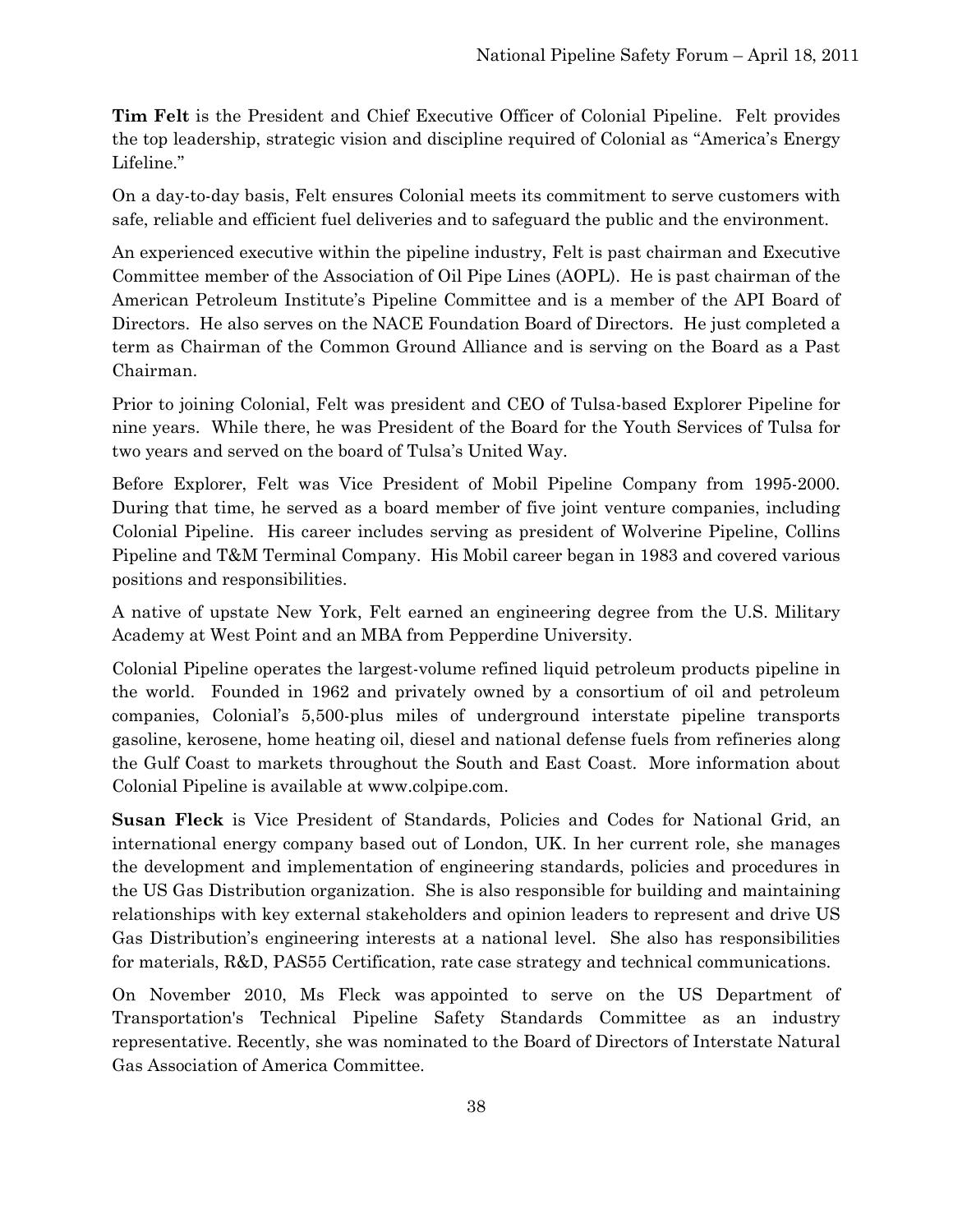**Tim Felt** is the President and Chief Executive Officer of Colonial Pipeline. Felt provides the top leadership, strategic vision and discipline required of Colonial as "America's Energy Lifeline."

On a day-to-day basis, Felt ensures Colonial meets its commitment to serve customers with safe, reliable and efficient fuel deliveries and to safeguard the public and the environment.

An experienced executive within the pipeline industry, Felt is past chairman and Executive Committee member of the Association of Oil Pipe Lines (AOPL). He is past chairman of the American Petroleum Institute's Pipeline Committee and is a member of the API Board of Directors. He also serves on the NACE Foundation Board of Directors. He just completed a term as Chairman of the Common Ground Alliance and is serving on the Board as a Past Chairman.

Prior to joining Colonial, Felt was president and CEO of Tulsa-based Explorer Pipeline for nine years. While there, he was President of the Board for the Youth Services of Tulsa for two years and served on the board of Tulsa's United Way.

Before Explorer, Felt was Vice President of Mobil Pipeline Company from 1995-2000. During that time, he served as a board member of five joint venture companies, including Colonial Pipeline. His career includes serving as president of Wolverine Pipeline, Collins Pipeline and T&M Terminal Company. His Mobil career began in 1983 and covered various positions and responsibilities.

A native of upstate New York, Felt earned an engineering degree from the U.S. Military Academy at West Point and an MBA from Pepperdine University.

Colonial Pipeline operates the largest-volume refined liquid petroleum products pipeline in the world. Founded in 1962 and privately owned by a consortium of oil and petroleum companies, Colonial's 5,500-plus miles of underground interstate pipeline transports gasoline, kerosene, home heating oil, diesel and national defense fuels from refineries along the Gulf Coast to markets throughout the South and East Coast. More information about Colonial Pipeline is available at www.colpipe.com.

**Susan Fleck** is Vice President of Standards, Policies and Codes for National Grid, an international energy company based out of London, UK. In her current role, she manages the development and implementation of engineering standards, policies and procedures in the US Gas Distribution organization. She is also responsible for building and maintaining relationships with key external stakeholders and opinion leaders to represent and drive US Gas Distribution's engineering interests at a national level. She also has responsibilities for materials, R&D, PAS55 Certification, rate case strategy and technical communications.

On November 2010, Ms Fleck was appointed to serve on the US Department of Transportation's Technical Pipeline Safety Standards Committee as an industry representative. Recently, she was nominated to the Board of Directors of Interstate Natural Gas Association of America Committee.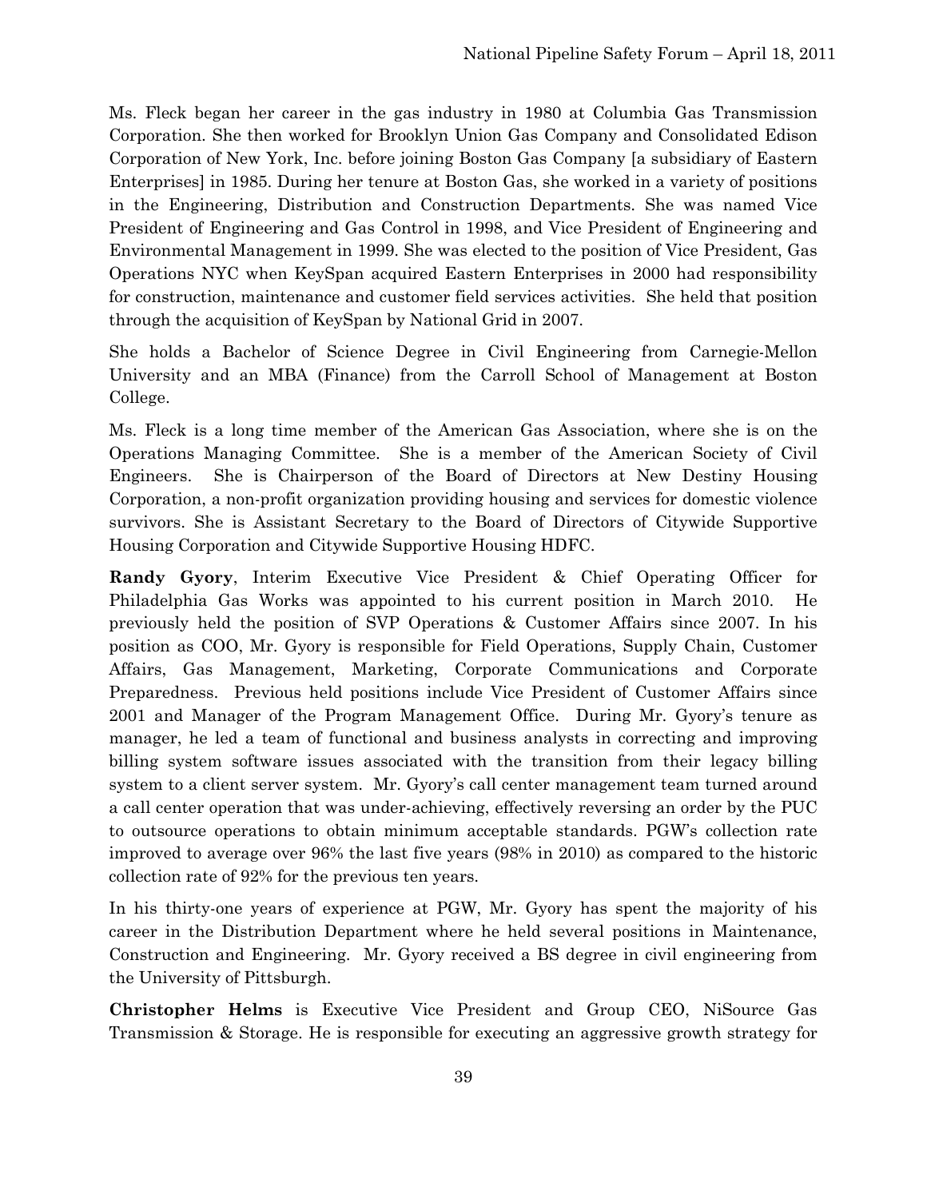Ms. Fleck began her career in the gas industry in 1980 at Columbia Gas Transmission Corporation. She then worked for Brooklyn Union Gas Company and Consolidated Edison Corporation of New York, Inc. before joining Boston Gas Company [a subsidiary of Eastern Enterprises] in 1985. During her tenure at Boston Gas, she worked in a variety of positions in the Engineering, Distribution and Construction Departments. She was named Vice President of Engineering and Gas Control in 1998, and Vice President of Engineering and Environmental Management in 1999. She was elected to the position of Vice President, Gas Operations NYC when KeySpan acquired Eastern Enterprises in 2000 had responsibility for construction, maintenance and customer field services activities. She held that position through the acquisition of KeySpan by National Grid in 2007.

She holds a Bachelor of Science Degree in Civil Engineering from Carnegie-Mellon University and an MBA (Finance) from the Carroll School of Management at Boston College.

Ms. Fleck is a long time member of the American Gas Association, where she is on the Operations Managing Committee. She is a member of the American Society of Civil Engineers. She is Chairperson of the Board of Directors at New Destiny Housing Corporation, a non-profit organization providing housing and services for domestic violence survivors. She is Assistant Secretary to the Board of Directors of Citywide Supportive Housing Corporation and Citywide Supportive Housing HDFC.

**Randy Gyory**, Interim Executive Vice President & Chief Operating Officer for Philadelphia Gas Works was appointed to his current position in March 2010. He previously held the position of SVP Operations & Customer Affairs since 2007. In his position as COO, Mr. Gyory is responsible for Field Operations, Supply Chain, Customer Affairs, Gas Management, Marketing, Corporate Communications and Corporate Preparedness. Previous held positions include Vice President of Customer Affairs since 2001 and Manager of the Program Management Office. During Mr. Gyory's tenure as manager, he led a team of functional and business analysts in correcting and improving billing system software issues associated with the transition from their legacy billing system to a client server system. Mr. Gyory's call center management team turned around a call center operation that was under-achieving, effectively reversing an order by the PUC to outsource operations to obtain minimum acceptable standards. PGW's collection rate improved to average over 96% the last five years (98% in 2010) as compared to the historic collection rate of 92% for the previous ten years.

In his thirty-one years of experience at PGW, Mr. Gyory has spent the majority of his career in the Distribution Department where he held several positions in Maintenance, Construction and Engineering. Mr. Gyory received a BS degree in civil engineering from the University of Pittsburgh.

**Christopher Helms** is Executive Vice President and Group CEO, NiSource Gas Transmission & Storage. He is responsible for executing an aggressive growth strategy for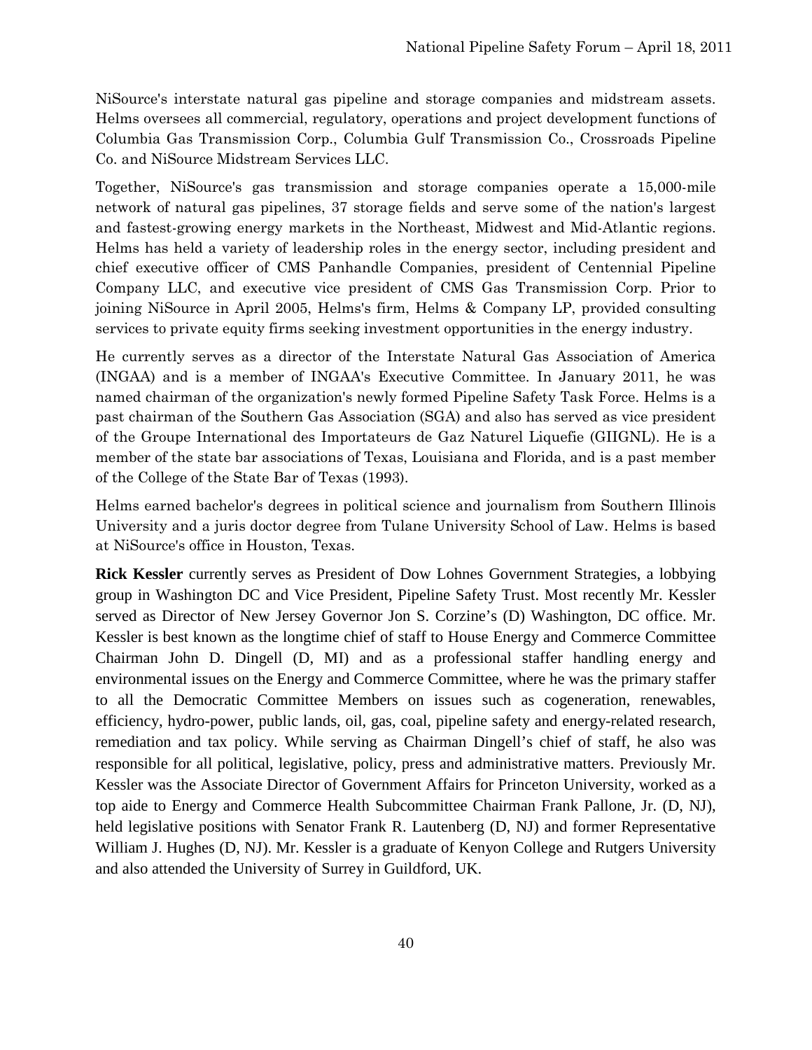NiSource's interstate natural gas pipeline and storage companies and midstream assets. Helms oversees all commercial, regulatory, operations and project development functions of Columbia Gas Transmission Corp., Columbia Gulf Transmission Co., Crossroads Pipeline Co. and NiSource Midstream Services LLC.

Together, NiSource's gas transmission and storage companies operate a 15,000-mile network of natural gas pipelines, 37 storage fields and serve some of the nation's largest and fastest-growing energy markets in the Northeast, Midwest and Mid-Atlantic regions. Helms has held a variety of leadership roles in the energy sector, including president and chief executive officer of CMS Panhandle Companies, president of Centennial Pipeline Company LLC, and executive vice president of CMS Gas Transmission Corp. Prior to joining NiSource in April 2005, Helms's firm, Helms & Company LP, provided consulting services to private equity firms seeking investment opportunities in the energy industry.

He currently serves as a director of the Interstate Natural Gas Association of America (INGAA) and is a member of INGAA's Executive Committee. In January 2011, he was named chairman of the organization's newly formed Pipeline Safety Task Force. Helms is a past chairman of the Southern Gas Association (SGA) and also has served as vice president of the Groupe International des Importateurs de Gaz Naturel Liquefie (GIIGNL). He is a member of the state bar associations of Texas, Louisiana and Florida, and is a past member of the College of the State Bar of Texas (1993).

Helms earned bachelor's degrees in political science and journalism from Southern Illinois University and a juris doctor degree from Tulane University School of Law. Helms is based at NiSource's office in Houston, Texas.

**Rick Kessler** currently serves as President of Dow Lohnes Government Strategies, a lobbying group in Washington DC and Vice President, Pipeline Safety Trust. Most recently Mr. Kessler served as Director of New Jersey Governor Jon S. Corzine's (D) Washington, DC office. Mr. Kessler is best known as the longtime chief of staff to House Energy and Commerce Committee Chairman John D. Dingell (D, MI) and as a professional staffer handling energy and environmental issues on the Energy and Commerce Committee, where he was the primary staffer to all the Democratic Committee Members on issues such as cogeneration, renewables, efficiency, hydro-power, public lands, oil, gas, coal, pipeline safety and energy-related research, remediation and tax policy. While serving as Chairman Dingell's chief of staff, he also was responsible for all political, legislative, policy, press and administrative matters. Previously Mr. Kessler was the Associate Director of Government Affairs for Princeton University, worked as a top aide to Energy and Commerce Health Subcommittee Chairman Frank Pallone, Jr. (D, NJ), held legislative positions with Senator Frank R. Lautenberg (D, NJ) and former Representative William J. Hughes (D, NJ). Mr. Kessler is a graduate of Kenyon College and Rutgers University and also attended the University of Surrey in Guildford, UK.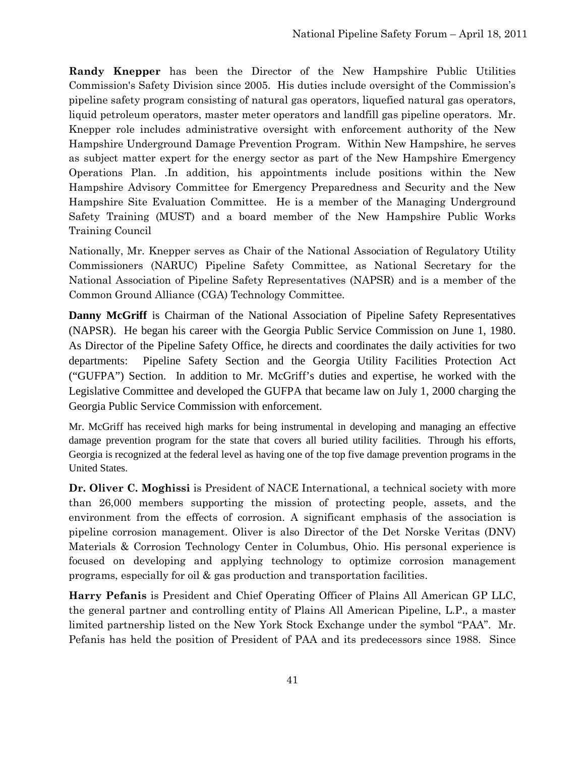**Randy Knepper** has been the Director of the New Hampshire Public Utilities Commission's Safety Division since 2005. His duties include oversight of the Commission's pipeline safety program consisting of natural gas operators, liquefied natural gas operators, liquid petroleum operators, master meter operators and landfill gas pipeline operators. Mr. Knepper role includes administrative oversight with enforcement authority of the New Hampshire Underground Damage Prevention Program. Within New Hampshire, he serves as subject matter expert for the energy sector as part of the New Hampshire Emergency Operations Plan. .In addition, his appointments include positions within the New Hampshire Advisory Committee for Emergency Preparedness and Security and the New Hampshire Site Evaluation Committee. He is a member of the Managing Underground Safety Training (MUST) and a board member of the New Hampshire Public Works Training Council

Nationally, Mr. Knepper serves as Chair of the National Association of Regulatory Utility Commissioners (NARUC) Pipeline Safety Committee, as National Secretary for the National Association of Pipeline Safety Representatives (NAPSR) and is a member of the Common Ground Alliance (CGA) Technology Committee.

**Danny McGriff** is Chairman of the National Association of Pipeline Safety Representatives (NAPSR). He began his career with the Georgia Public Service Commission on June 1, 1980. As Director of the Pipeline Safety Office, he directs and coordinates the daily activities for two departments: Pipeline Safety Section and the Georgia Utility Facilities Protection Act ("GUFPA") Section. In addition to Mr. McGriff's duties and expertise, he worked with the Legislative Committee and developed the GUFPA that became law on July 1, 2000 charging the Georgia Public Service Commission with enforcement.

Mr. McGriff has received high marks for being instrumental in developing and managing an effective damage prevention program for the state that covers all buried utility facilities. Through his efforts, Georgia is recognized at the federal level as having one of the top five damage prevention programs in the United States.

**Dr. Oliver C. Moghissi** is President of NACE International, a technical society with more than 26,000 members supporting the mission of protecting people, assets, and the environment from the effects of corrosion. A significant emphasis of the association is pipeline corrosion management. Oliver is also Director of the Det Norske Veritas (DNV) Materials & Corrosion Technology Center in Columbus, Ohio. His personal experience is focused on developing and applying technology to optimize corrosion management programs, especially for oil & gas production and transportation facilities.

**Harry Pefanis** is President and Chief Operating Officer of Plains All American GP LLC, the general partner and controlling entity of Plains All American Pipeline, L.P., a master limited partnership listed on the New York Stock Exchange under the symbol "PAA". Mr. Pefanis has held the position of President of PAA and its predecessors since 1988. Since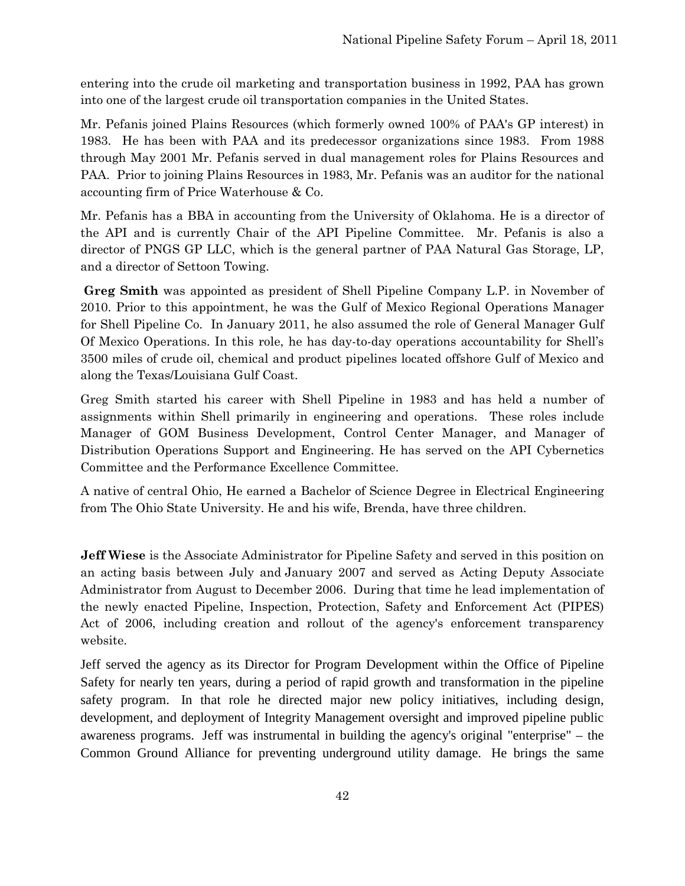entering into the crude oil marketing and transportation business in 1992, PAA has grown into one of the largest crude oil transportation companies in the United States.

Mr. Pefanis joined Plains Resources (which formerly owned 100% of PAA's GP interest) in 1983. He has been with PAA and its predecessor organizations since 1983. From 1988 through May 2001 Mr. Pefanis served in dual management roles for Plains Resources and PAA. Prior to joining Plains Resources in 1983, Mr. Pefanis was an auditor for the national accounting firm of Price Waterhouse & Co.

Mr. Pefanis has a BBA in accounting from the University of Oklahoma. He is a director of the API and is currently Chair of the API Pipeline Committee. Mr. Pefanis is also a director of PNGS GP LLC, which is the general partner of PAA Natural Gas Storage, LP, and a director of Settoon Towing.

**Greg Smith** was appointed as president of Shell Pipeline Company L.P. in November of 2010. Prior to this appointment, he was the Gulf of Mexico Regional Operations Manager for Shell Pipeline Co. In January 2011, he also assumed the role of General Manager Gulf Of Mexico Operations. In this role, he has day-to-day operations accountability for Shell's 3500 miles of crude oil, chemical and product pipelines located offshore Gulf of Mexico and along the Texas/Louisiana Gulf Coast.

Greg Smith started his career with Shell Pipeline in 1983 and has held a number of assignments within Shell primarily in engineering and operations. These roles include Manager of GOM Business Development, Control Center Manager, and Manager of Distribution Operations Support and Engineering. He has served on the API Cybernetics Committee and the Performance Excellence Committee.

A native of central Ohio, He earned a Bachelor of Science Degree in Electrical Engineering from The Ohio State University. He and his wife, Brenda, have three children.

**Jeff Wiese** is the Associate Administrator for Pipeline Safety and served in this position on an acting basis between July and January 2007 and served as Acting Deputy Associate Administrator from August to December 2006. During that time he lead implementation of the newly enacted Pipeline, Inspection, Protection, Safety and Enforcement Act (PIPES) Act of 2006, including creation and rollout of the agency's enforcement transparency website.

Jeff served the agency as its Director for Program Development within the Office of Pipeline Safety for nearly ten years, during a period of rapid growth and transformation in the pipeline safety program. In that role he directed major new policy initiatives, including design, development, and deployment of Integrity Management oversight and improved pipeline public awareness programs. Jeff was instrumental in building the agency's original "enterprise" – the Common Ground Alliance for preventing underground utility damage. He brings the same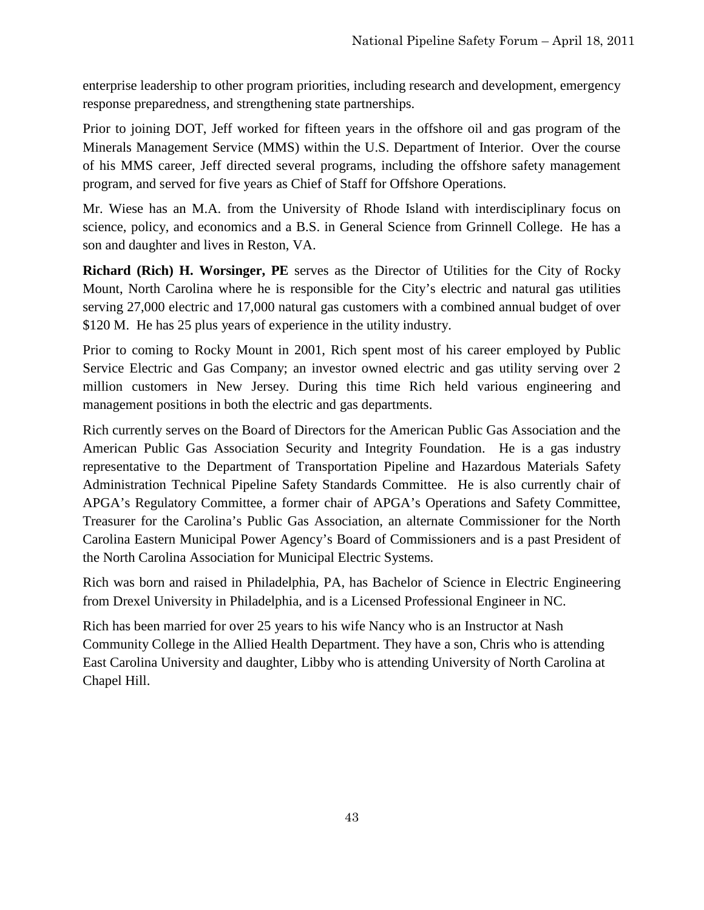enterprise leadership to other program priorities, including research and development, emergency response preparedness, and strengthening state partnerships.

Prior to joining DOT, Jeff worked for fifteen years in the offshore oil and gas program of the Minerals Management Service (MMS) within the U.S. Department of Interior. Over the course of his MMS career, Jeff directed several programs, including the offshore safety management program, and served for five years as Chief of Staff for Offshore Operations.

Mr. Wiese has an M.A. from the University of Rhode Island with interdisciplinary focus on science, policy, and economics and a B.S. in General Science from Grinnell College. He has a son and daughter and lives in Reston, VA.

**Richard (Rich) H. Worsinger, PE** serves as the Director of Utilities for the City of Rocky Mount, North Carolina where he is responsible for the City's electric and natural gas utilities serving 27,000 electric and 17,000 natural gas customers with a combined annual budget of over $120 M. He has 25 plus years of experience in the utility industry.

Prior to coming to Rocky Mount in 2001, Rich spent most of his career employed by Public Service Electric and Gas Company; an investor owned electric and gas utility serving over 2 million customers in New Jersey. During this time Rich held various engineering and management positions in both the electric and gas departments.

Rich currently serves on the Board of Directors for the American Public Gas Association and the American Public Gas Association Security and Integrity Foundation. He is a gas industry representative to the Department of Transportation Pipeline and Hazardous Materials Safety Administration Technical Pipeline Safety Standards Committee. He is also currently chair of APGA's Regulatory Committee, a former chair of APGA's Operations and Safety Committee, Treasurer for the Carolina's Public Gas Association, an alternate Commissioner for the North Carolina Eastern Municipal Power Agency's Board of Commissioners and is a past President of the North Carolina Association for Municipal Electric Systems.

Rich was born and raised in Philadelphia, PA, has Bachelor of Science in Electric Engineering from Drexel University in Philadelphia, and is a Licensed Professional Engineer in NC.

Rich has been married for over 25 years to his wife Nancy who is an Instructor at Nash Community College in the Allied Health Department. They have a son, Chris who is attending East Carolina University and daughter, Libby who is attending University of North Carolina at Chapel Hill.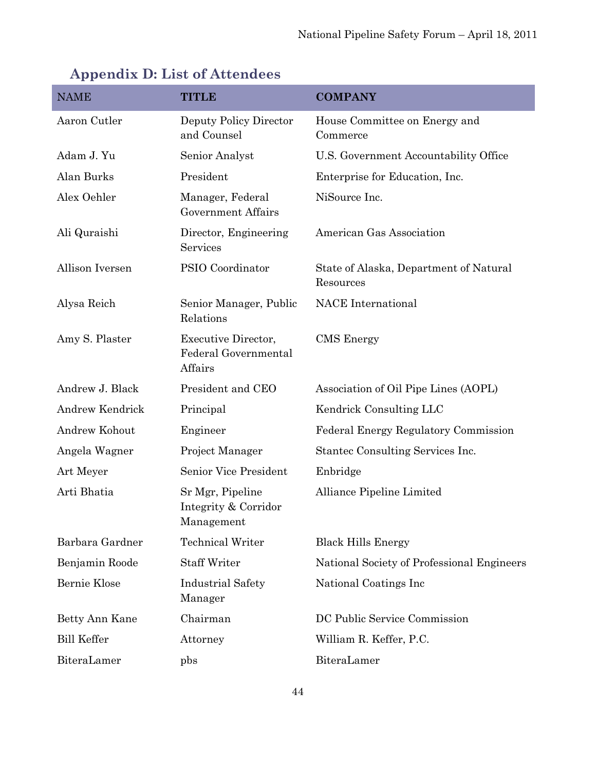## Appendix D: List of Attendees

| NAME | TITLE | COMPANY |
|---|---|---|
| Aaron Cutler | Deputy Policy Director and Counsel | House Committee on Energy and Commerce |
| Adam J. Yu | Senior Analyst | U.S. Government Accountability Office |
| Alan Burks | President | Enterprise for Education, Inc. |
| Alex Oehler | Manager, Federal Government Affairs | NiSource Inc. |
| Ali Quraishi | Director, Engineering Services | American Gas Association |
| Allison Iversen | PSIO Coordinator | State of Alaska, Department of Natural Resources |
| Alysa Reich | Senior Manager, Public Relations | NACE International |
| Amy S. Plaster | Executive Director, Federal Governmental Affairs | CMS Energy |
| Andrew J. Black | President and CEO | Association of Oil Pipe Lines (AOPL) |
| Andrew Kendrick | Principal | Kendrick Consulting LLC |
| Andrew Kohout | Engineer | Federal Energy Regulatory Commission |
| Angela Wagner | Project Manager | Stantec Consulting Services Inc. |
| Art Meyer | Senior Vice President | Enbridge |
| Arti Bhatia | Sr Mgr, Pipeline Integrity & Corridor Management | Alliance Pipeline Limited |
| Barbara Gardner | Technical Writer | Black Hills Energy |
| Benjamin Roode | Staff Writer | National Society of Professional Engineers |
| Bernie Klose | Industrial Safety Manager | National Coatings Inc |
| Betty Ann Kane | Chairman | DC Public Service Commission |
| Bill Keffer | Attorney | William R. Keffer, P.C. |
| BiteraLamer | pbs | BiteraLamer |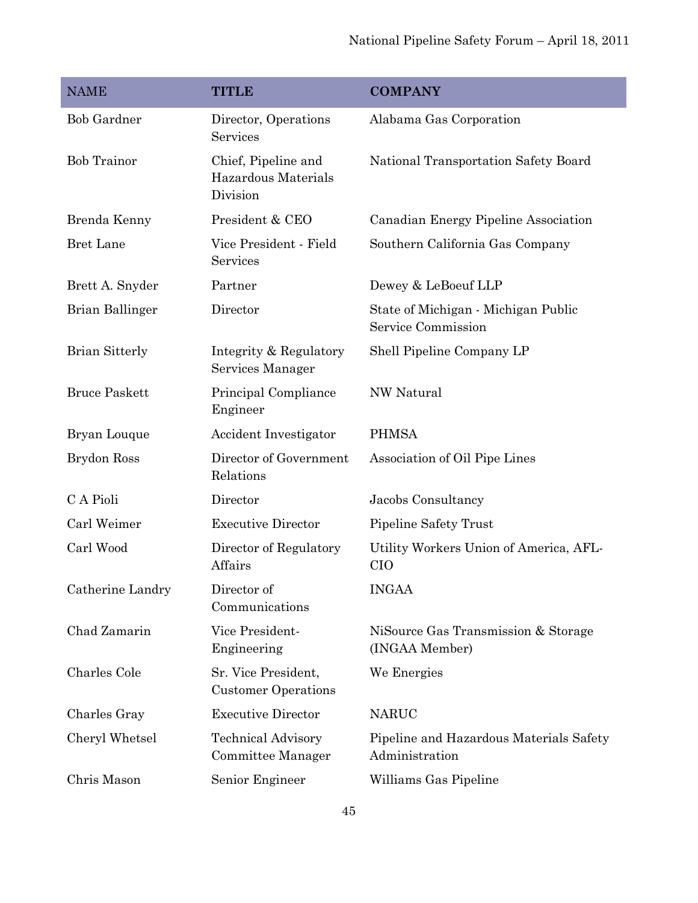| NAME | TITLE | COMPANY |
| --- | --- | --- |
| Bob Gardner | Director, Operations Services | Alabama Gas Corporation |
| Bob Trainor | Chief, Pipeline and Hazardous Materials Division | National Transportation Safety Board |
| Brenda Kenny | President & CEO | Canadian Energy Pipeline Association |
| Bret Lane | Vice President - Field Services | Southern California Gas Company |
| Brett A. Snyder | Partner | Dewey & LeBoeuf LLP |
| Brian Ballinger | Director | State of Michigan - Michigan Public Service Commission |
| Brian Sitterly | Integrity & Regulatory Services Manager | Shell Pipeline Company LP |
| Bruce Paskett | Principal Compliance Engineer | NW Natural |
| Bryan Louque | Accident Investigator | PHMSA |
| Brydon Ross | Director of Government Relations | Association of Oil Pipe Lines |
| C A Pioli | Director | Jacobs Consultancy |
| Carl Weimer | Executive Director | Pipeline Safety Trust |
| Carl Wood | Director of Regulatory Affairs | Utility Workers Union of America, AFL-CIO |
| Catherine Landry | Director of Communications | INGAA |
| Chad Zamarin | Vice President-Engineering | NiSource Gas Transmission & Storage (INGAA Member) |
| Charles Cole | Sr. Vice President, Customer Operations | We Energies |
| Charles Gray | Executive Director | NARUC |
| Cheryl Whetsel | Technical Advisory Committee Manager | Pipeline and Hazardous Materials Safety Administration |
| Chris Mason | Senior Engineer | Williams Gas Pipeline |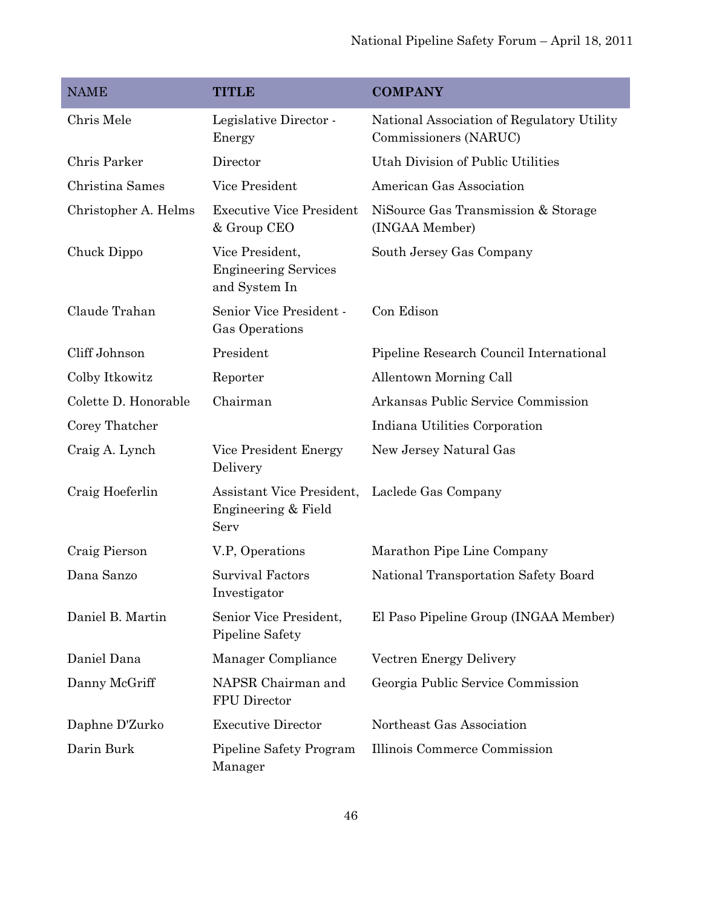| NAME | TITLE | COMPANY |
|---|---|---|
| Chris Mele | Legislative Director - Energy | National Association of Regulatory Utility Commissioners (NARUC) |
| Chris Parker | Director | Utah Division of Public Utilities |
| Christina Sames | Vice President | American Gas Association |
| Christopher A. Helms | Executive Vice President & Group CEO | NiSource Gas Transmission & Storage (INGAA Member) |
| Chuck Dippo | Vice President, Engineering Services and System In | South Jersey Gas Company |
| Claude Trahan | Senior Vice President - Gas Operations | Con Edison |
| Cliff Johnson | President | Pipeline Research Council International |
| Colby Itkowitz | Reporter | Allentown Morning Call |
| Colette D. Honorable | Chairman | Arkansas Public Service Commission |
| Corey Thatcher | | Indiana Utilities Corporation |
| Craig A. Lynch | Vice President Energy Delivery | New Jersey Natural Gas |
| Craig Hoeferlin | Assistant Vice President, Engineering & Field Serv | Laclede Gas Company |
| Craig Pierson | V.P, Operations | Marathon Pipe Line Company |
| Dana Sanzo | Survival Factors Investigator | National Transportation Safety Board |
| Daniel B. Martin | Senior Vice President, Pipeline Safety | El Paso Pipeline Group (INGAA Member) |
| Daniel Dana | Manager Compliance | Vectren Energy Delivery |
| Danny McGriff | NAPSR Chairman and FPU Director | Georgia Public Service Commission |
| Daphne D'Zurko | Executive Director | Northeast Gas Association |
| Darin Burk | Pipeline Safety Program Manager | Illinois Commerce Commission |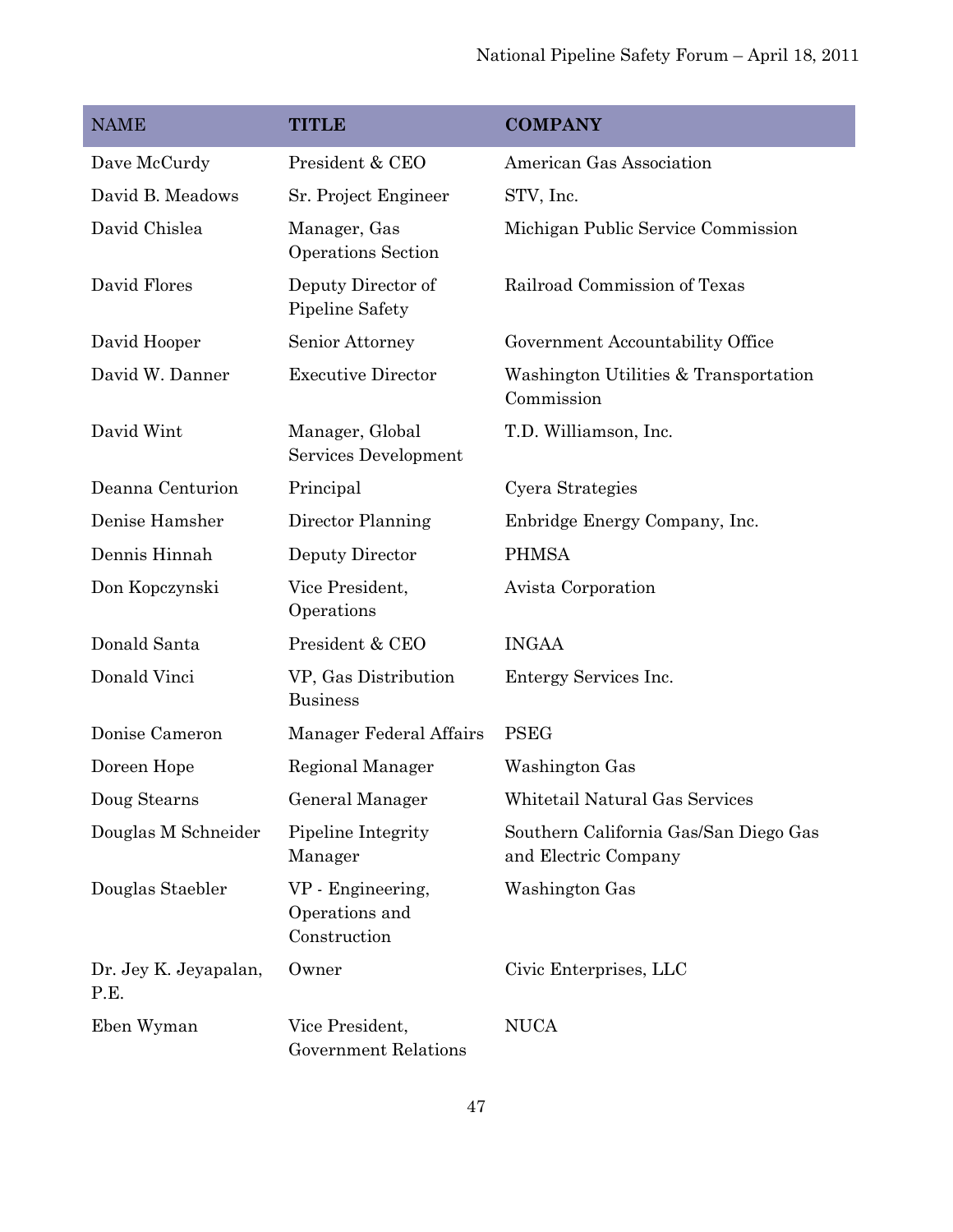| NAME | TITLE | COMPANY |
| --- | --- | --- |
| Dave McCurdy | President & CEO | American Gas Association |
| David B. Meadows | Sr. Project Engineer | STV, Inc. |
| David Chislea | Manager, Gas Operations Section | Michigan Public Service Commission |
| David Flores | Deputy Director of Pipeline Safety | Railroad Commission of Texas |
| David Hooper | Senior Attorney | Government Accountability Office |
| David W. Danner | Executive Director | Washington Utilities & Transportation Commission |
| David Wint | Manager, Global Services Development | T.D. Williamson, Inc. |
| Deanna Centurion | Principal | Cyera Strategies |
| Denise Hamsher | Director Planning | Enbridge Energy Company, Inc. |
| Dennis Hinnah | Deputy Director | PHMSA |
| Don Kopczynski | Vice President, Operations | Avista Corporation |
| Donald Santa | President & CEO | INGAA |
| Donald Vinci | VP, Gas Distribution Business | Entergy Services Inc. |
| Donise Cameron | Manager Federal Affairs | PSEG |
| Doreen Hope | Regional Manager | Washington Gas |
| Doug Stearns | General Manager | Whitetail Natural Gas Services |
| Douglas M Schneider | Pipeline Integrity Manager | Southern California Gas/San Diego Gas and Electric Company |
| Douglas Staebler | VP - Engineering, Operations and Construction | Washington Gas |
| Dr. Jey K. Jeyapalan, P.E. | Owner | Civic Enterprises, LLC |
| Eben Wyman | Vice President, Government Relations | NUCA |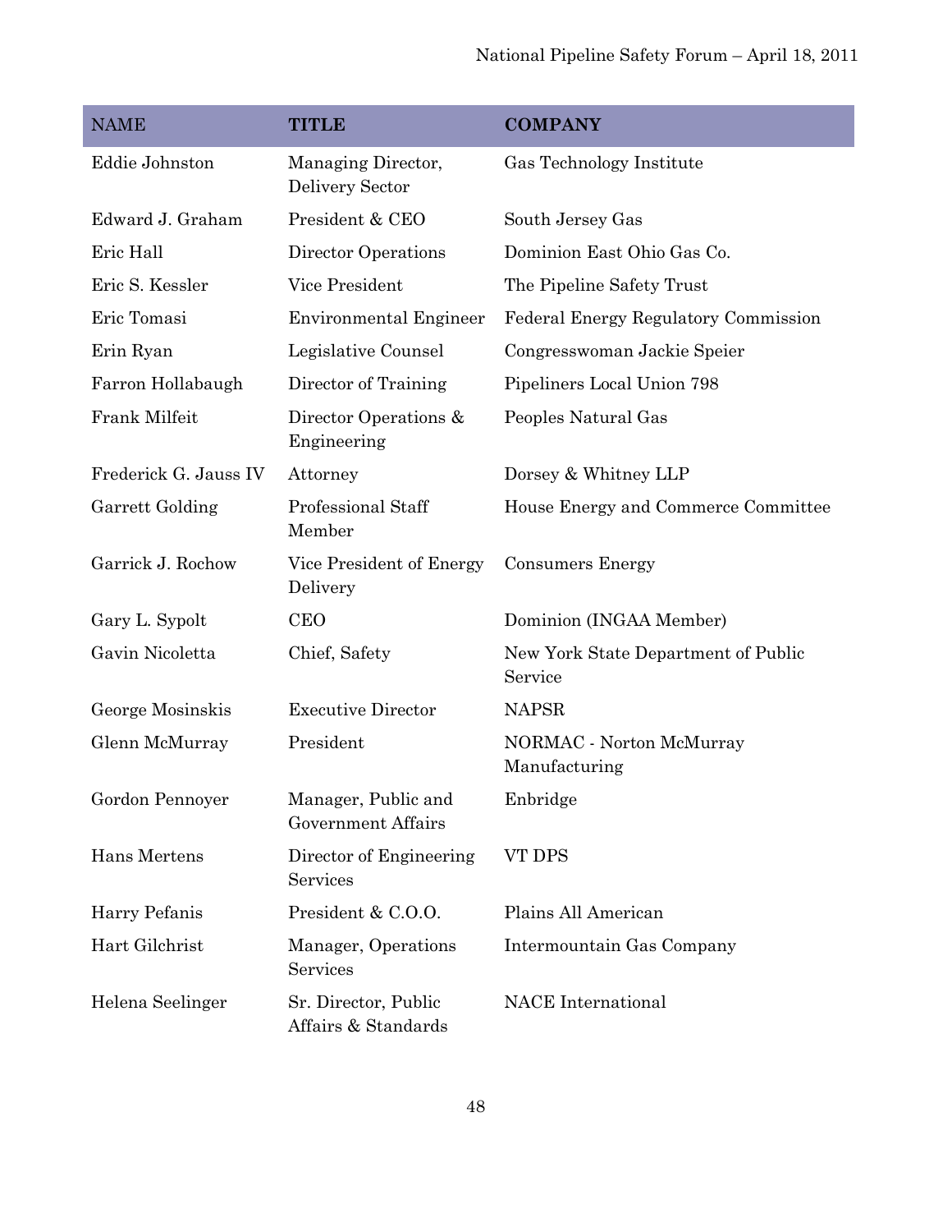| NAME | TITLE | COMPANY |
| --- | --- | --- |
| Eddie Johnston | Managing Director, Delivery Sector | Gas Technology Institute |
| Edward J. Graham | President & CEO | South Jersey Gas |
| Eric Hall | Director Operations | Dominion East Ohio Gas Co. |
| Eric S. Kessler | Vice President | The Pipeline Safety Trust |
| Eric Tomasi | Environmental Engineer | Federal Energy Regulatory Commission |
| Erin Ryan | Legislative Counsel | Congresswoman Jackie Speier |
| Farron Hollabaugh | Director of Training | Pipeliners Local Union 798 |
| Frank Milfeit | Director Operations & Engineering | Peoples Natural Gas |
| Frederick G. Jauss IV | Attorney | Dorsey & Whitney LLP |
| Garrett Golding | Professional Staff Member | House Energy and Commerce Committee |
| Garrick J. Rochow | Vice President of Energy Delivery | Consumers Energy |
| Gary L. Sypolt | CEO | Dominion (INGAA Member) |
| Gavin Nicoletta | Chief, Safety | New York State Department of Public Service |
| George Mosinskis | Executive Director | NAPSR |
| Glenn McMurray | President | NORMAC - Norton McMurray Manufacturing |
| Gordon Pennoyer | Manager, Public and Government Affairs | Enbridge |
| Hans Mertens | Director of Engineering Services | VT DPS |
| Harry Pefanis | President & C.O.O. | Plains All American |
| Hart Gilchrist | Manager, Operations Services | Intermountain Gas Company |
| Helena Seelinger | Sr. Director, Public Affairs & Standards | NACE International |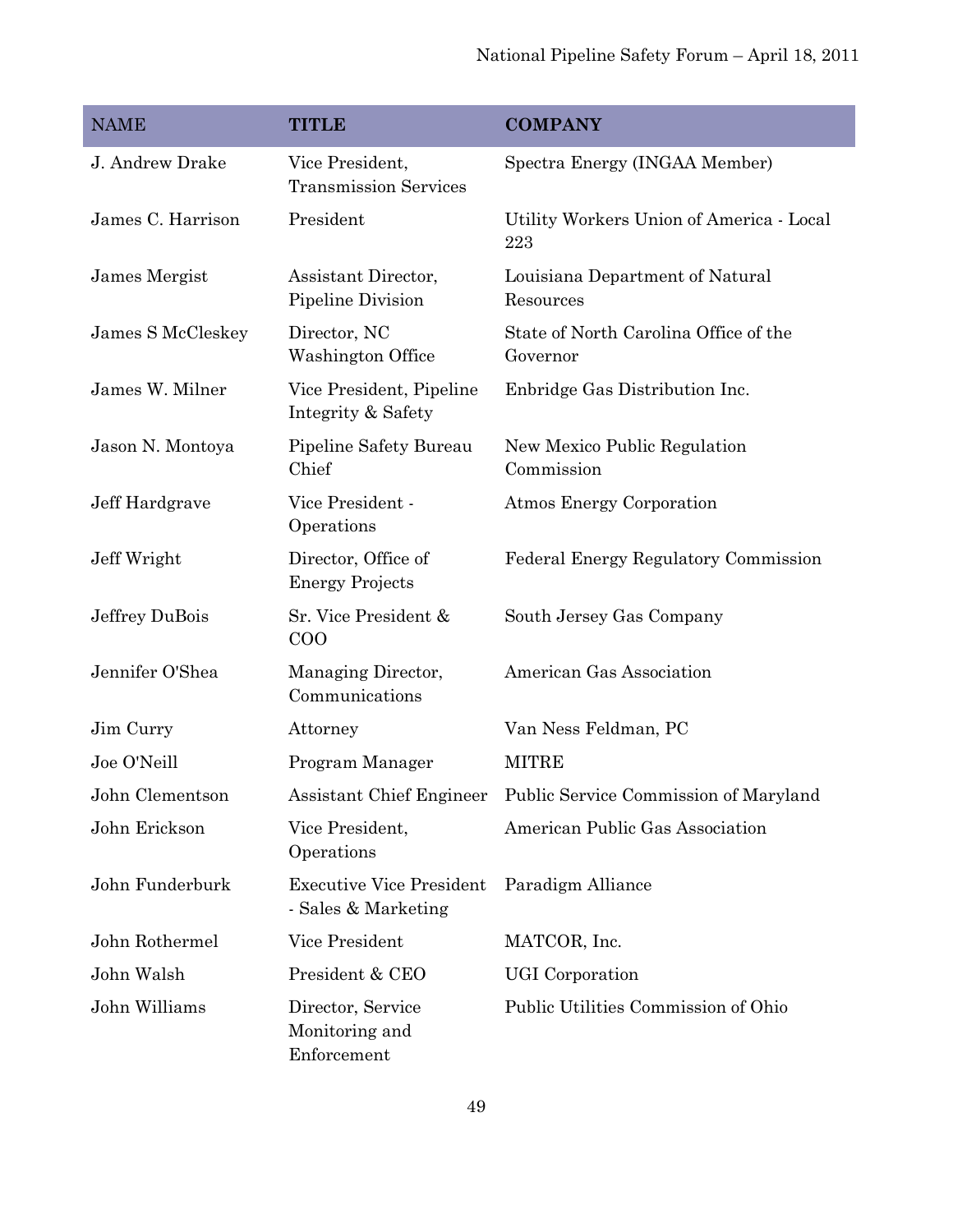| NAME | TITLE | COMPANY |
|---|---|---|
| J. Andrew Drake | Vice President, Transmission Services | Spectra Energy (INGAA Member) |
| James C. Harrison | President | Utility Workers Union of America - Local 223 |
| James Mergist | Assistant Director, Pipeline Division | Louisiana Department of Natural Resources |
| James S McCleskey | Director, NC Washington Office | State of North Carolina Office of the Governor |
| James W. Milner | Vice President, Pipeline Integrity & Safety | Enbridge Gas Distribution Inc. |
| Jason N. Montoya | Pipeline Safety Bureau Chief | New Mexico Public Regulation Commission |
| Jeff Hardgrave | Vice President - Operations | Atmos Energy Corporation |
| Jeff Wright | Director, Office of Energy Projects | Federal Energy Regulatory Commission |
| Jeffrey DuBois | Sr. Vice President & COO | South Jersey Gas Company |
| Jennifer O'Shea | Managing Director, Communications | American Gas Association |
| Jim Curry | Attorney | Van Ness Feldman, PC |
| Joe O'Neill | Program Manager | MITRE |
| John Clementson | Assistant Chief Engineer | Public Service Commission of Maryland |
| John Erickson | Vice President, Operations | American Public Gas Association |
| John Funderburk | Executive Vice President - Sales & Marketing | Paradigm Alliance |
| John Rothermel | Vice President | MATCOR, Inc. |
| John Walsh | President & CEO | UGI Corporation |
| John Williams | Director, Service Monitoring and Enforcement | Public Utilities Commission of Ohio |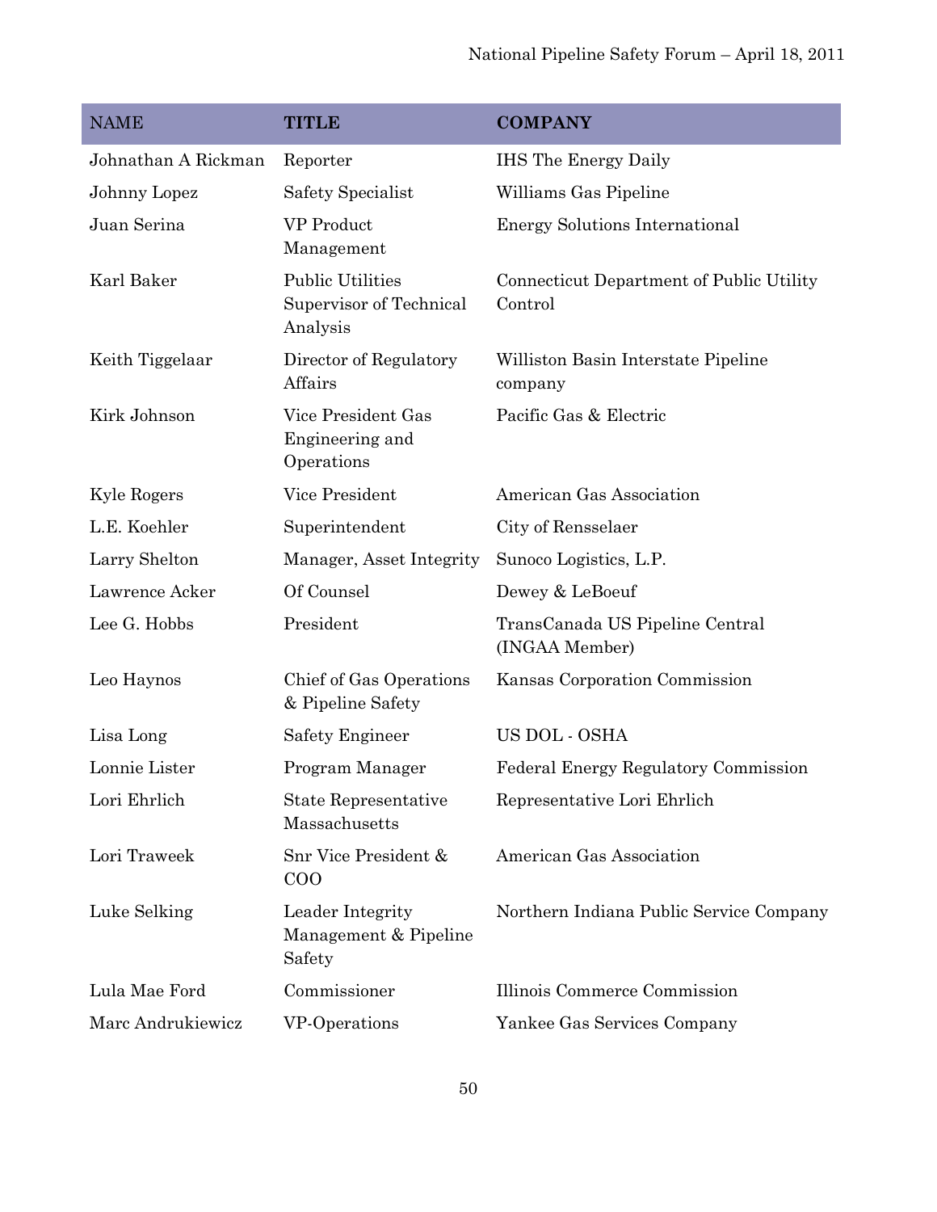| NAME | TITLE | COMPANY |
|---|---|---|
| Johnathan A Rickman | Reporter | IHS The Energy Daily |
| Johnny Lopez | Safety Specialist | Williams Gas Pipeline |
| Juan Serina | VP Product Management | Energy Solutions International |
| Karl Baker | Public Utilities Supervisor of Technical Analysis | Connecticut Department of Public Utility Control |
| Keith Tiggelaar | Director of Regulatory Affairs | Williston Basin Interstate Pipeline company |
| Kirk Johnson | Vice President Gas Engineering and Operations | Pacific Gas & Electric |
| Kyle Rogers | Vice President | American Gas Association |
| L.E. Koehler | Superintendent | City of Rensselaer |
| Larry Shelton | Manager, Asset Integrity | Sunoco Logistics, L.P. |
| Lawrence Acker | Of Counsel | Dewey & LeBoeuf |
| Lee G. Hobbs | President | TransCanada US Pipeline Central (INGAA Member) |
| Leo Haynos | Chief of Gas Operations & Pipeline Safety | Kansas Corporation Commission |
| Lisa Long | Safety Engineer | US DOL - OSHA |
| Lonnie Lister | Program Manager | Federal Energy Regulatory Commission |
| Lori Ehrlich | State Representative Massachusetts | Representative Lori Ehrlich |
| Lori Traweek | Snr Vice President & COO | American Gas Association |
| Luke Selking | Leader Integrity Management & Pipeline Safety | Northern Indiana Public Service Company |
| Lula Mae Ford | Commissioner | Illinois Commerce Commission |
| Marc Andrukiewicz | VP-Operations | Yankee Gas Services Company |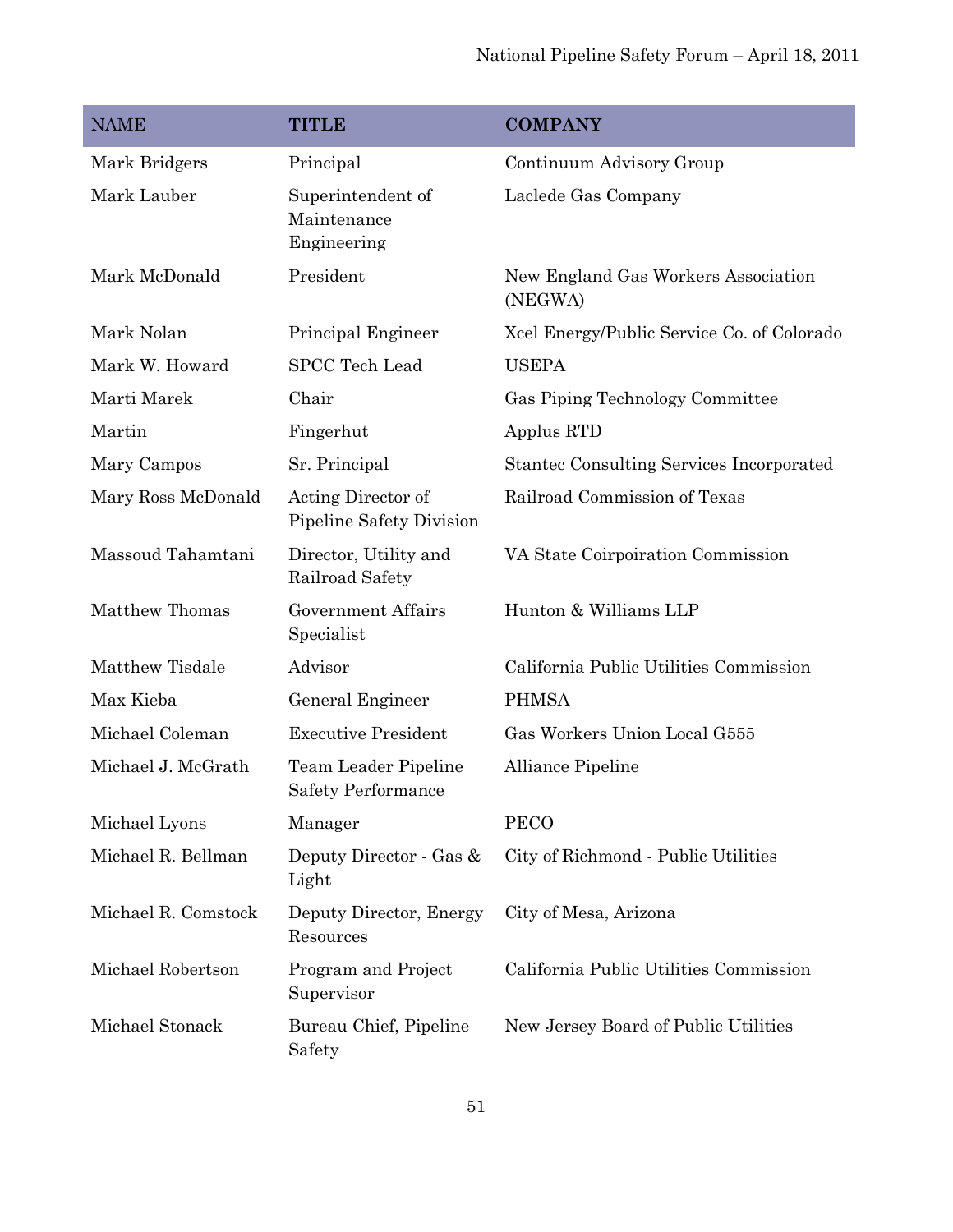| NAME | TITLE | COMPANY |
| --- | --- | --- |
| Mark Bridgers | Principal | Continuum Advisory Group |
| Mark Lauber | Superintendent of Maintenance Engineering | Laclede Gas Company |
| Mark McDonald | President | New England Gas Workers Association (NEGWA) |
| Mark Nolan | Principal Engineer | Xcel Energy/Public Service Co. of Colorado |
| Mark W. Howard | SPCC Tech Lead | USEPA |
| Marti Marek | Chair | Gas Piping Technology Committee |
| Martin | Fingerhut | Applus RTD |
| Mary Campos | Sr. Principal | Stantec Consulting Services Incorporated |
| Mary Ross McDonald | Acting Director of Pipeline Safety Division | Railroad Commission of Texas |
| Massoud Tahamtani | Director, Utility and Railroad Safety | VA State Coirpoiration Commission |
| Matthew Thomas | Government Affairs Specialist | Hunton & Williams LLP |
| Matthew Tisdale | Advisor | California Public Utilities Commission |
| Max Kieba | General Engineer | PHMSA |
| Michael Coleman | Executive President | Gas Workers Union Local G555 |
| Michael J. McGrath | Team Leader Pipeline Safety Performance | Alliance Pipeline |
| Michael Lyons | Manager | PECO |
| Michael R. Bellman | Deputy Director - Gas & Light | City of Richmond - Public Utilities |
| Michael R. Comstock | Deputy Director, Energy Resources | City of Mesa, Arizona |
| Michael Robertson | Program and Project Supervisor | California Public Utilities Commission |
| Michael Stonack | Bureau Chief, Pipeline Safety | New Jersey Board of Public Utilities |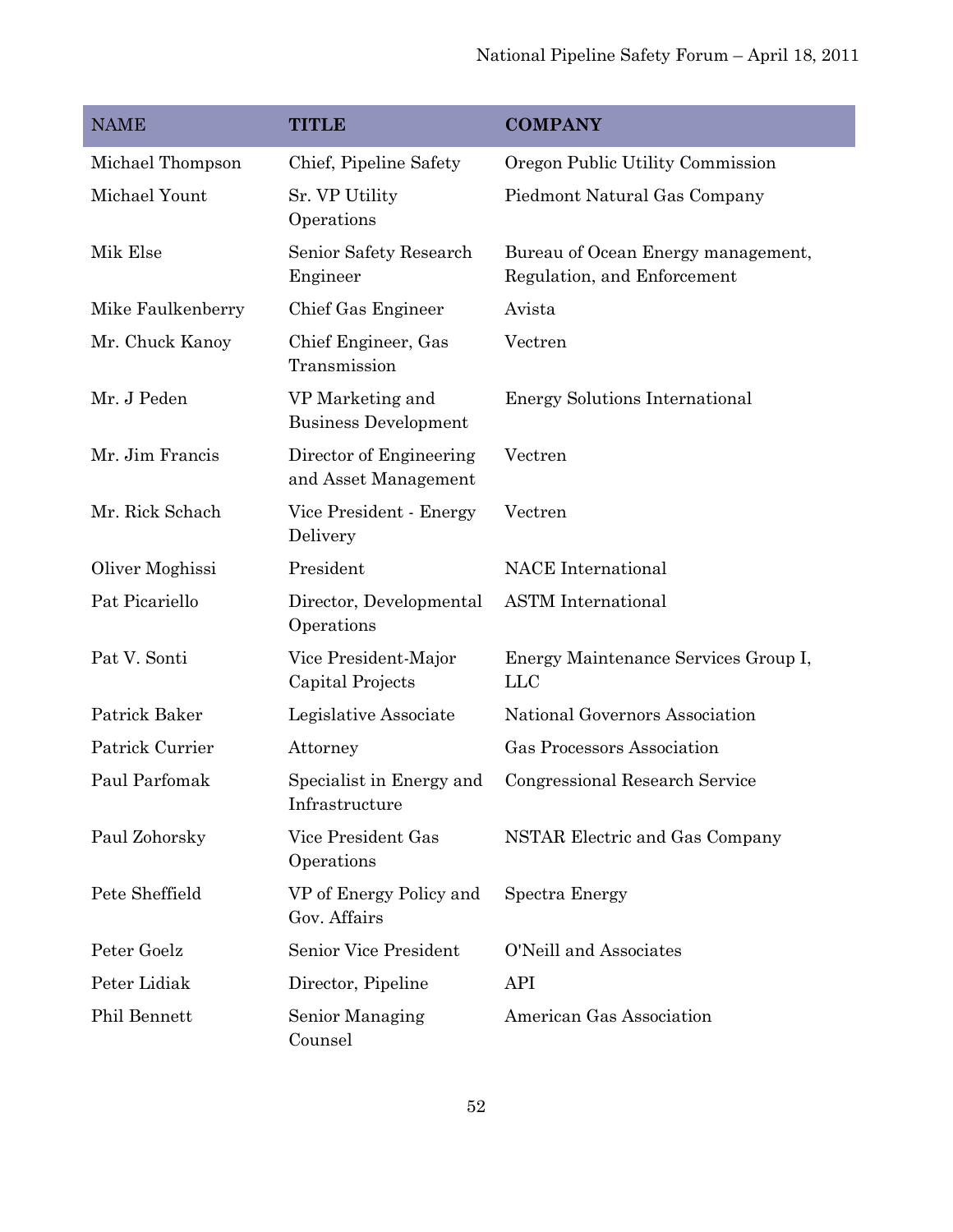| NAME | TITLE | COMPANY |
|---|---|---|
| Michael Thompson | Chief, Pipeline Safety | Oregon Public Utility Commission |
| Michael Yount | Sr. VP Utility Operations | Piedmont Natural Gas Company |
| Mik Else | Senior Safety Research Engineer | Bureau of Ocean Energy management, Regulation, and Enforcement |
| Mike Faulkenberry | Chief Gas Engineer | Avista |
| Mr. Chuck Kanoy | Chief Engineer, Gas Transmission | Vectren |
| Mr. J Peden | VP Marketing and Business Development | Energy Solutions International |
| Mr. Jim Francis | Director of Engineering and Asset Management | Vectren |
| Mr. Rick Schach | Vice President - Energy Delivery | Vectren |
| Oliver Moghissi | President | NACE International |
| Pat Picariello | Director, Developmental Operations | ASTM International |
| Pat V. Sonti | Vice President-Major Capital Projects | Energy Maintenance Services Group I, LLC |
| Patrick Baker | Legislative Associate | National Governors Association |
| Patrick Currier | Attorney | Gas Processors Association |
| Paul Parfomak | Specialist in Energy and Infrastructure | Congressional Research Service |
| Paul Zohorsky | Vice President Gas Operations | NSTAR Electric and Gas Company |
| Pete Sheffield | VP of Energy Policy and Gov. Affairs | Spectra Energy |
| Peter Goelz | Senior Vice President | O'Neill and Associates |
| Peter Lidiak | Director, Pipeline | API |
| Phil Bennett | Senior Managing Counsel | American Gas Association |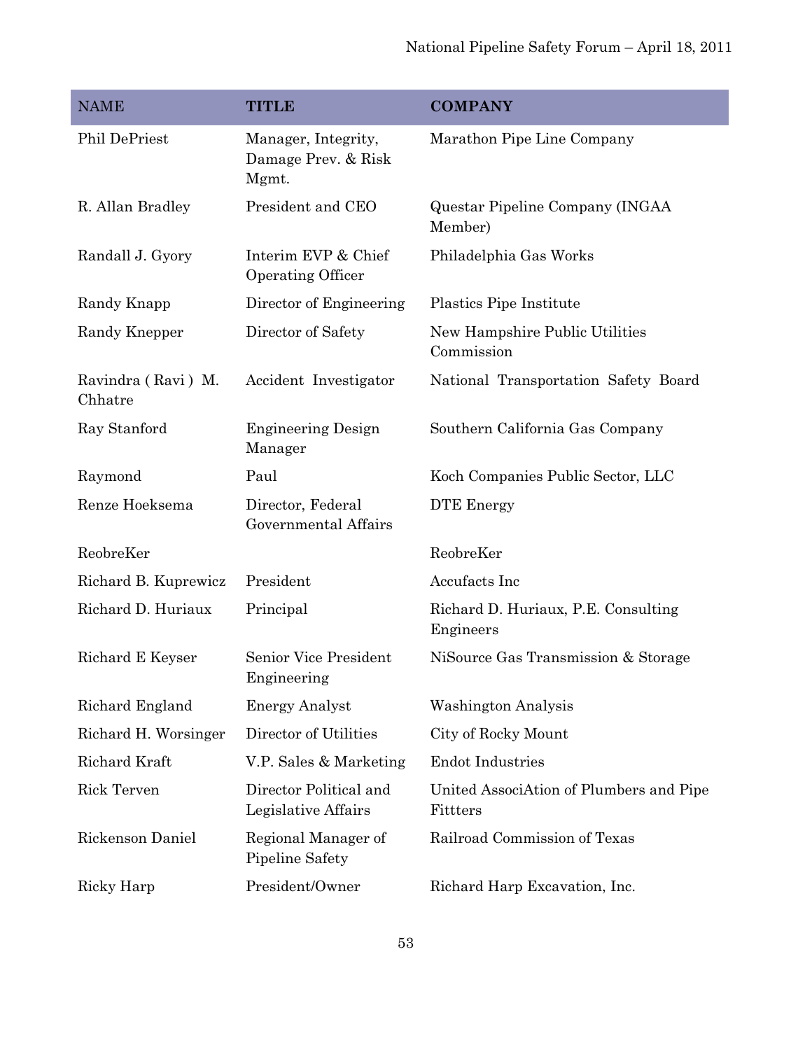| NAME | TITLE | COMPANY |
|---|---|---|
| Phil DePriest | Manager, Integrity, Damage Prev. & Risk Mgmt. | Marathon Pipe Line Company |
| R. Allan Bradley | President and CEO | Questar Pipeline Company (INGAA Member) |
| Randall J. Gyory | Interim EVP & Chief Operating Officer | Philadelphia Gas Works |
| Randy Knapp | Director of Engineering | Plastics Pipe Institute |
| Randy Knepper | Director of Safety | New Hampshire Public Utilities Commission |
| Ravindra ( Ravi ) M. Chhatre | Accident Investigator | National Transportation Safety Board |
| Ray Stanford | Engineering Design Manager | Southern California Gas Company |
| Raymond | Paul | Koch Companies Public Sector, LLC |
| Renze Hoeksema | Director, Federal Governmental Affairs | DTE Energy |
| ReobreKer | | ReobreKer |
| Richard B. Kuprewicz | President | Accufacts Inc |
| Richard D. Huriaux | Principal | Richard D. Huriaux, P.E. Consulting Engineers |
| Richard E Keyser | Senior Vice President Engineering | NiSource Gas Transmission & Storage |
| Richard England | Energy Analyst | Washington Analysis |
| Richard H. Worsinger | Director of Utilities | City of Rocky Mount |
| Richard Kraft | V.P. Sales & Marketing | Endot Industries |
| Rick Terven | Director Political and Legislative Affairs | United AssociAtion of Plumbers and Pipe Fittters |
| Rickenson Daniel | Regional Manager of Pipeline Safety | Railroad Commission of Texas |
| Ricky Harp | President/Owner | Richard Harp Excavation, Inc. |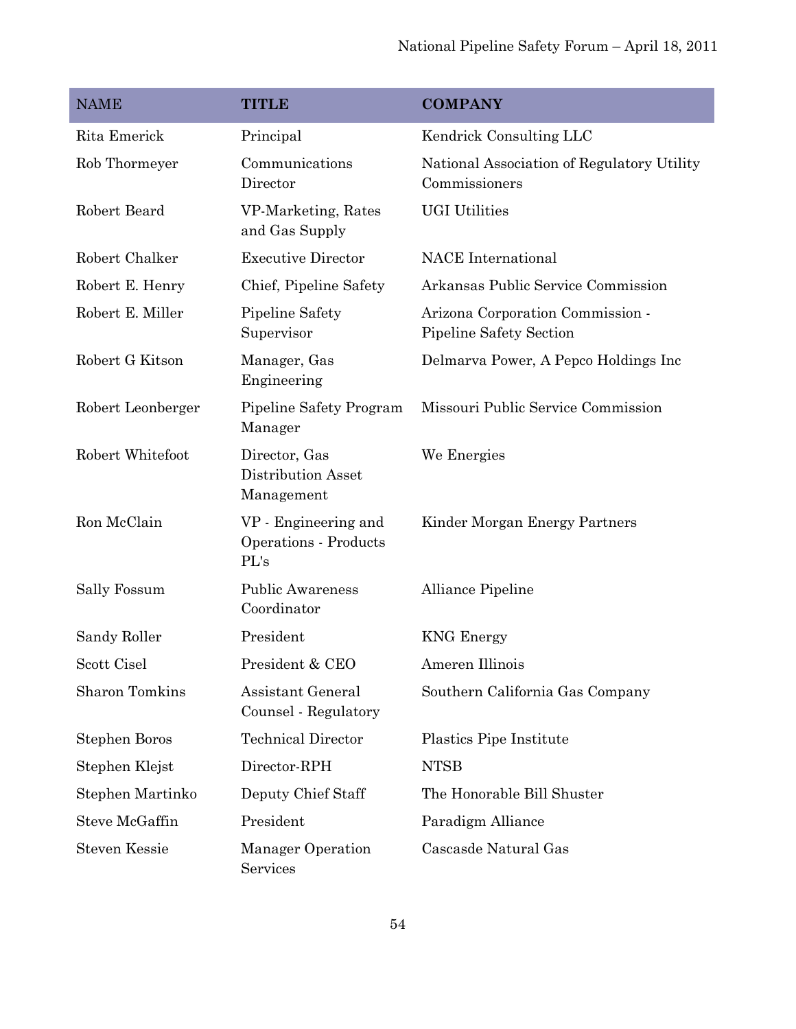| NAME | TITLE | COMPANY |
|---|---|---|
| Rita Emerick | Principal | Kendrick Consulting LLC |
| Rob Thormeyer | Communications Director | National Association of Regulatory Utility Commissioners |
| Robert Beard | VP-Marketing, Rates and Gas Supply | UGI Utilities |
| Robert Chalker | Executive Director | NACE International |
| Robert E. Henry | Chief, Pipeline Safety | Arkansas Public Service Commission |
| Robert E. Miller | Pipeline Safety Supervisor | Arizona Corporation Commission - Pipeline Safety Section |
| Robert G Kitson | Manager, Gas Engineering | Delmarva Power, A Pepco Holdings Inc |
| Robert Leonberger | Pipeline Safety Program Manager | Missouri Public Service Commission |
| Robert Whitefoot | Director, Gas Distribution Asset Management | We Energies |
| Ron McClain | VP - Engineering and Operations - Products PL's | Kinder Morgan Energy Partners |
| Sally Fossum | Public Awareness Coordinator | Alliance Pipeline |
| Sandy Roller | President | KNG Energy |
| Scott Cisel | President & CEO | Ameren Illinois |
| Sharon Tomkins | Assistant General Counsel - Regulatory | Southern California Gas Company |
| Stephen Boros | Technical Director | Plastics Pipe Institute |
| Stephen Klejst | Director-RPH | NTSB |
| Stephen Martinko | Deputy Chief Staff | The Honorable Bill Shuster |
| Steve McGaffin | President | Paradigm Alliance |
| Steven Kessie | Manager Operation Services | Cascasde Natural Gas |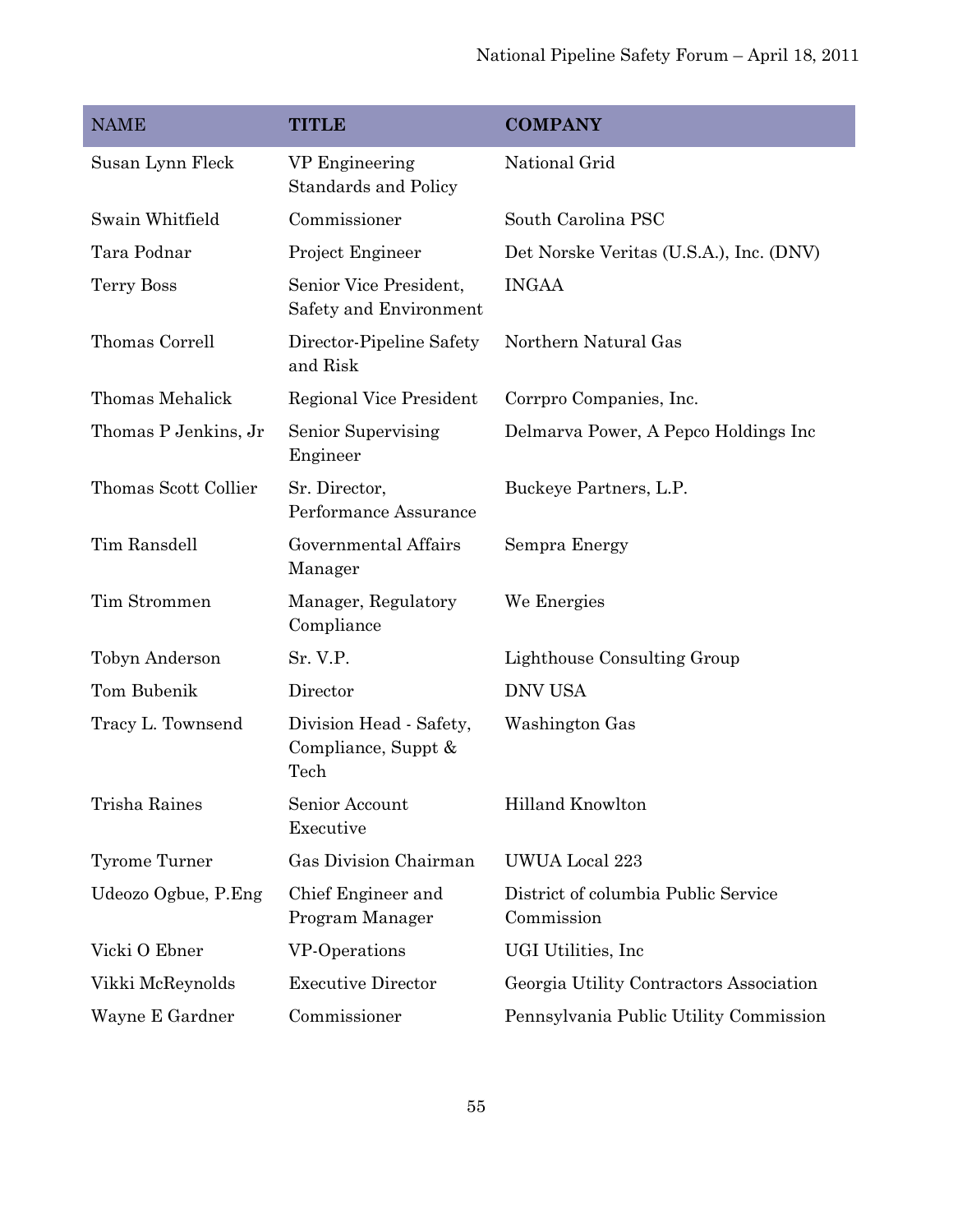| NAME | TITLE | COMPANY |
| --- | --- | --- |
| Susan Lynn Fleck | VP Engineering Standards and Policy | National Grid |
| Swain Whitfield | Commissioner | South Carolina PSC |
| Tara Podnar | Project Engineer | Det Norske Veritas (U.S.A.), Inc. (DNV) |
| Terry Boss | Senior Vice President, Safety and Environment | INGAA |
| Thomas Correll | Director-Pipeline Safety and Risk | Northern Natural Gas |
| Thomas Mehalick | Regional Vice President | Corrpro Companies, Inc. |
| Thomas P Jenkins, Jr | Senior Supervising Engineer | Delmarva Power, A Pepco Holdings Inc |
| Thomas Scott Collier | Sr. Director, Performance Assurance | Buckeye Partners, L.P. |
| Tim Ransdell | Governmental Affairs Manager | Sempra Energy |
| Tim Strommen | Manager, Regulatory Compliance | We Energies |
| Tobyn Anderson | Sr. V.P. | Lighthouse Consulting Group |
| Tom Bubenik | Director | DNV USA |
| Tracy L. Townsend | Division Head - Safety, Compliance, Suppt & Tech | Washington Gas |
| Trisha Raines | Senior Account Executive | Hilland Knowlton |
| Tyrome Turner | Gas Division Chairman | UWUA Local 223 |
| Udeozo Ogbue, P.Eng | Chief Engineer and Program Manager | District of columbia Public Service Commission |
| Vicki O Ebner | VP-Operations | UGI Utilities, Inc |
| Vikki McReynolds | Executive Director | Georgia Utility Contractors Association |
| Wayne E Gardner | Commissioner | Pennsylvania Public Utility Commission |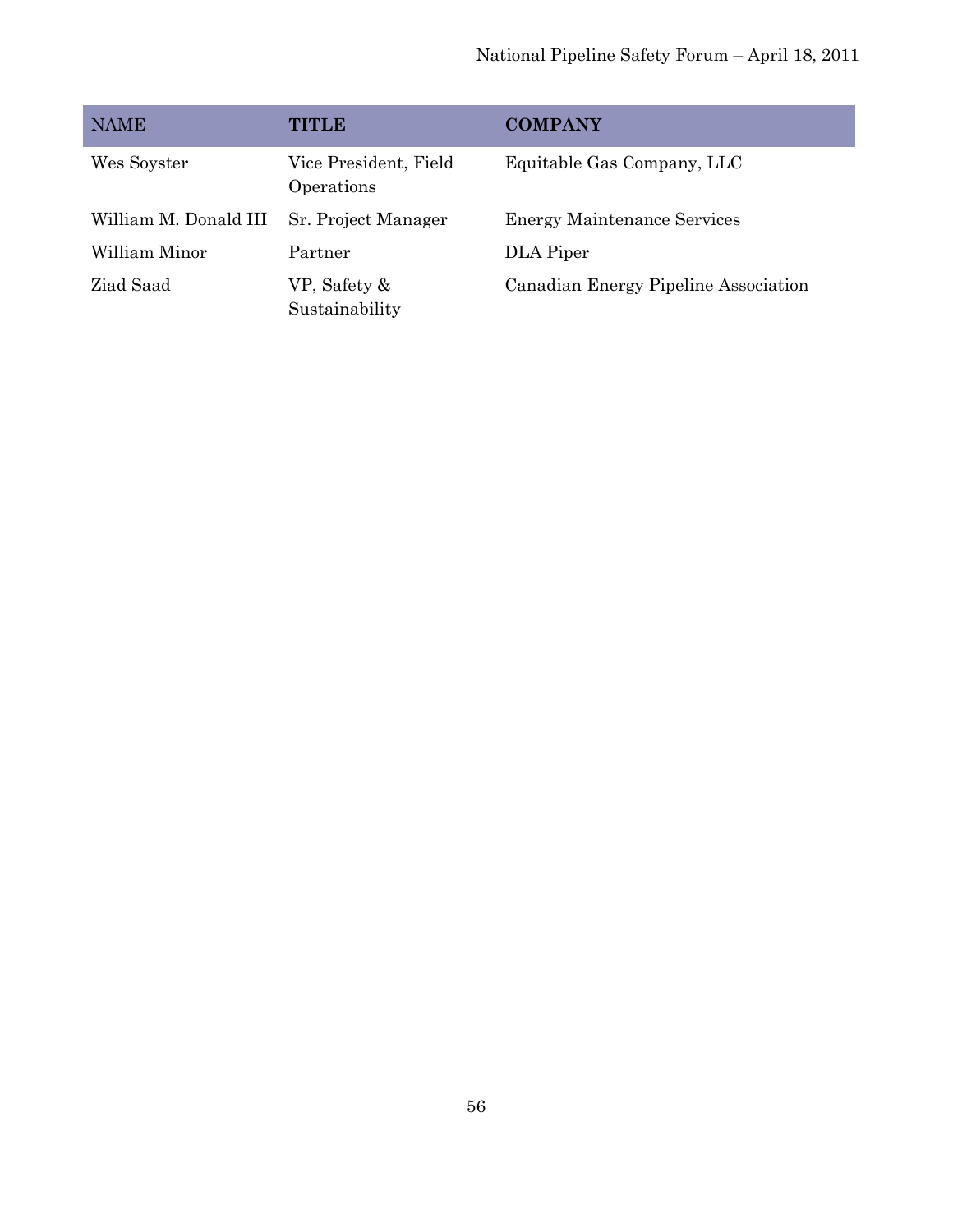| NAME | TITLE | COMPANY |
| --- | --- | --- |
| Wes Soyster | Vice President, Field Operations | Equitable Gas Company, LLC |
| William M. Donald III | Sr. Project Manager | Energy Maintenance Services |
| William Minor | Partner | DLA Piper |
| Ziad Saad | VP, Safety & Sustainability | Canadian Energy Pipeline Association |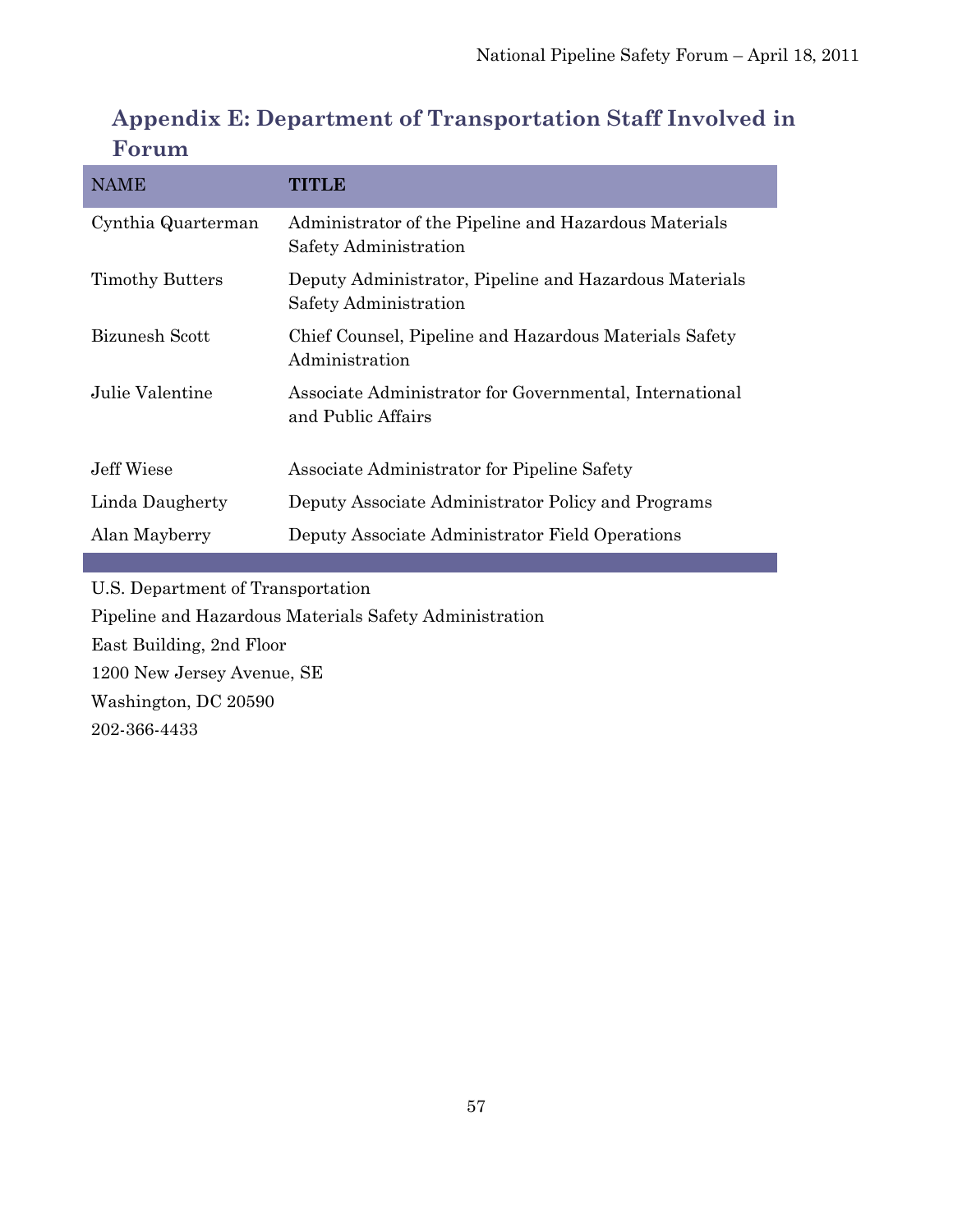## Appendix E: Department of Transportation Staff Involved in Forum

| NAME | TITLE |
|---|---|
| Cynthia Quarterman | Administrator of the Pipeline and Hazardous Materials Safety Administration |
| Timothy Butters | Deputy Administrator, Pipeline and Hazardous Materials Safety Administration |
| Bizunesh Scott | Chief Counsel, Pipeline and Hazardous Materials Safety Administration |
| Julie Valentine | Associate Administrator for Governmental, International and Public Affairs |
| Jeff Wiese | Associate Administrator for Pipeline Safety |
| Linda Daugherty | Deputy Associate Administrator Policy and Programs |
| Alan Mayberry | Deputy Associate Administrator Field Operations |

U.S. Department of Transportation

Pipeline and Hazardous Materials Safety Administration

East Building, 2nd Floor

1200 New Jersey Avenue, SE

Washington, DC 20590

202-366-4433